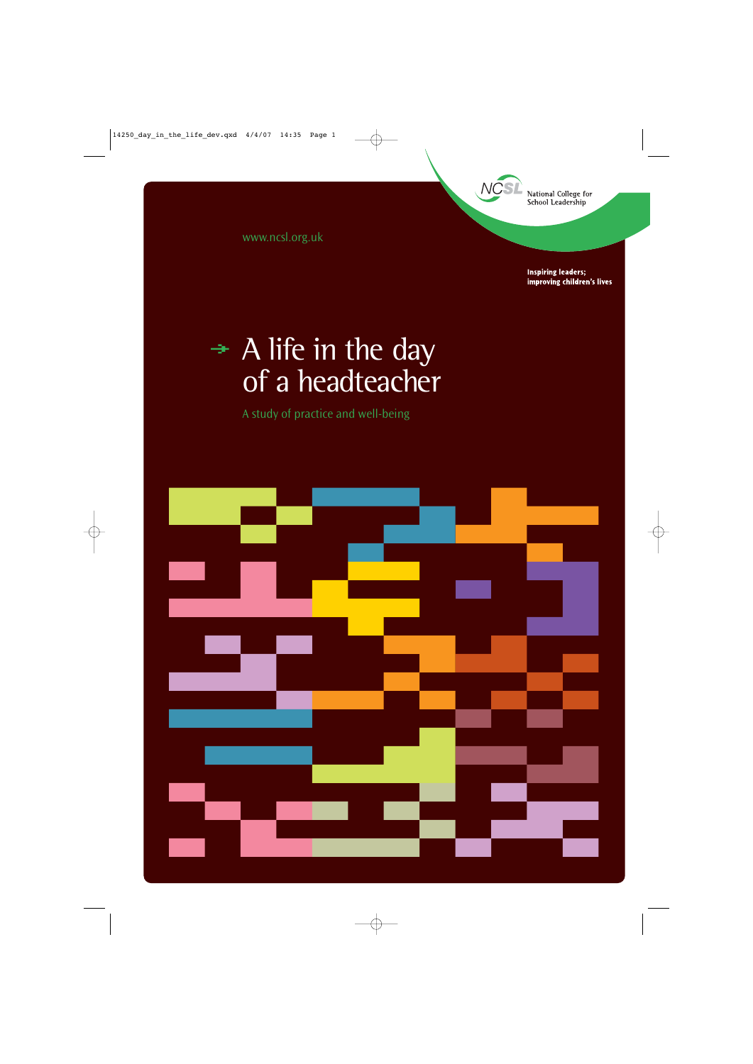www.ncsl.org.uk

National College for School Leadership

**Inspiring leaders; improving children's lives**

# A life in the day of a headteacher

A study of practice and well-being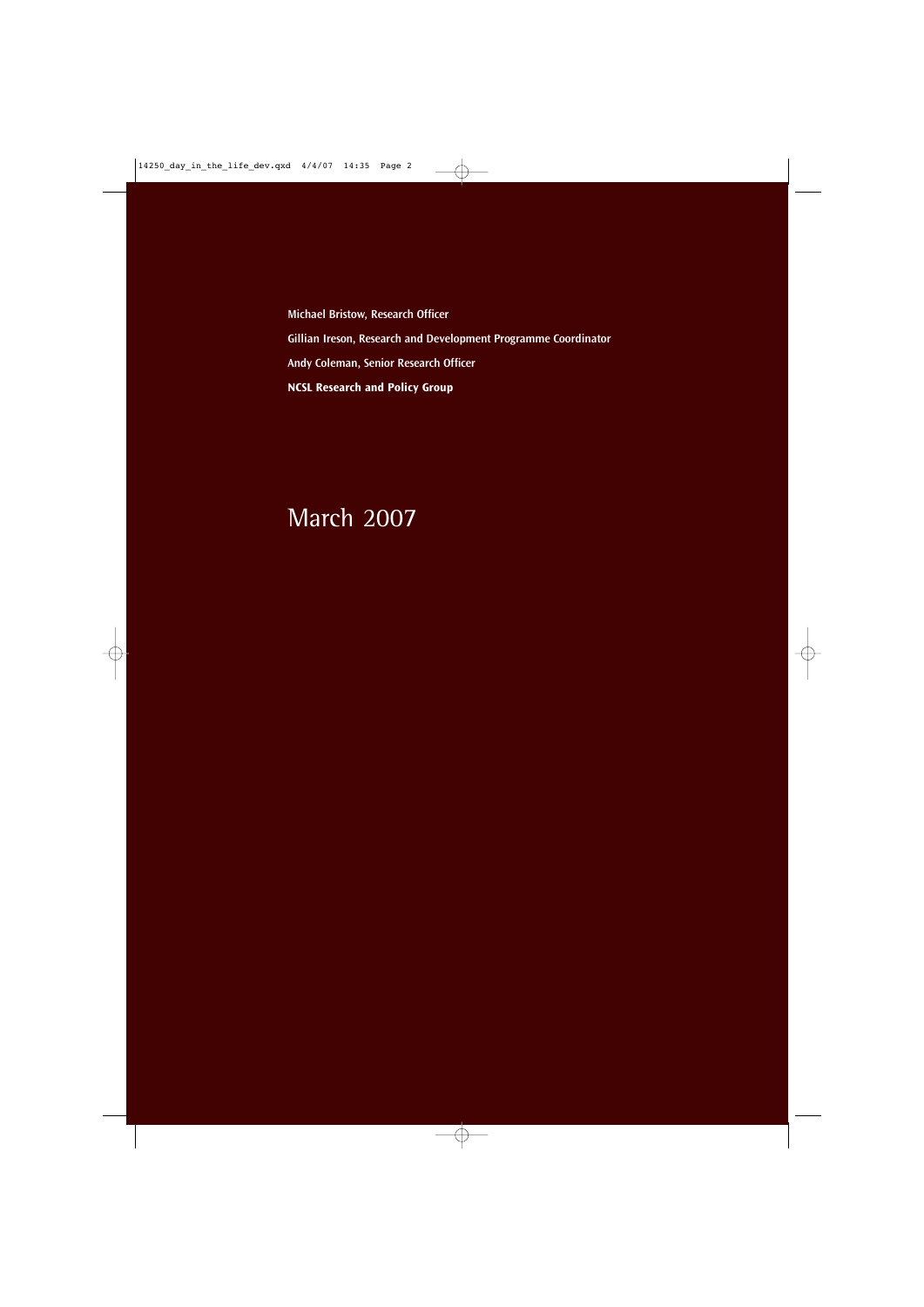**Michael Bristow, Research Officer**

**Gillian Ireson, Research and Development Programme Coordinator**

**Andy Coleman, Senior Research Officer**

**NCSL Research and Policy Group**

March 2007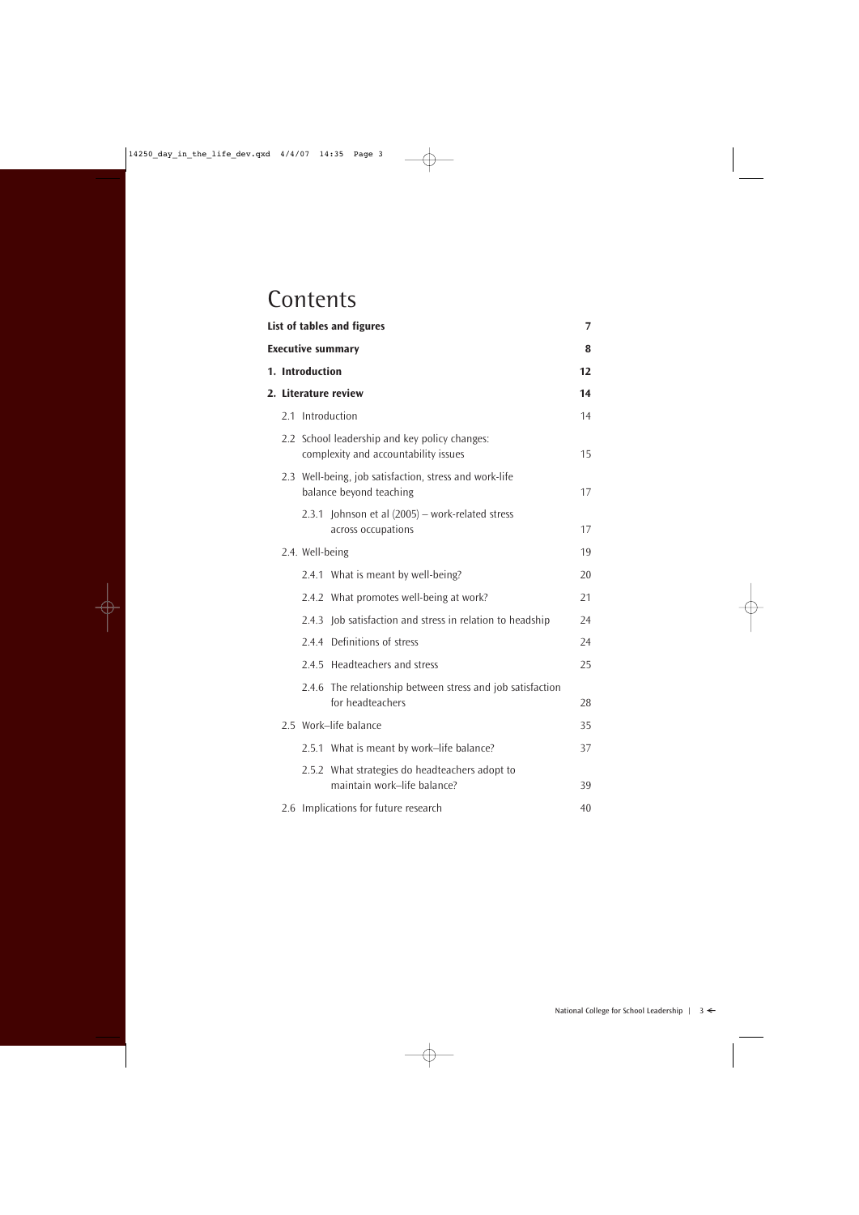# Contents

| | |
|---|---|
| **List of tables and figures** | **7** |
| **Executive summary** | **8** |
| **1. Introduction** | **12** |
| **2. Literature review** | **14** |
| 2.1 Introduction | 14 |
| 2.2 School leadership and key policy changes: complexity and accountability issues | 15 |
| 2.3 Well-being, job satisfaction, stress and work-life balance beyond teaching | 17 |
| 2.3.1 Johnson et al (2005) – work-related stress across occupations | 17 |
| 2.4. Well-being | 19 |
| 2.4.1 What is meant by well-being? | 20 |
| 2.4.2 What promotes well-being at work? | 21 |
| 2.4.3 Job satisfaction and stress in relation to headship | 24 |
| 2.4.4 Definitions of stress | 24 |
| 2.4.5 Headteachers and stress | 25 |
| 2.4.6 The relationship between stress and job satisfaction for headteachers | 28 |
| 2.5 Work–life balance | 35 |
| 2.5.1 What is meant by work–life balance? | 37 |
| 2.5.2 What strategies do headteachers adopt to maintain work–life balance? | 39 |
| 2.6 Implications for future research | 40 |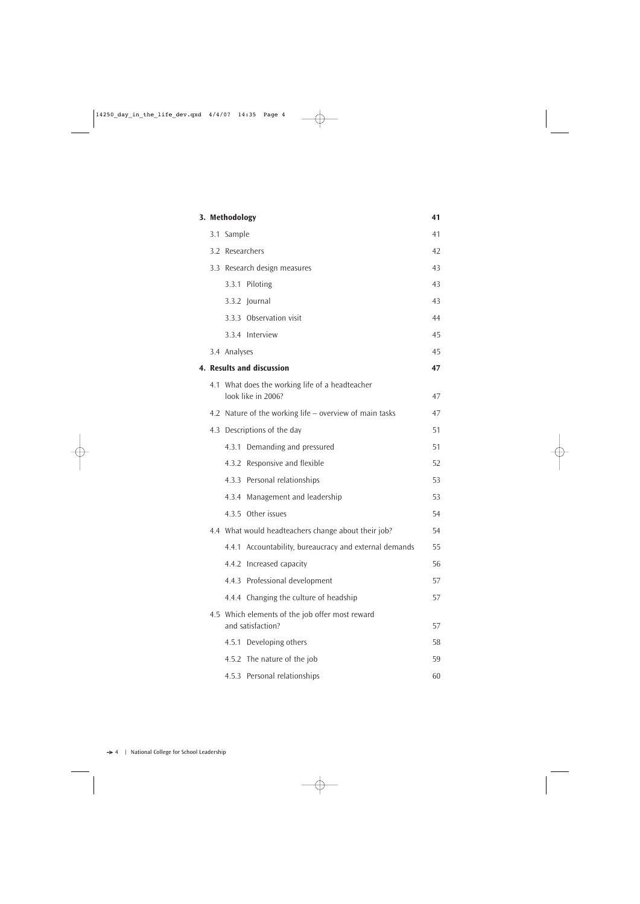| | |
|---|---|
| **3. Methodology** | **41** |
| 3.1 Sample | 41 |
| 3.2 Researchers | 42 |
| 3.3 Research design measures | 43 |
| 3.3.1 Piloting | 43 |
| 3.3.2 Journal | 43 |
| 3.3.3 Observation visit | 44 |
| 3.3.4 Interview | 45 |
| 3.4 Analyses | 45 |
| **4. Results and discussion** | **47** |
| 4.1 What does the working life of a headteacher look like in 2006? | 47 |
| 4.2 Nature of the working life – overview of main tasks | 47 |
| 4.3 Descriptions of the day | 51 |
| 4.3.1 Demanding and pressured | 51 |
| 4.3.2 Responsive and flexible | 52 |
| 4.3.3 Personal relationships | 53 |
| 4.3.4 Management and leadership | 53 |
| 4.3.5 Other issues | 54 |
| 4.4 What would headteachers change about their job? | 54 |
| 4.4.1 Accountability, bureaucracy and external demands | 55 |
| 4.4.2 Increased capacity | 56 |
| 4.4.3 Professional development | 57 |
| 4.4.4 Changing the culture of headship | 57 |
| 4.5 Which elements of the job offer most reward and satisfaction? | 57 |
| 4.5.1 Developing others | 58 |
| 4.5.2 The nature of the job | 59 |
| 4.5.3 Personal relationships | 60 |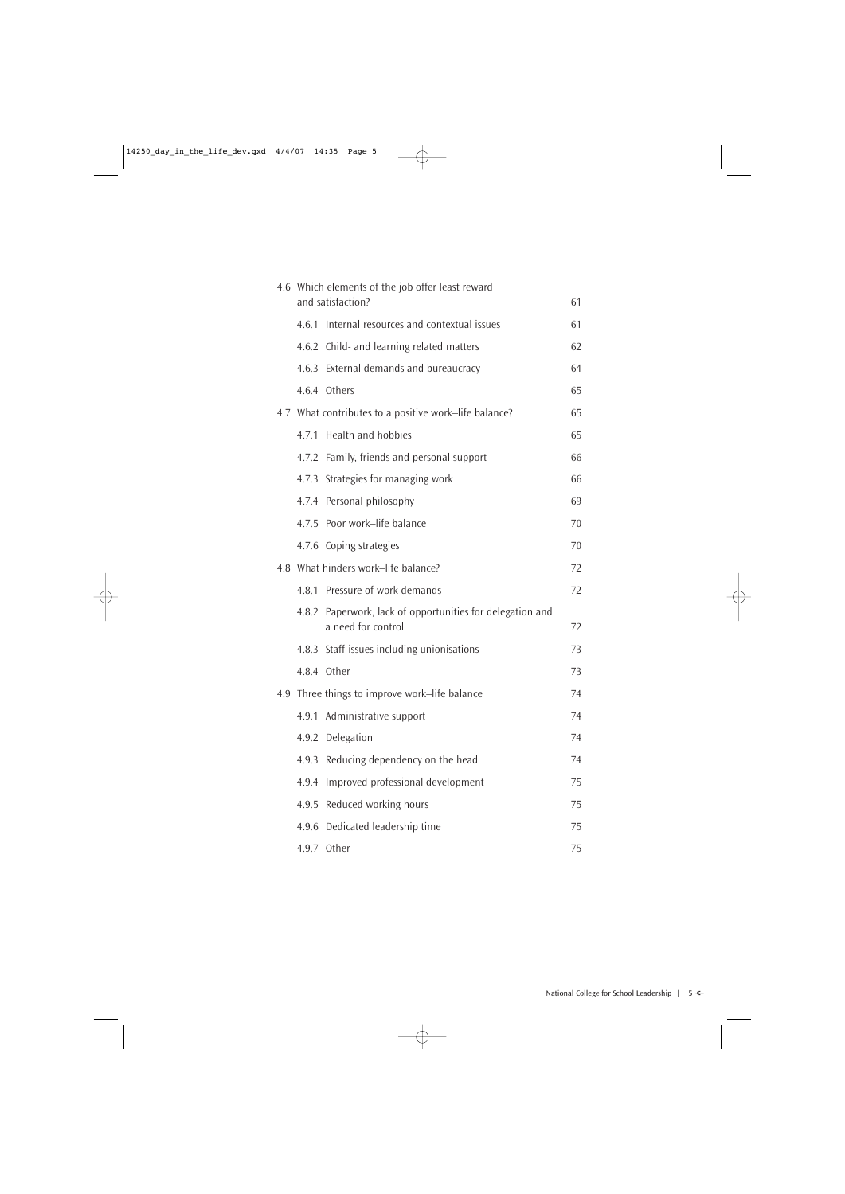| | |
|---|---|
| 4.6 Which elements of the job offer least reward and satisfaction? | 61 |
| 4.6.1 Internal resources and contextual issues | 61 |
| 4.6.2 Child- and learning related matters | 62 |
| 4.6.3 External demands and bureaucracy | 64 |
| 4.6.4 Others | 65 |
| 4.7 What contributes to a positive work–life balance? | 65 |
| 4.7.1 Health and hobbies | 65 |
| 4.7.2 Family, friends and personal support | 66 |
| 4.7.3 Strategies for managing work | 66 |
| 4.7.4 Personal philosophy | 69 |
| 4.7.5 Poor work–life balance | 70 |
| 4.7.6 Coping strategies | 70 |
| 4.8 What hinders work–life balance? | 72 |
| 4.8.1 Pressure of work demands | 72 |
| 4.8.2 Paperwork, lack of opportunities for delegation and a need for control | 72 |
| 4.8.3 Staff issues including unionisations | 73 |
| 4.8.4 Other | 73 |
| 4.9 Three things to improve work–life balance | 74 |
| 4.9.1 Administrative support | 74 |
| 4.9.2 Delegation | 74 |
| 4.9.3 Reducing dependency on the head | 74 |
| 4.9.4 Improved professional development | 75 |
| 4.9.5 Reduced working hours | 75 |
| 4.9.6 Dedicated leadership time | 75 |
| 4.9.7 Other | 75 |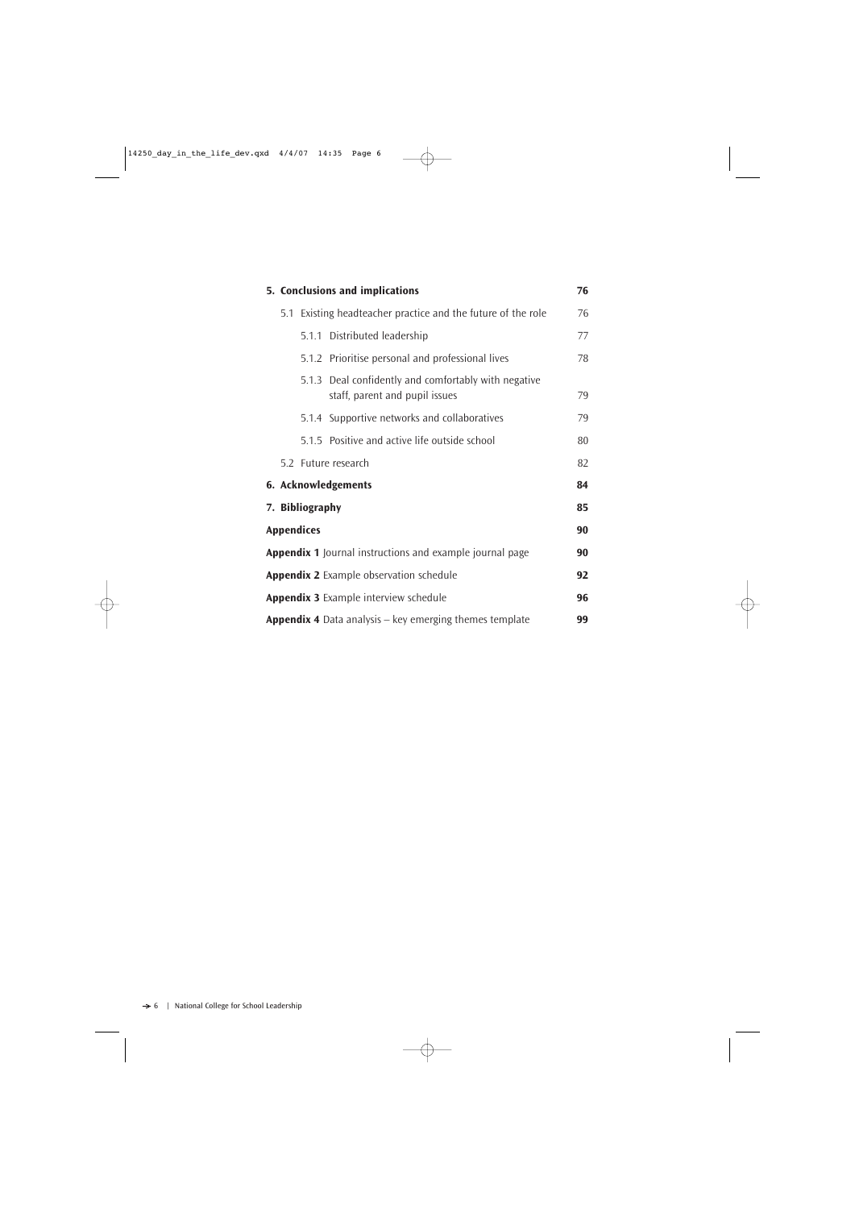| | |
|---|---|
| **5. Conclusions and implications** | **76** |
| 5.1 Existing headteacher practice and the future of the role | 76 |
| 5.1.1 Distributed leadership | 77 |
| 5.1.2 Prioritise personal and professional lives | 78 |
| 5.1.3 Deal confidently and comfortably with negative staff, parent and pupil issues | 79 |
| 5.1.4 Supportive networks and collaboratives | 79 |
| 5.1.5 Positive and active life outside school | 80 |
| 5.2 Future research | 82 |
| **6. Acknowledgements** | **84** |
| **7. Bibliography** | **85** |
| **Appendices** | **90** |
| **Appendix 1** Journal instructions and example journal page | **90** |
| **Appendix 2** Example observation schedule | **92** |
| **Appendix 3** Example interview schedule | **96** |
| **Appendix 4** Data analysis – key emerging themes template | **99** |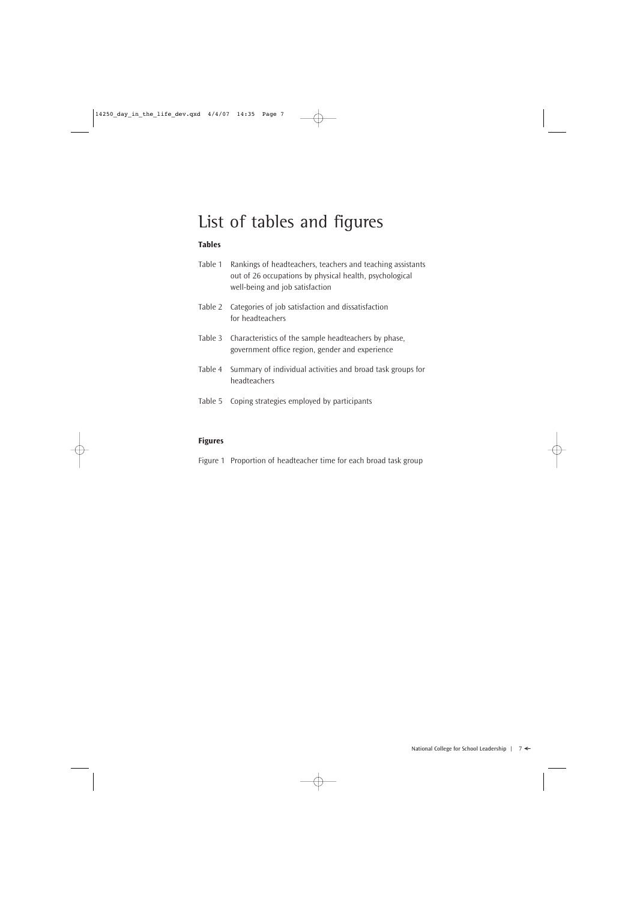# List of tables and figures

## Tables

Table 1 Rankings of headteachers, teachers and teaching assistants out of 26 occupations by physical health, psychological well-being and job satisfaction

Table 2 Categories of job satisfaction and dissatisfaction for headteachers

Table 3 Characteristics of the sample headteachers by phase, government office region, gender and experience

Table 4 Summary of individual activities and broad task groups for headteachers

Table 5 Coping strategies employed by participants

## Figures

Figure 1 Proportion of headteacher time for each broad task group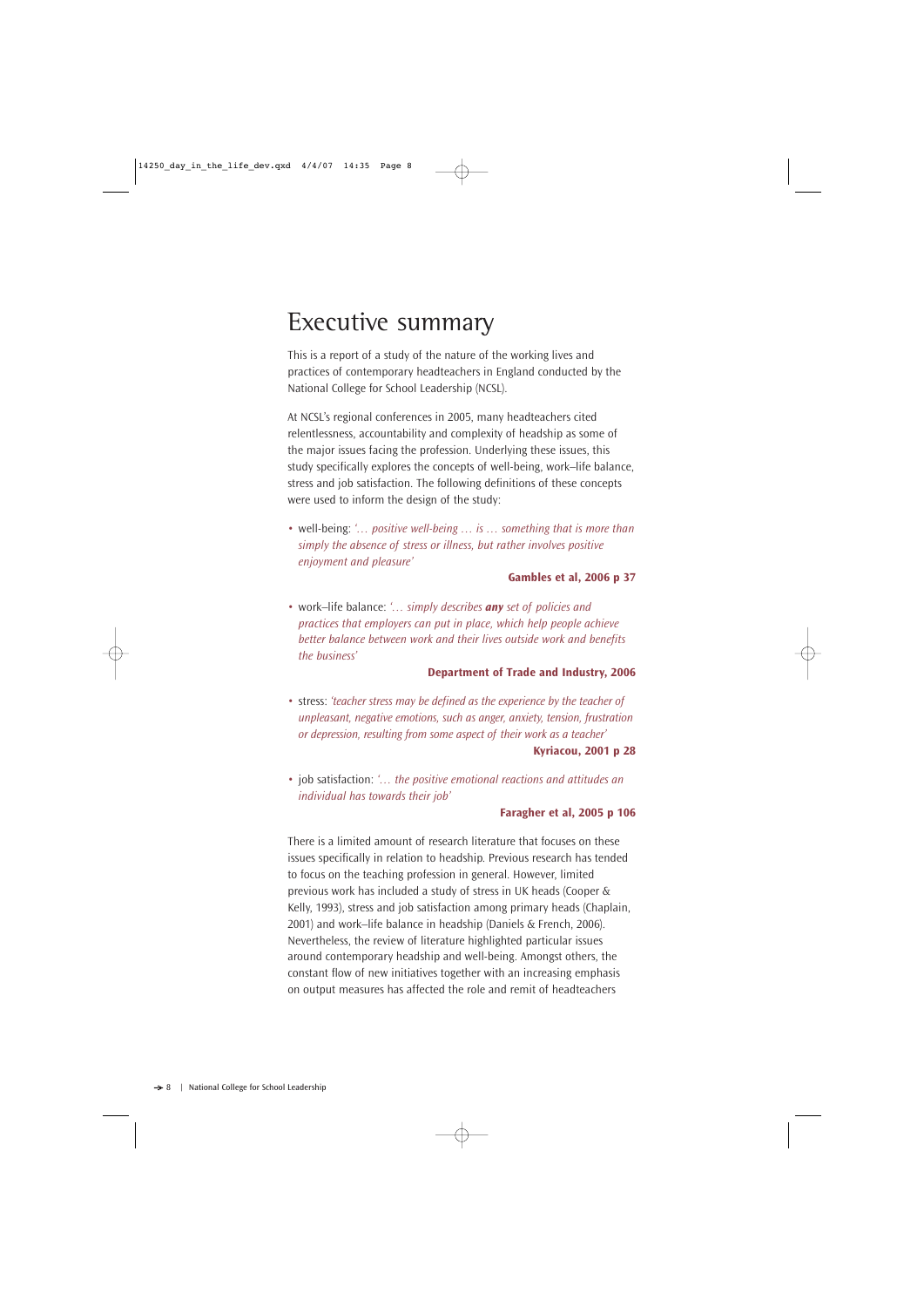# Executive summary

This is a report of a study of the nature of the working lives and practices of contemporary headteachers in England conducted by the National College for School Leadership (NCSL).

At NCSL's regional conferences in 2005, many headteachers cited relentlessness, accountability and complexity of headship as some of the major issues facing the profession. Underlying these issues, this study specifically explores the concepts of well-being, work–life balance, stress and job satisfaction. The following definitions of these concepts were used to inform the design of the study:

- well-being: *'… positive well-being … is … something that is more than simply the absence of stress or illness, but rather involves positive enjoyment and pleasure'*

  **Gambles et al, 2006 p 37**

- work–life balance: *'… simply describes **any** set of policies and practices that employers can put in place, which help people achieve better balance between work and their lives outside work and benefits the business'*

  **Department of Trade and Industry, 2006**

- stress: *'teacher stress may be defined as the experience by the teacher of unpleasant, negative emotions, such as anger, anxiety, tension, frustration or depression, resulting from some aspect of their work as a teacher'*

  **Kyriacou, 2001 p 28**

- job satisfaction: *'… the positive emotional reactions and attitudes an individual has towards their job'*

  **Faragher et al, 2005 p 106**

There is a limited amount of research literature that focuses on these issues specifically in relation to headship. Previous research has tended to focus on the teaching profession in general. However, limited previous work has included a study of stress in UK heads (Cooper & Kelly, 1993), stress and job satisfaction among primary heads (Chaplain, 2001) and work–life balance in headship (Daniels & French, 2006). Nevertheless, the review of literature highlighted particular issues around contemporary headship and well-being. Amongst others, the constant flow of new initiatives together with an increasing emphasis on output measures has affected the role and remit of headteachers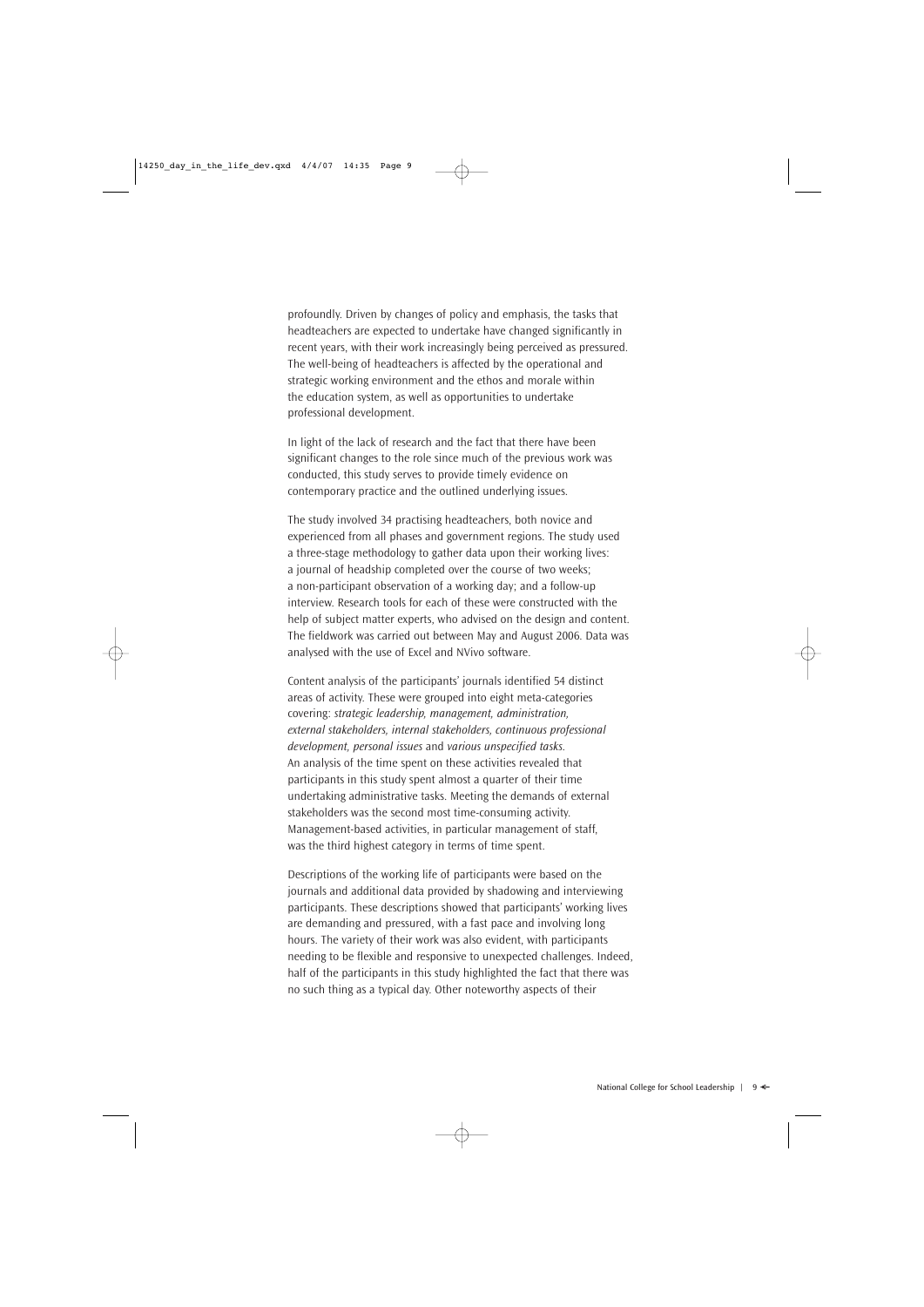profoundly. Driven by changes of policy and emphasis, the tasks that headteachers are expected to undertake have changed significantly in recent years, with their work increasingly being perceived as pressured. The well-being of headteachers is affected by the operational and strategic working environment and the ethos and morale within the education system, as well as opportunities to undertake professional development.

In light of the lack of research and the fact that there have been significant changes to the role since much of the previous work was conducted, this study serves to provide timely evidence on contemporary practice and the outlined underlying issues.

The study involved 34 practising headteachers, both novice and experienced from all phases and government regions. The study used a three-stage methodology to gather data upon their working lives: a journal of headship completed over the course of two weeks; a non-participant observation of a working day; and a follow-up interview. Research tools for each of these were constructed with the help of subject matter experts, who advised on the design and content. The fieldwork was carried out between May and August 2006. Data was analysed with the use of Excel and NVivo software.

Content analysis of the participants' journals identified 54 distinct areas of activity. These were grouped into eight meta-categories covering: *strategic leadership, management, administration, external stakeholders, internal stakeholders, continuous professional development, personal issues* and *various unspecified tasks*. An analysis of the time spent on these activities revealed that participants in this study spent almost a quarter of their time undertaking administrative tasks. Meeting the demands of external stakeholders was the second most time-consuming activity. Management-based activities, in particular management of staff, was the third highest category in terms of time spent.

Descriptions of the working life of participants were based on the journals and additional data provided by shadowing and interviewing participants. These descriptions showed that participants' working lives are demanding and pressured, with a fast pace and involving long hours. The variety of their work was also evident, with participants needing to be flexible and responsive to unexpected challenges. Indeed, half of the participants in this study highlighted the fact that there was no such thing as a typical day. Other noteworthy aspects of their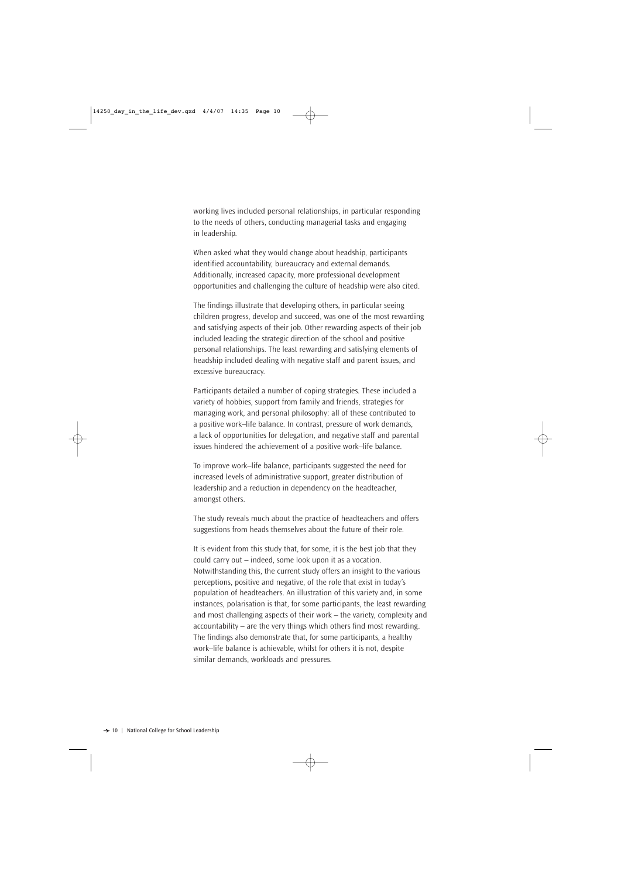working lives included personal relationships, in particular responding to the needs of others, conducting managerial tasks and engaging in leadership.

When asked what they would change about headship, participants identified accountability, bureaucracy and external demands. Additionally, increased capacity, more professional development opportunities and challenging the culture of headship were also cited.

The findings illustrate that developing others, in particular seeing children progress, develop and succeed, was one of the most rewarding and satisfying aspects of their job. Other rewarding aspects of their job included leading the strategic direction of the school and positive personal relationships. The least rewarding and satisfying elements of headship included dealing with negative staff and parent issues, and excessive bureaucracy.

Participants detailed a number of coping strategies. These included a variety of hobbies, support from family and friends, strategies for managing work, and personal philosophy: all of these contributed to a positive work–life balance. In contrast, pressure of work demands, a lack of opportunities for delegation, and negative staff and parental issues hindered the achievement of a positive work–life balance.

To improve work–life balance, participants suggested the need for increased levels of administrative support, greater distribution of leadership and a reduction in dependency on the headteacher, amongst others.

The study reveals much about the practice of headteachers and offers suggestions from heads themselves about the future of their role.

It is evident from this study that, for some, it is the best job that they could carry out – indeed, some look upon it as a vocation. Notwithstanding this, the current study offers an insight to the various perceptions, positive and negative, of the role that exist in today's population of headteachers. An illustration of this variety and, in some instances, polarisation is that, for some participants, the least rewarding and most challenging aspects of their work – the variety, complexity and accountability – are the very things which others find most rewarding. The findings also demonstrate that, for some participants, a healthy work–life balance is achievable, whilst for others it is not, despite similar demands, workloads and pressures.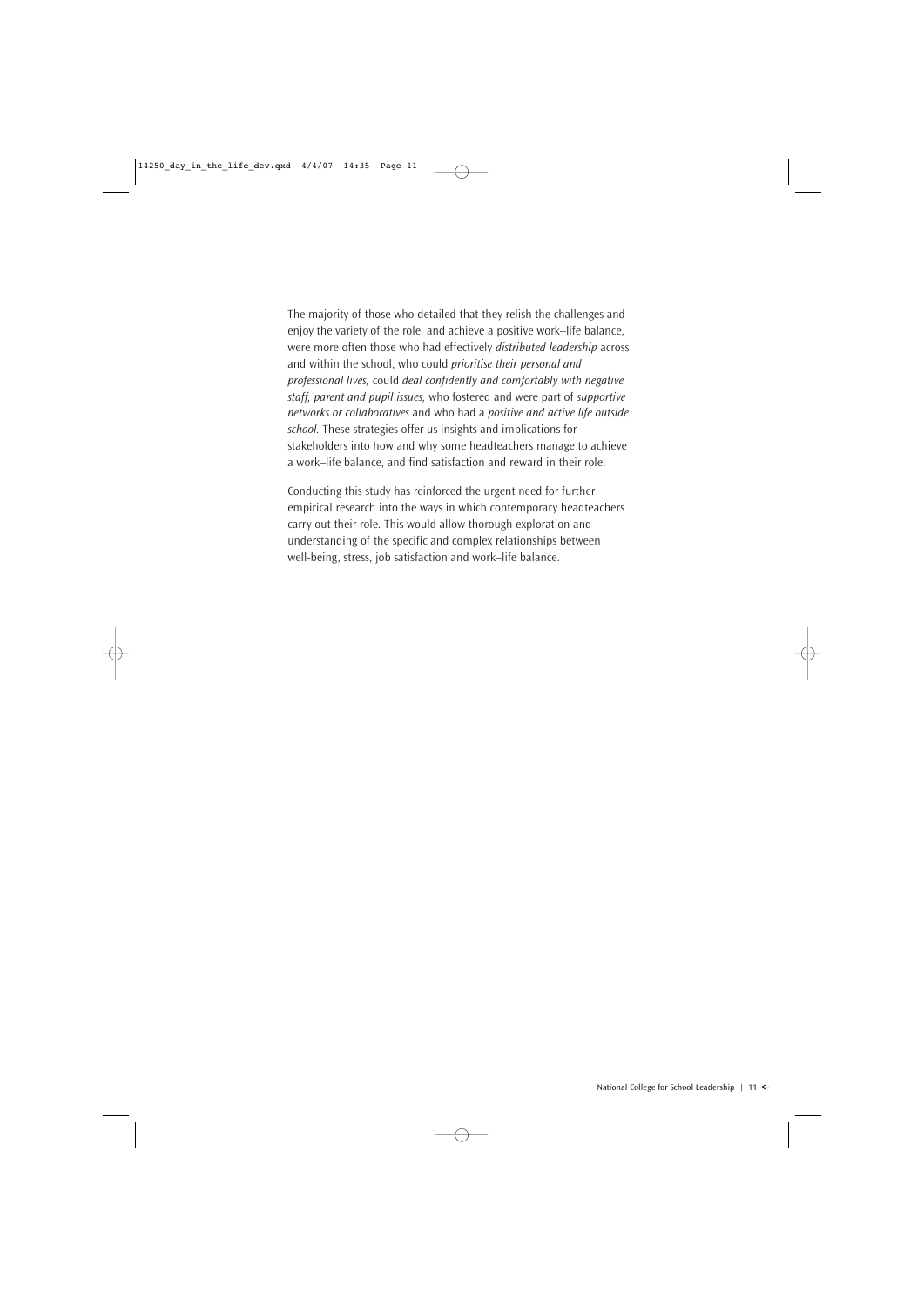The majority of those who detailed that they relish the challenges and enjoy the variety of the role, and achieve a positive work–life balance, were more often those who had effectively *distributed leadership* across and within the school, who could *prioritise their personal and professional lives,* could *deal confidently and comfortably with negative staff, parent and pupil issues,* who fostered and were part of *supportive networks or collaboratives* and who had a *positive and active life outside school.* These strategies offer us insights and implications for stakeholders into how and why some headteachers manage to achieve a work–life balance, and find satisfaction and reward in their role.

Conducting this study has reinforced the urgent need for further empirical research into the ways in which contemporary headteachers carry out their role. This would allow thorough exploration and understanding of the specific and complex relationships between well-being, stress, job satisfaction and work–life balance.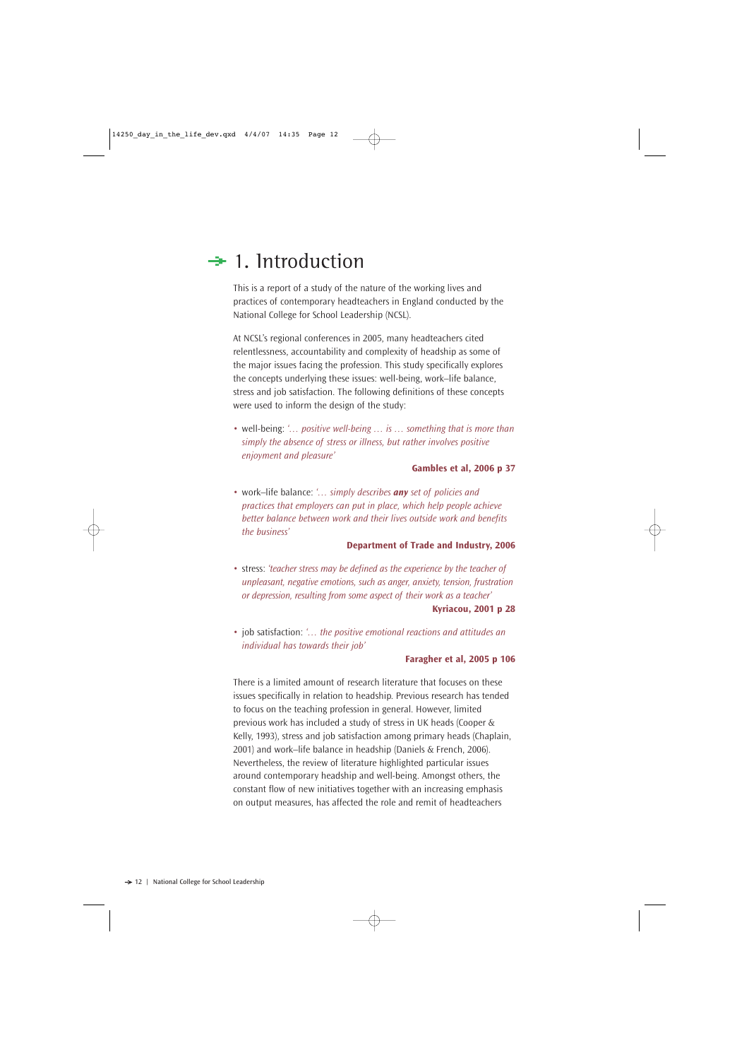# 1. Introduction

This is a report of a study of the nature of the working lives and practices of contemporary headteachers in England conducted by the National College for School Leadership (NCSL).

At NCSL's regional conferences in 2005, many headteachers cited relentlessness, accountability and complexity of headship as some of the major issues facing the profession. This study specifically explores the concepts underlying these issues: well-being, work–life balance, stress and job satisfaction. The following definitions of these concepts were used to inform the design of the study:

- well-being: *'… positive well-being … is … something that is more than simply the absence of stress or illness, but rather involves positive enjoyment and pleasure'*

  **Gambles et al, 2006 p 37**

- work–life balance: *'… simply describes **any** set of policies and practices that employers can put in place, which help people achieve better balance between work and their lives outside work and benefits the business'*

  **Department of Trade and Industry, 2006**

- stress: *'teacher stress may be defined as the experience by the teacher of unpleasant, negative emotions, such as anger, anxiety, tension, frustration or depression, resulting from some aspect of their work as a teacher'*

  **Kyriacou, 2001 p 28**

- job satisfaction: *'… the positive emotional reactions and attitudes an individual has towards their job'*

  **Faragher et al, 2005 p 106**

There is a limited amount of research literature that focuses on these issues specifically in relation to headship. Previous research has tended to focus on the teaching profession in general. However, limited previous work has included a study of stress in UK heads (Cooper & Kelly, 1993), stress and job satisfaction among primary heads (Chaplain, 2001) and work–life balance in headship (Daniels & French, 2006). Nevertheless, the review of literature highlighted particular issues around contemporary headship and well-being. Amongst others, the constant flow of new initiatives together with an increasing emphasis on output measures, has affected the role and remit of headteachers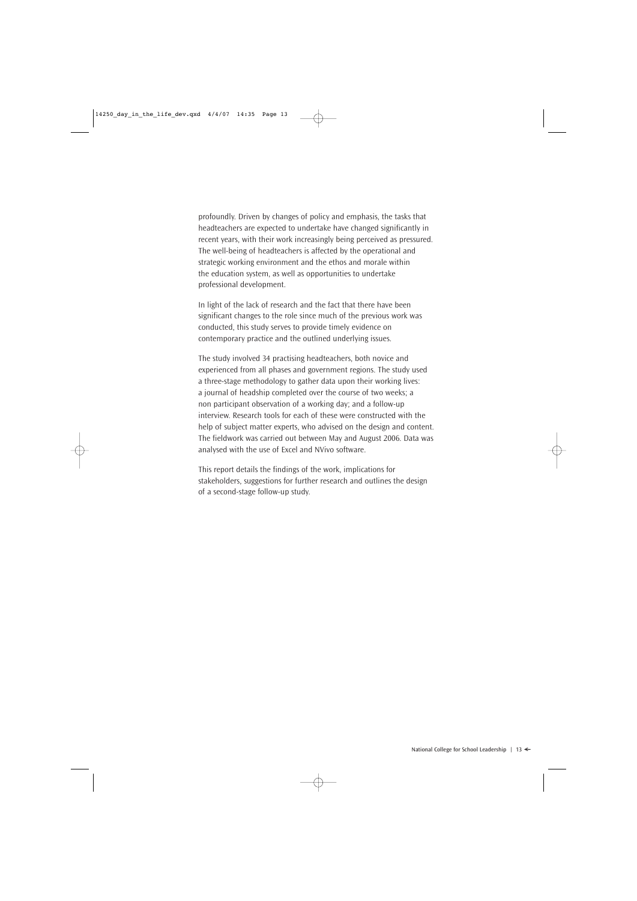profoundly. Driven by changes of policy and emphasis, the tasks that headteachers are expected to undertake have changed significantly in recent years, with their work increasingly being perceived as pressured. The well-being of headteachers is affected by the operational and strategic working environment and the ethos and morale within the education system, as well as opportunities to undertake professional development.

In light of the lack of research and the fact that there have been significant changes to the role since much of the previous work was conducted, this study serves to provide timely evidence on contemporary practice and the outlined underlying issues.

The study involved 34 practising headteachers, both novice and experienced from all phases and government regions. The study used a three-stage methodology to gather data upon their working lives: a journal of headship completed over the course of two weeks; a non participant observation of a working day; and a follow-up interview. Research tools for each of these were constructed with the help of subject matter experts, who advised on the design and content. The fieldwork was carried out between May and August 2006. Data was analysed with the use of Excel and NVivo software.

This report details the findings of the work, implications for stakeholders, suggestions for further research and outlines the design of a second-stage follow-up study.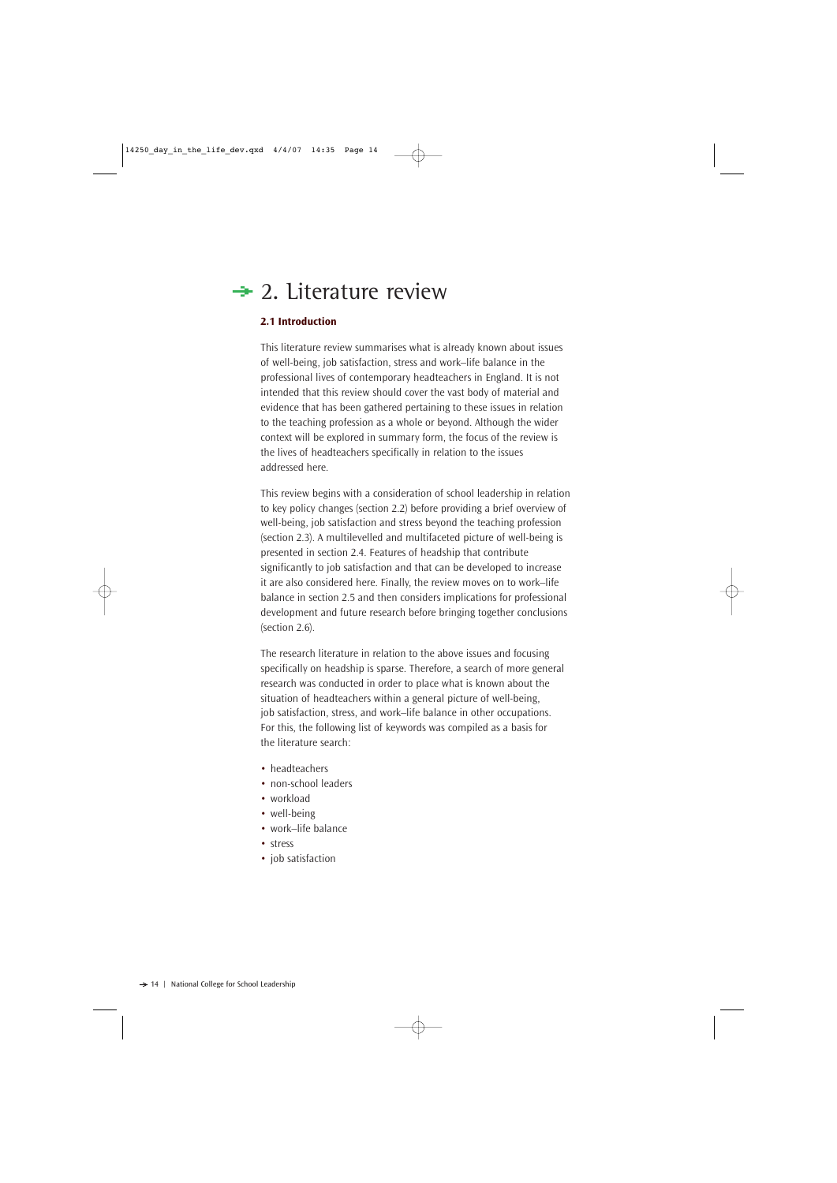# 2. Literature review

## 2.1 Introduction

This literature review summarises what is already known about issues of well-being, job satisfaction, stress and work–life balance in the professional lives of contemporary headteachers in England. It is not intended that this review should cover the vast body of material and evidence that has been gathered pertaining to these issues in relation to the teaching profession as a whole or beyond. Although the wider context will be explored in summary form, the focus of the review is the lives of headteachers specifically in relation to the issues addressed here.

This review begins with a consideration of school leadership in relation to key policy changes (section 2.2) before providing a brief overview of well-being, job satisfaction and stress beyond the teaching profession (section 2.3). A multilevelled and multifaceted picture of well-being is presented in section 2.4. Features of headship that contribute significantly to job satisfaction and that can be developed to increase it are also considered here. Finally, the review moves on to work–life balance in section 2.5 and then considers implications for professional development and future research before bringing together conclusions (section 2.6).

The research literature in relation to the above issues and focusing specifically on headship is sparse. Therefore, a search of more general research was conducted in order to place what is known about the situation of headteachers within a general picture of well-being, job satisfaction, stress, and work–life balance in other occupations. For this, the following list of keywords was compiled as a basis for the literature search:

- headteachers
- non-school leaders
- workload
- well-being
- work–life balance
- stress
- job satisfaction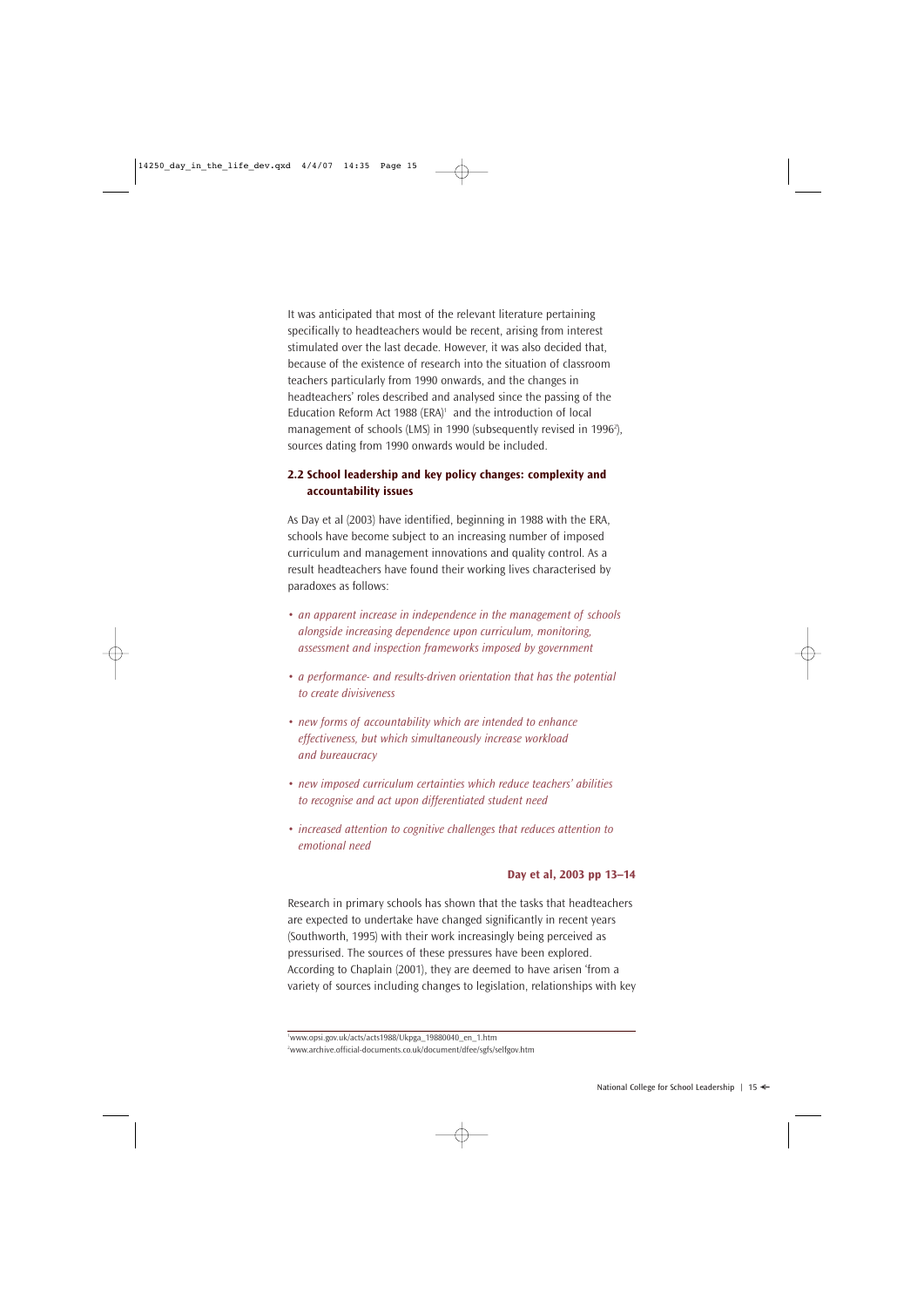It was anticipated that most of the relevant literature pertaining specifically to headteachers would be recent, arising from interest stimulated over the last decade. However, it was also decided that, because of the existence of research into the situation of classroom teachers particularly from 1990 onwards, and the changes in headteachers' roles described and analysed since the passing of the Education Reform Act 1988 (ERA)[1] and the introduction of local management of schools (LMS) in 1990 (subsequently revised in 1996[2]), sources dating from 1990 onwards would be included.

## 2.2 School leadership and key policy changes: complexity and accountability issues

As Day et al (2003) have identified, beginning in 1988 with the ERA, schools have become subject to an increasing number of imposed curriculum and management innovations and quality control. As a result headteachers have found their working lives characterised by paradoxes as follows:

- *an apparent increase in independence in the management of schools alongside increasing dependence upon curriculum, monitoring, assessment and inspection frameworks imposed by government*
- *a performance- and results-driven orientation that has the potential to create divisiveness*
- *new forms of accountability which are intended to enhance effectiveness, but which simultaneously increase workload and bureaucracy*
- *new imposed curriculum certainties which reduce teachers' abilities to recognise and act upon differentiated student need*
- *increased attention to cognitive challenges that reduces attention to emotional need*

**Day et al, 2003 pp 13–14**

Research in primary schools has shown that the tasks that headteachers are expected to undertake have changed significantly in recent years (Southworth, 1995) with their work increasingly being perceived as pressurised. The sources of these pressures have been explored. According to Chaplain (2001), they are deemed to have arisen 'from a variety of sources including changes to legislation, relationships with key

---

[1] www.opsi.gov.uk/acts/acts1988/Ukpga_19880040_en_1.htm
[2] www.archive.official-documents.co.uk/document/dfee/sgfs/selfgov.htm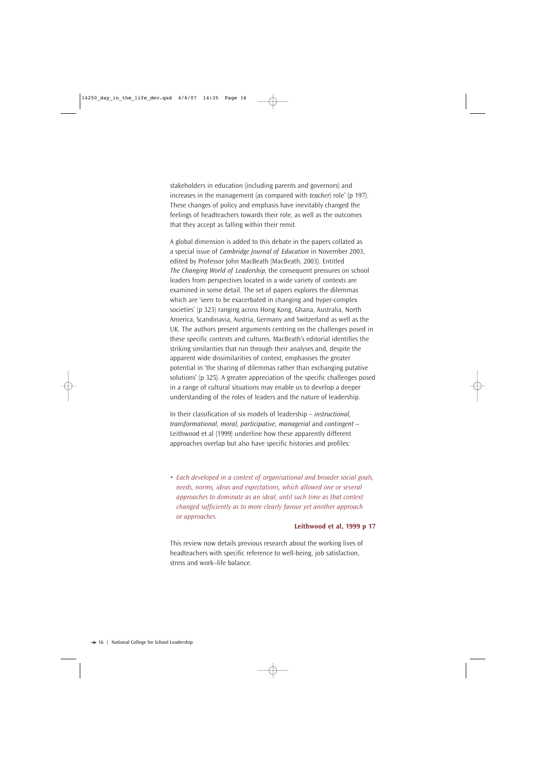stakeholders in education (including parents and governors) and increases in the management (as compared with *teacher*) role' (p 197). These changes of policy and emphasis have inevitably changed the feelings of headteachers towards their role, as well as the outcomes that they accept as falling within their remit.

A global dimension is added to this debate in the papers collated as a special issue of *Cambridge Journal of Education* in November 2003, edited by Professor John MacBeath (MacBeath, 2003). Entitled *The Changing World of Leadership*, the consequent pressures on school leaders from perspectives located in a wide variety of contexts are examined in some detail. The set of papers explores the dilemmas which are 'seen to be exacerbated in changing and hyper-complex societies' (p 323) ranging across Hong Kong, Ghana, Australia, North America, Scandinavia, Austria, Germany and Switzerland as well as the UK. The authors present arguments centring on the challenges posed in these specific contexts and cultures. MacBeath's editorial identifies the striking similarities that run through their analyses and, despite the apparent wide dissimilarities of context, emphasises the greater potential in 'the sharing of dilemmas rather than exchanging putative solutions' (p 325). A greater appreciation of the specific challenges posed in a range of cultural situations may enable us to develop a deeper understanding of the roles of leaders and the nature of leadership.

In their classification of six models of leadership – *instructional, transformational, moral, participative, managerial* and *contingent* – Leithwood et al (1999) underline how these apparently different approaches overlap but also have specific histories and profiles:

- *Each developed in a context of organisational and broader social goals, needs, norms, ideas and expectations, which allowed one or several approaches to dominate as an ideal, until such time as that context changed sufficiently as to more clearly favour yet another approach or approaches.*

**Leithwood et al, 1999 p 17**

This review now details previous research about the working lives of headteachers with specific reference to well-being, job satisfaction, stress and work–life balance.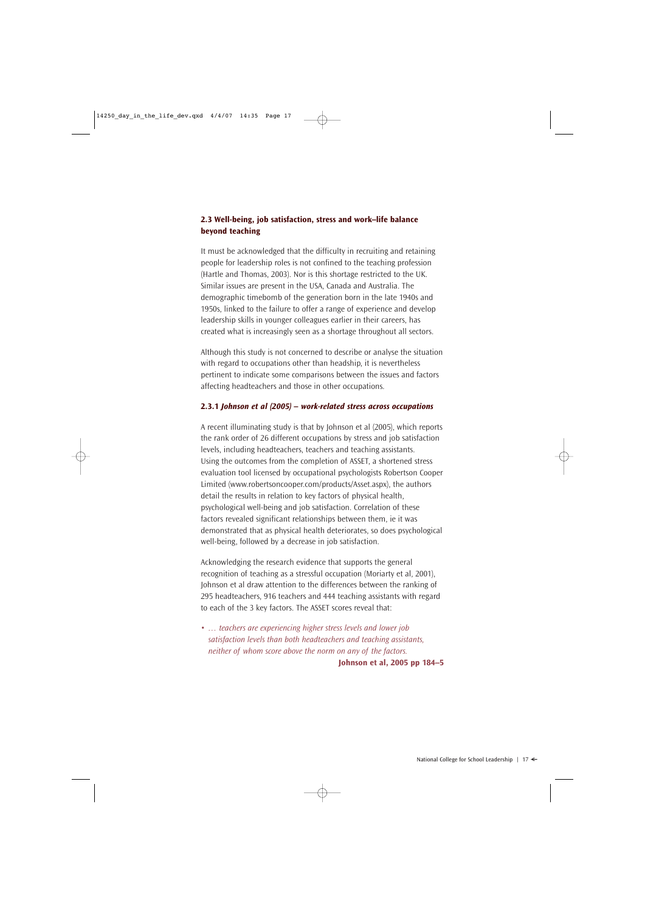### 2.3 Well-being, job satisfaction, stress and work–life balance beyond teaching

It must be acknowledged that the difficulty in recruiting and retaining people for leadership roles is not confined to the teaching profession (Hartle and Thomas, 2003). Nor is this shortage restricted to the UK. Similar issues are present in the USA, Canada and Australia. The demographic timebomb of the generation born in the late 1940s and 1950s, linked to the failure to offer a range of experience and develop leadership skills in younger colleagues earlier in their careers, has created what is increasingly seen as a shortage throughout all sectors.

Although this study is not concerned to describe or analyse the situation with regard to occupations other than headship, it is nevertheless pertinent to indicate some comparisons between the issues and factors affecting headteachers and those in other occupations.

#### 2.3.1 *Johnson et al (2005) – work-related stress across occupations*

A recent illuminating study is that by Johnson et al (2005), which reports the rank order of 26 different occupations by stress and job satisfaction levels, including headteachers, teachers and teaching assistants. Using the outcomes from the completion of ASSET, a shortened stress evaluation tool licensed by occupational psychologists Robertson Cooper Limited (www.robertsoncooper.com/products/Asset.aspx), the authors detail the results in relation to key factors of physical health, psychological well-being and job satisfaction. Correlation of these factors revealed significant relationships between them, ie it was demonstrated that as physical health deteriorates, so does psychological well-being, followed by a decrease in job satisfaction.

Acknowledging the research evidence that supports the general recognition of teaching as a stressful occupation (Moriarty et al, 2001), Johnson et al draw attention to the differences between the ranking of 295 headteachers, 916 teachers and 444 teaching assistants with regard to each of the 3 key factors. The ASSET scores reveal that:

- *… teachers are experiencing higher stress levels and lower job satisfaction levels than both headteachers and teaching assistants, neither of whom score above the norm on any of the factors.*

**Johnson et al, 2005 pp 184–5**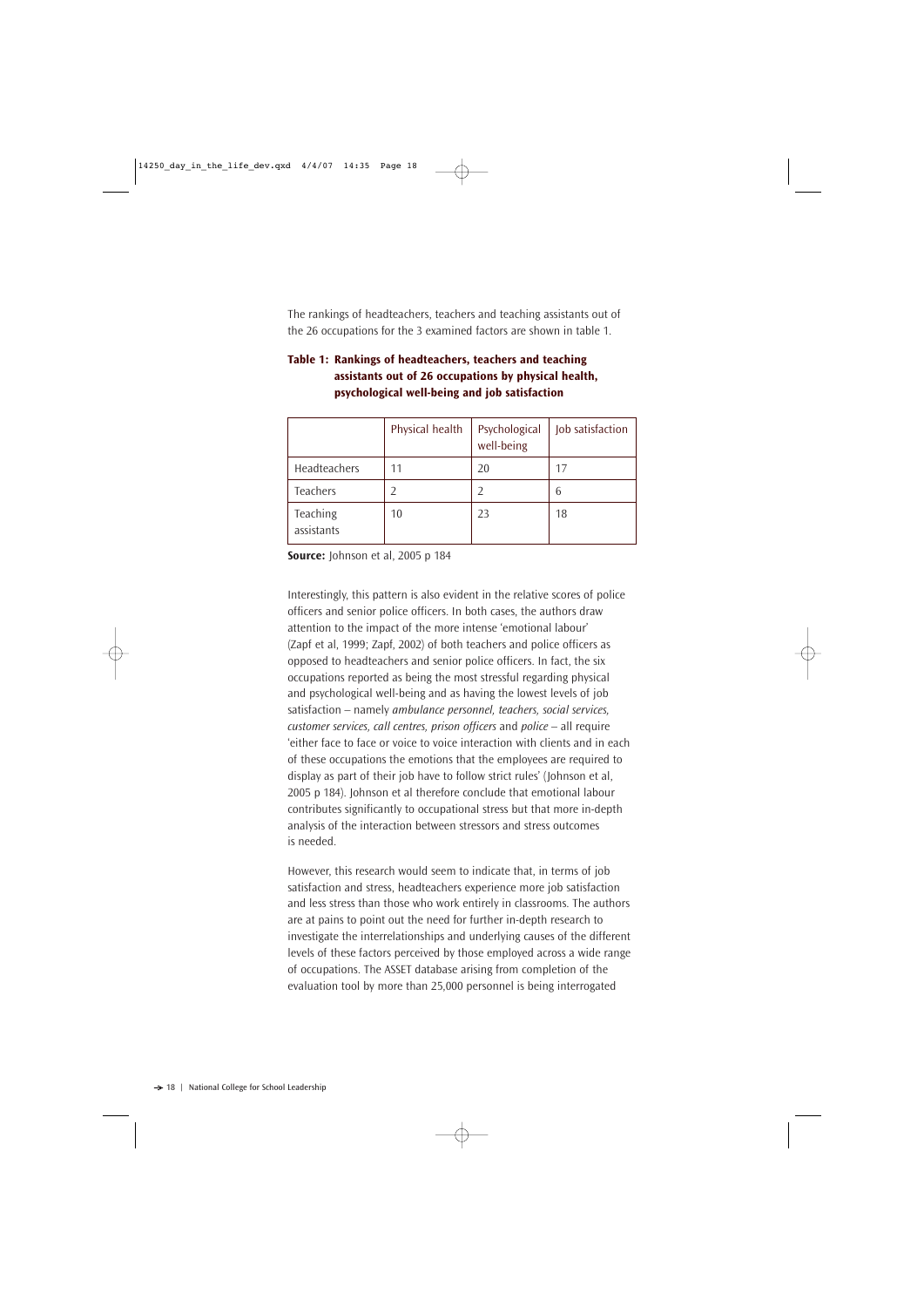The rankings of headteachers, teachers and teaching assistants out of the 26 occupations for the 3 examined factors are shown in table 1.

**Table 1: Rankings of headteachers, teachers and teaching assistants out of 26 occupations by physical health, psychological well-being and job satisfaction**

| | Physical health | Psychological well-being | Job satisfaction |
|---|---|---|---|
| Headteachers | 11 | 20 | 17 |
| Teachers | 2 | 2 | 6 |
| Teaching assistants | 10 | 23 | 18 |

**Source:** Johnson et al, 2005 p 184

Interestingly, this pattern is also evident in the relative scores of police officers and senior police officers. In both cases, the authors draw attention to the impact of the more intense 'emotional labour' (Zapf et al, 1999; Zapf, 2002) of both teachers and police officers as opposed to headteachers and senior police officers. In fact, the six occupations reported as being the most stressful regarding physical and psychological well-being and as having the lowest levels of job satisfaction – namely *ambulance personnel, teachers, social services, customer services, call centres, prison officers* and *police* – all require 'either face to face or voice to voice interaction with clients and in each of these occupations the emotions that the employees are required to display as part of their job have to follow strict rules' (Johnson et al, 2005 p 184). Johnson et al therefore conclude that emotional labour contributes significantly to occupational stress but that more in-depth analysis of the interaction between stressors and stress outcomes is needed.

However, this research would seem to indicate that, in terms of job satisfaction and stress, headteachers experience more job satisfaction and less stress than those who work entirely in classrooms. The authors are at pains to point out the need for further in-depth research to investigate the interrelationships and underlying causes of the different levels of these factors perceived by those employed across a wide range of occupations. The ASSET database arising from completion of the evaluation tool by more than 25,000 personnel is being interrogated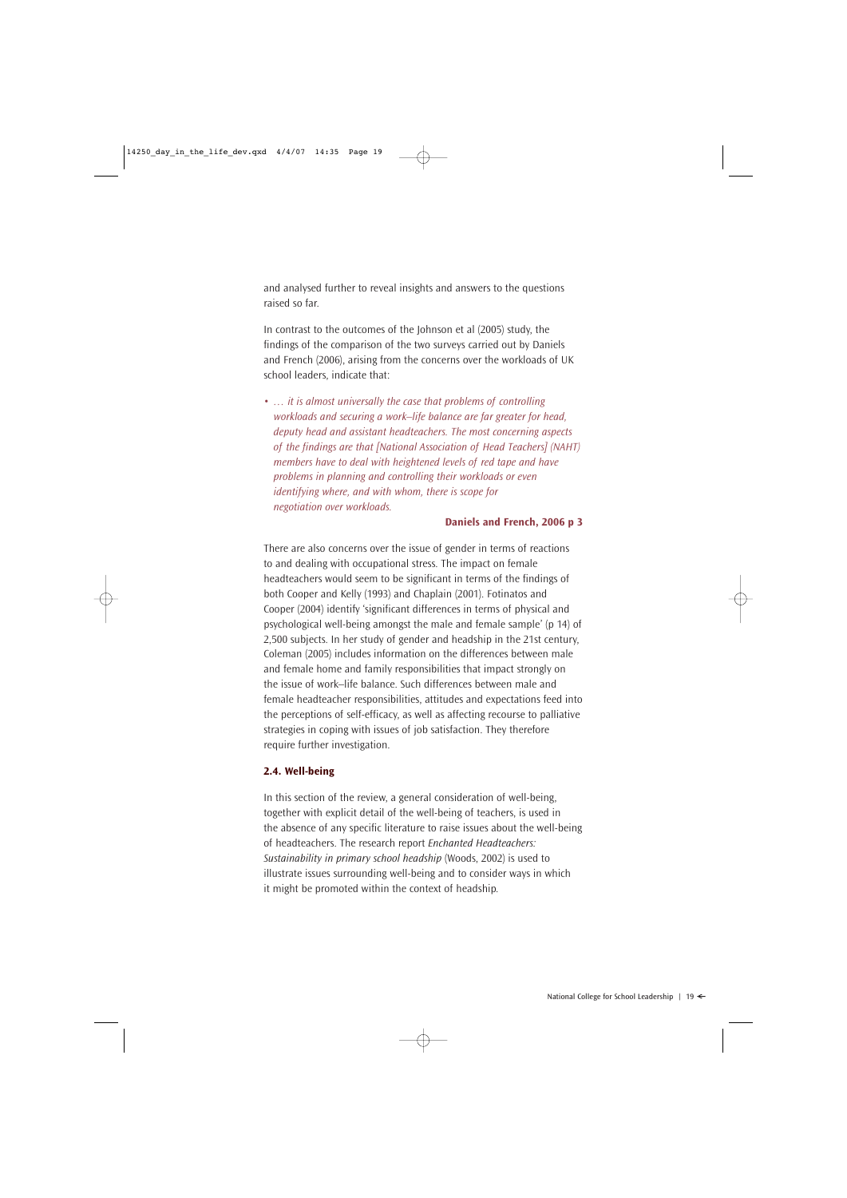and analysed further to reveal insights and answers to the questions raised so far.

In contrast to the outcomes of the Johnson et al (2005) study, the findings of the comparison of the two surveys carried out by Daniels and French (2006), arising from the concerns over the workloads of UK school leaders, indicate that:

- *… it is almost universally the case that problems of controlling workloads and securing a work–life balance are far greater for head, deputy head and assistant headteachers. The most concerning aspects of the findings are that [National Association of Head Teachers] (NAHT) members have to deal with heightened levels of red tape and have problems in planning and controlling their workloads or even identifying where, and with whom, there is scope for negotiation over workloads.*

**Daniels and French, 2006 p 3**

There are also concerns over the issue of gender in terms of reactions to and dealing with occupational stress. The impact on female headteachers would seem to be significant in terms of the findings of both Cooper and Kelly (1993) and Chaplain (2001). Fotinatos and Cooper (2004) identify 'significant differences in terms of physical and psychological well-being amongst the male and female sample' (p 14) of 2,500 subjects. In her study of gender and headship in the 21st century, Coleman (2005) includes information on the differences between male and female home and family responsibilities that impact strongly on the issue of work–life balance. Such differences between male and female headteacher responsibilities, attitudes and expectations feed into the perceptions of self-efficacy, as well as affecting recourse to palliative strategies in coping with issues of job satisfaction. They therefore require further investigation.

### 2.4. Well-being

In this section of the review, a general consideration of well-being, together with explicit detail of the well-being of teachers, is used in the absence of any specific literature to raise issues about the well-being of headteachers. The research report *Enchanted Headteachers: Sustainability in primary school headship* (Woods, 2002) is used to illustrate issues surrounding well-being and to consider ways in which it might be promoted within the context of headship.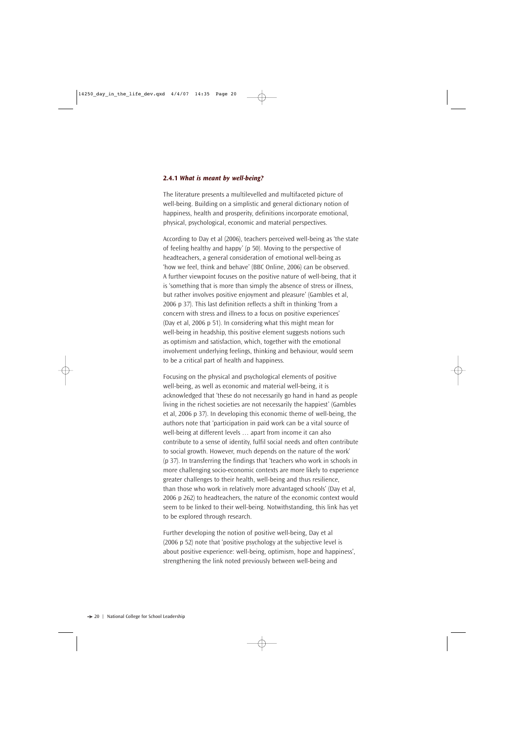### 2.4.1 *What is meant by well-being?*

The literature presents a multilevelled and multifaceted picture of well-being. Building on a simplistic and general dictionary notion of happiness, health and prosperity, definitions incorporate emotional, physical, psychological, economic and material perspectives.

According to Day et al (2006), teachers perceived well-being as 'the state of feeling healthy and happy' (p 50). Moving to the perspective of headteachers, a general consideration of emotional well-being as 'how we feel, think and behave' (BBC Online, 2006) can be observed. A further viewpoint focuses on the positive nature of well-being, that it is 'something that is more than simply the absence of stress or illness, but rather involves positive enjoyment and pleasure' (Gambles et al, 2006 p 37). This last definition reflects a shift in thinking 'from a concern with stress and illness to a focus on positive experiences' (Day et al, 2006 p 51). In considering what this might mean for well-being in headship, this positive element suggests notions such as optimism and satisfaction, which, together with the emotional involvement underlying feelings, thinking and behaviour, would seem to be a critical part of health and happiness.

Focusing on the physical and psychological elements of positive well-being, as well as economic and material well-being, it is acknowledged that 'these do not necessarily go hand in hand as people living in the richest societies are not necessarily the happiest' (Gambles et al, 2006 p 37). In developing this economic theme of well-being, the authors note that 'participation in paid work can be a vital source of well-being at different levels … apart from income it can also contribute to a sense of identity, fulfil social needs and often contribute to social growth. However, much depends on the nature of the work' (p 37). In transferring the findings that 'teachers who work in schools in more challenging socio-economic contexts are more likely to experience greater challenges to their health, well-being and thus resilience, than those who work in relatively more advantaged schools' (Day et al, 2006 p 262) to headteachers, the nature of the economic context would seem to be linked to their well-being. Notwithstanding, this link has yet to be explored through research.

Further developing the notion of positive well-being, Day et al (2006 p 52) note that 'positive psychology at the subjective level is about positive experience: well-being, optimism, hope and happiness', strengthening the link noted previously between well-being and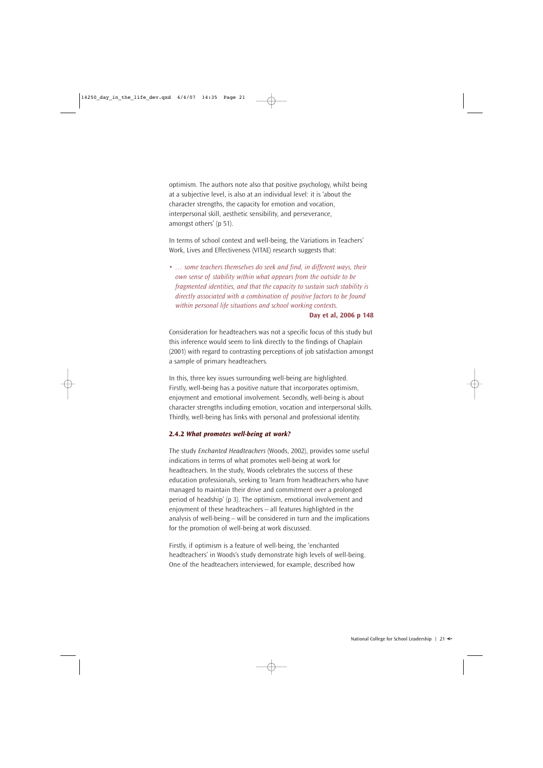optimism. The authors note also that positive psychology, whilst being at a subjective level, is also at an individual level: it is 'about the character strengths, the capacity for emotion and vocation, interpersonal skill, aesthetic sensibility, and perseverance, amongst others' (p 51).

In terms of school context and well-being, the Variations in Teachers' Work, Lives and Effectiveness (VITAE) research suggests that:

- *… some teachers themselves do seek and find, in different ways, their own sense of stability within what appears from the outside to be fragmented identities, and that the capacity to sustain such stability is directly associated with a combination of positive factors to be found within personal life situations and school working contexts.*

**Day et al, 2006 p 148**

Consideration for headteachers was not a specific focus of this study but this inference would seem to link directly to the findings of Chaplain (2001) with regard to contrasting perceptions of job satisfaction amongst a sample of primary headteachers.

In this, three key issues surrounding well-being are highlighted. Firstly, well-being has a positive nature that incorporates optimism, enjoyment and emotional involvement. Secondly, well-being is about character strengths including emotion, vocation and interpersonal skills. Thirdly, well-being has links with personal and professional identity.

### 2.4.2 *What promotes well-being at work?*

The study *Enchanted Headteachers* (Woods, 2002), provides some useful indications in terms of what promotes well-being at work for headteachers. In the study, Woods celebrates the success of these education professionals, seeking to 'learn from headteachers who have managed to maintain their drive and commitment over a prolonged period of headship' (p 3). The optimism, emotional involvement and enjoyment of these headteachers – all features highlighted in the analysis of well-being – will be considered in turn and the implications for the promotion of well-being at work discussed.

Firstly, if optimism is a feature of well-being, the 'enchanted headteachers' in Woods's study demonstrate high levels of well-being. One of the headteachers interviewed, for example, described how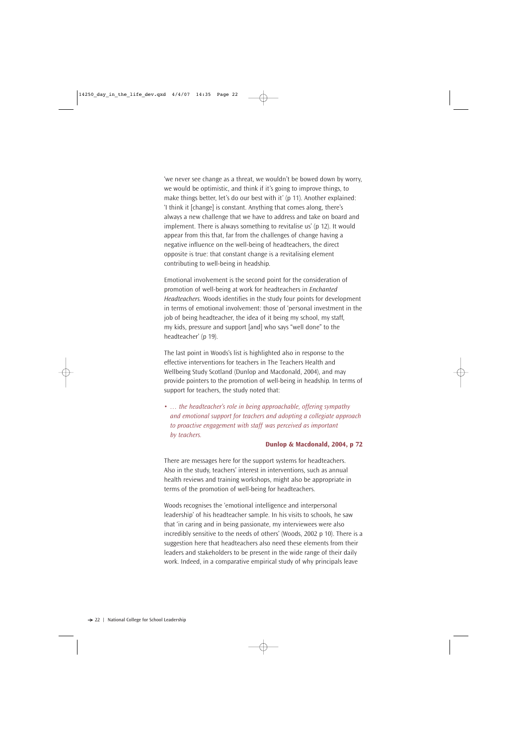'we never see change as a threat, we wouldn't be bowed down by worry, we would be optimistic, and think if it's going to improve things, to make things better, let's do our best with it' (p 11). Another explained: 'I think it [change] is constant. Anything that comes along, there's always a new challenge that we have to address and take on board and implement. There is always something to revitalise us' (p 12). It would appear from this that, far from the challenges of change having a negative influence on the well-being of headteachers, the direct opposite is true: that constant change is a revitalising element contributing to well-being in headship.

Emotional involvement is the second point for the consideration of promotion of well-being at work for headteachers in *Enchanted Headteachers*. Woods identifies in the study four points for development in terms of emotional involvement: those of 'personal investment in the job of being headteacher, the idea of it being my school, my staff, my kids, pressure and support [and] who says "well done" to the headteacher' (p 19).

The last point in Woods's list is highlighted also in response to the effective interventions for teachers in The Teachers Health and Wellbeing Study Scotland (Dunlop and Macdonald, 2004), and may provide pointers to the promotion of well-being in headship. In terms of support for teachers, the study noted that:

- *… the headteacher's role in being approachable, offering sympathy and emotional support for teachers and adopting a collegiate approach to proactive engagement with staff was perceived as important by teachers.*

**Dunlop & Macdonald, 2004, p 72**

There are messages here for the support systems for headteachers. Also in the study, teachers' interest in interventions, such as annual health reviews and training workshops, might also be appropriate in terms of the promotion of well-being for headteachers.

Woods recognises the 'emotional intelligence and interpersonal leadership' of his headteacher sample. In his visits to schools, he saw that 'in caring and in being passionate, my interviewees were also incredibly sensitive to the needs of others' (Woods, 2002 p 10). There is a suggestion here that headteachers also need these elements from their leaders and stakeholders to be present in the wide range of their daily work. Indeed, in a comparative empirical study of why principals leave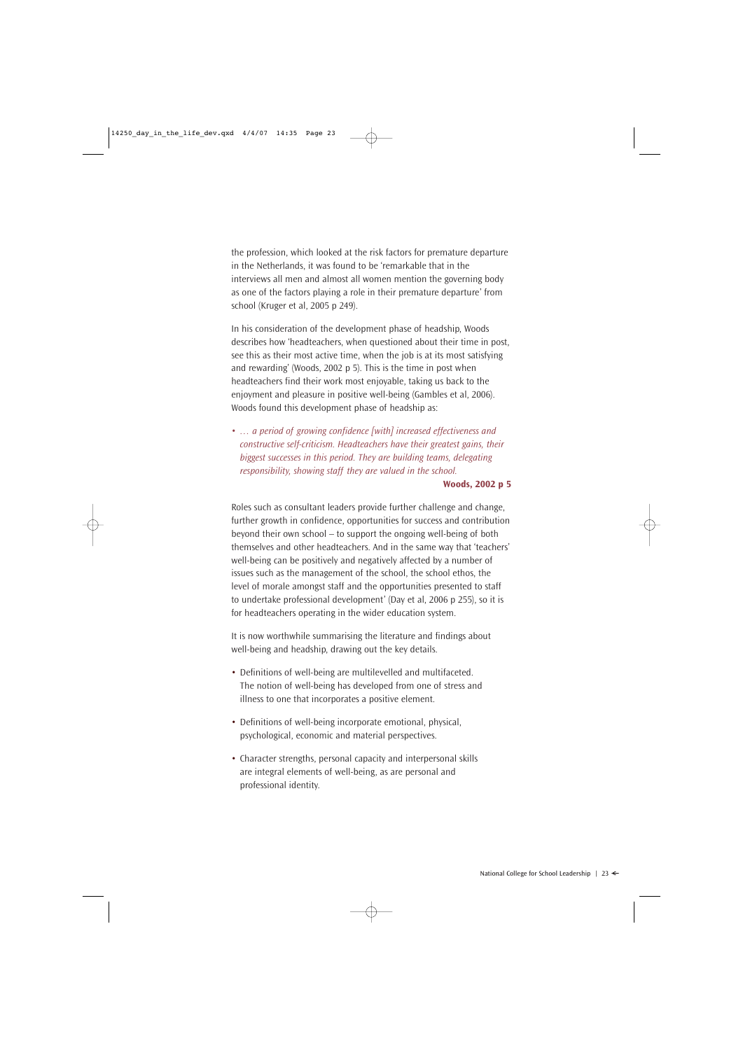the profession, which looked at the risk factors for premature departure in the Netherlands, it was found to be 'remarkable that in the interviews all men and almost all women mention the governing body as one of the factors playing a role in their premature departure' from school (Kruger et al, 2005 p 249).

In his consideration of the development phase of headship, Woods describes how 'headteachers, when questioned about their time in post, see this as their most active time, when the job is at its most satisfying and rewarding' (Woods, 2002 p 5). This is the time in post when headteachers find their work most enjoyable, taking us back to the enjoyment and pleasure in positive well-being (Gambles et al, 2006). Woods found this development phase of headship as:

- *… a period of growing confidence [with] increased effectiveness and constructive self-criticism. Headteachers have their greatest gains, their biggest successes in this period. They are building teams, delegating responsibility, showing staff they are valued in the school.*

**Woods, 2002 p 5**

Roles such as consultant leaders provide further challenge and change, further growth in confidence, opportunities for success and contribution beyond their own school – to support the ongoing well-being of both themselves and other headteachers. And in the same way that 'teachers' well-being can be positively and negatively affected by a number of issues such as the management of the school, the school ethos, the level of morale amongst staff and the opportunities presented to staff to undertake professional development' (Day et al, 2006 p 255), so it is for headteachers operating in the wider education system.

It is now worthwhile summarising the literature and findings about well-being and headship, drawing out the key details.

- Definitions of well-being are multilevelled and multifaceted. The notion of well-being has developed from one of stress and illness to one that incorporates a positive element.
- Definitions of well-being incorporate emotional, physical, psychological, economic and material perspectives.
- Character strengths, personal capacity and interpersonal skills are integral elements of well-being, as are personal and professional identity.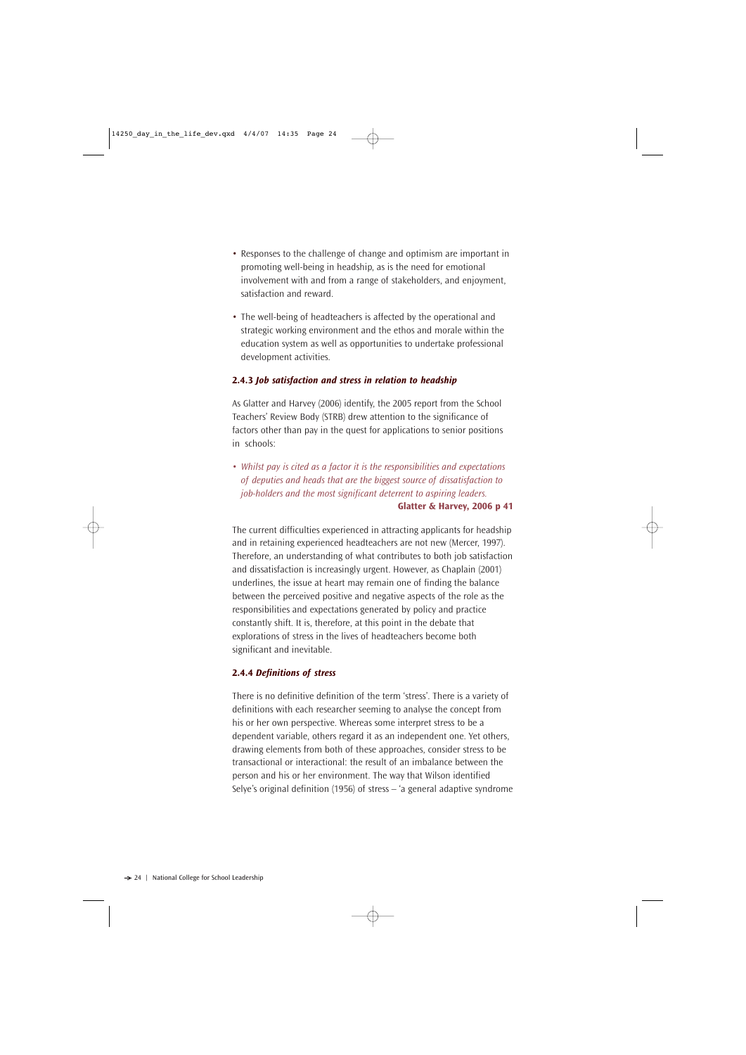- Responses to the challenge of change and optimism are important in promoting well-being in headship, as is the need for emotional involvement with and from a range of stakeholders, and enjoyment, satisfaction and reward.

- The well-being of headteachers is affected by the operational and strategic working environment and the ethos and morale within the education system as well as opportunities to undertake professional development activities.

### 2.4.3 *Job satisfaction and stress in relation to headship*

As Glatter and Harvey (2006) identify, the 2005 report from the School Teachers' Review Body (STRB) drew attention to the significance of factors other than pay in the quest for applications to senior positions in schools:

- *Whilst pay is cited as a factor it is the responsibilities and expectations of deputies and heads that are the biggest source of dissatisfaction to job-holders and the most significant deterrent to aspiring leaders.*

**Glatter & Harvey, 2006 p 41**

The current difficulties experienced in attracting applicants for headship and in retaining experienced headteachers are not new (Mercer, 1997). Therefore, an understanding of what contributes to both job satisfaction and dissatisfaction is increasingly urgent. However, as Chaplain (2001) underlines, the issue at heart may remain one of finding the balance between the perceived positive and negative aspects of the role as the responsibilities and expectations generated by policy and practice constantly shift. It is, therefore, at this point in the debate that explorations of stress in the lives of headteachers become both significant and inevitable.

### 2.4.4 *Definitions of stress*

There is no definitive definition of the term 'stress'. There is a variety of definitions with each researcher seeming to analyse the concept from his or her own perspective. Whereas some interpret stress to be a dependent variable, others regard it as an independent one. Yet others, drawing elements from both of these approaches, consider stress to be transactional or interactional: the result of an imbalance between the person and his or her environment. The way that Wilson identified Selye's original definition (1956) of stress – 'a general adaptive syndrome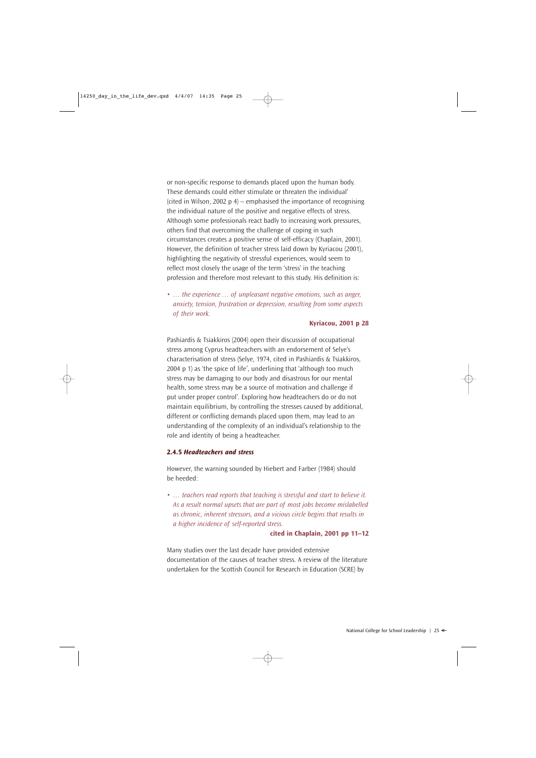or non-specific response to demands placed upon the human body. These demands could either stimulate or threaten the individual' (cited in Wilson, 2002 p 4) – emphasised the importance of recognising the individual nature of the positive and negative effects of stress. Although some professionals react badly to increasing work pressures, others find that overcoming the challenge of coping in such circumstances creates a positive sense of self-efficacy (Chaplain, 2001). However, the definition of teacher stress laid down by Kyriacou (2001), highlighting the negativity of stressful experiences, would seem to reflect most closely the usage of the term 'stress' in the teaching profession and therefore most relevant to this study. His definition is:

- *… the experience … of unpleasant negative emotions, such as anger, anxiety, tension, frustration or depression, resulting from some aspects of their work.*

**Kyriacou, 2001 p 28**

Pashiardis & Tsiakkiros (2004) open their discussion of occupational stress among Cyprus headteachers with an endorsement of Selye's characterisation of stress (Selye, 1974, cited in Pashiardis & Tsiakkiros, 2004 p 1) as 'the spice of life', underlining that 'although too much stress may be damaging to our body and disastrous for our mental health, some stress may be a source of motivation and challenge if put under proper control'. Exploring how headteachers do or do not maintain equilibrium, by controlling the stresses caused by additional, different or conflicting demands placed upon them, may lead to an understanding of the complexity of an individual's relationship to the role and identity of being a headteacher.

### 2.4.5 *Headteachers and stress*

However, the warning sounded by Hiebert and Farber (1984) should be heeded:

- *… teachers read reports that teaching is stressful and start to believe it. As a result normal upsets that are part of most jobs become mislabelled as chronic, inherent stressors, and a vicious circle begins that results in a higher incidence of self-reported stress.*

**cited in Chaplain, 2001 pp 11–12**

Many studies over the last decade have provided extensive documentation of the causes of teacher stress. A review of the literature undertaken for the Scottish Council for Research in Education (SCRE) by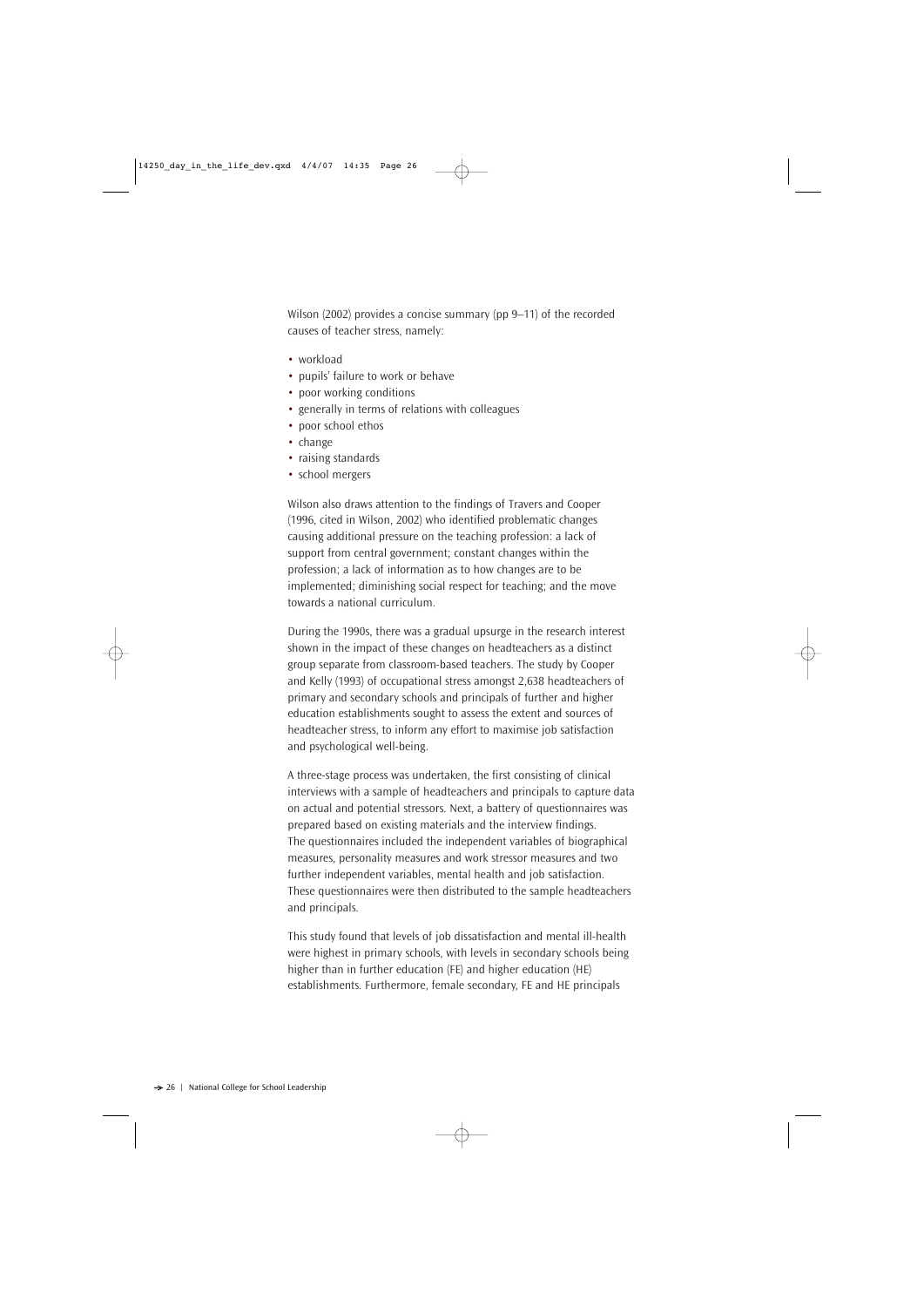Wilson (2002) provides a concise summary (pp 9–11) of the recorded causes of teacher stress, namely:

- workload
- pupils' failure to work or behave
- poor working conditions
- generally in terms of relations with colleagues
- poor school ethos
- change
- raising standards
- school mergers

Wilson also draws attention to the findings of Travers and Cooper (1996, cited in Wilson, 2002) who identified problematic changes causing additional pressure on the teaching profession: a lack of support from central government; constant changes within the profession; a lack of information as to how changes are to be implemented; diminishing social respect for teaching; and the move towards a national curriculum.

During the 1990s, there was a gradual upsurge in the research interest shown in the impact of these changes on headteachers as a distinct group separate from classroom-based teachers. The study by Cooper and Kelly (1993) of occupational stress amongst 2,638 headteachers of primary and secondary schools and principals of further and higher education establishments sought to assess the extent and sources of headteacher stress, to inform any effort to maximise job satisfaction and psychological well-being.

A three-stage process was undertaken, the first consisting of clinical interviews with a sample of headteachers and principals to capture data on actual and potential stressors. Next, a battery of questionnaires was prepared based on existing materials and the interview findings. The questionnaires included the independent variables of biographical measures, personality measures and work stressor measures and two further independent variables, mental health and job satisfaction. These questionnaires were then distributed to the sample headteachers and principals.

This study found that levels of job dissatisfaction and mental ill-health were highest in primary schools, with levels in secondary schools being higher than in further education (FE) and higher education (HE) establishments. Furthermore, female secondary, FE and HE principals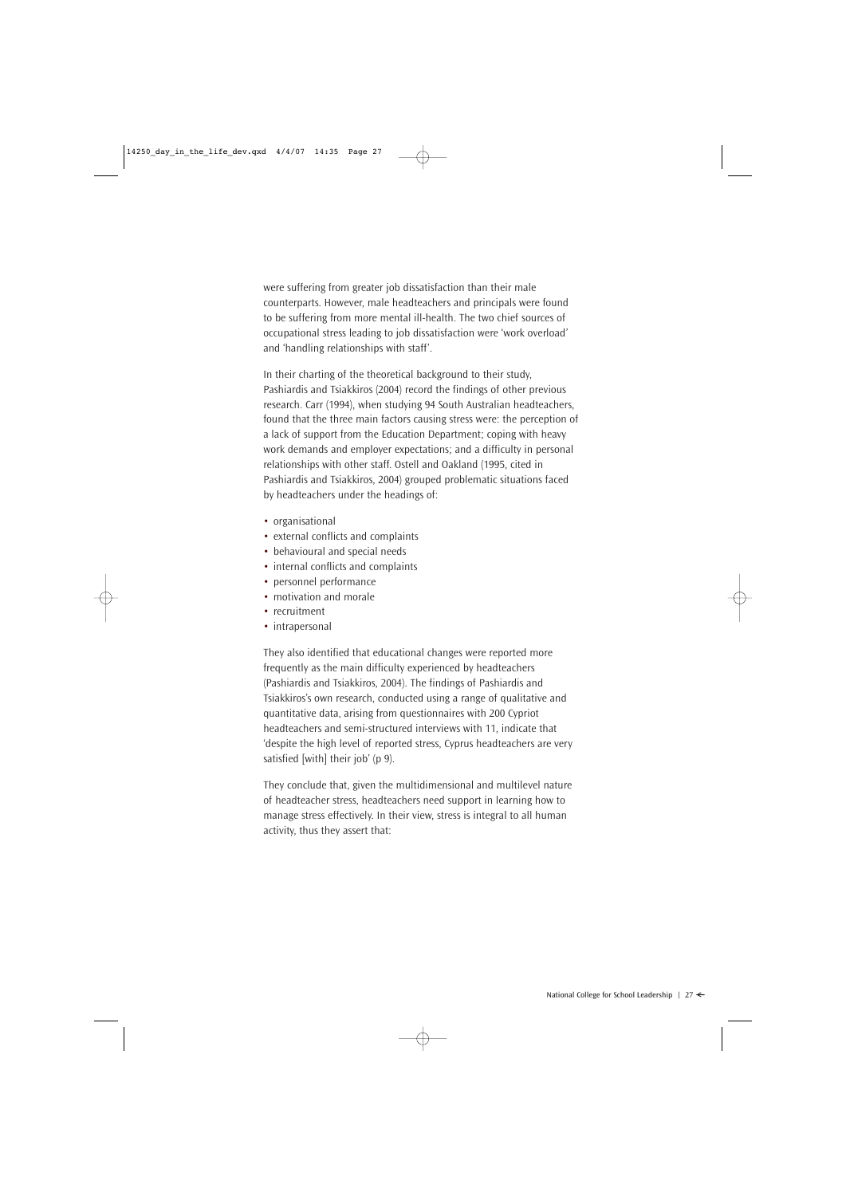were suffering from greater job dissatisfaction than their male counterparts. However, male headteachers and principals were found to be suffering from more mental ill-health. The two chief sources of occupational stress leading to job dissatisfaction were 'work overload' and 'handling relationships with staff'.

In their charting of the theoretical background to their study, Pashiardis and Tsiakkiros (2004) record the findings of other previous research. Carr (1994), when studying 94 South Australian headteachers, found that the three main factors causing stress were: the perception of a lack of support from the Education Department; coping with heavy work demands and employer expectations; and a difficulty in personal relationships with other staff. Ostell and Oakland (1995, cited in Pashiardis and Tsiakkiros, 2004) grouped problematic situations faced by headteachers under the headings of:

- organisational
- external conflicts and complaints
- behavioural and special needs
- internal conflicts and complaints
- personnel performance
- motivation and morale
- recruitment
- intrapersonal

They also identified that educational changes were reported more frequently as the main difficulty experienced by headteachers (Pashiardis and Tsiakkiros, 2004). The findings of Pashiardis and Tsiakkiros's own research, conducted using a range of qualitative and quantitative data, arising from questionnaires with 200 Cypriot headteachers and semi-structured interviews with 11, indicate that 'despite the high level of reported stress, Cyprus headteachers are very satisfied [with] their job' (p 9).

They conclude that, given the multidimensional and multilevel nature of headteacher stress, headteachers need support in learning how to manage stress effectively. In their view, stress is integral to all human activity, thus they assert that: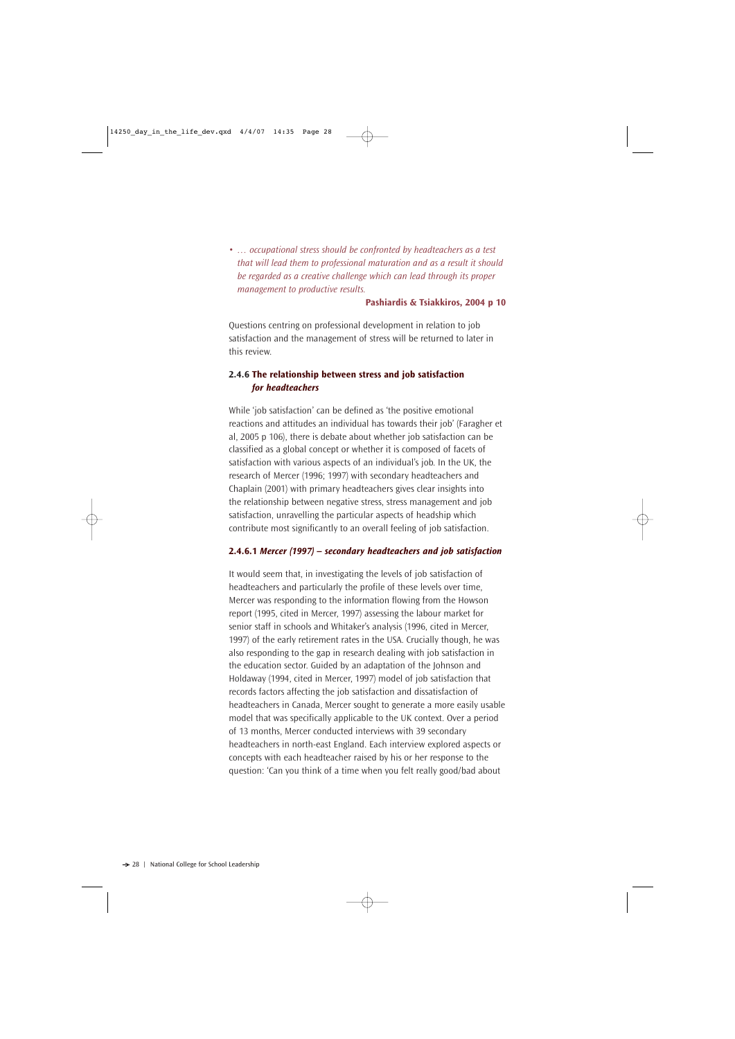- *… occupational stress should be confronted by headteachers as a test that will lead them to professional maturation and as a result it should be regarded as a creative challenge which can lead through its proper management to productive results.*

**Pashiardis & Tsiakkiros, 2004 p 10**

Questions centring on professional development in relation to job satisfaction and the management of stress will be returned to later in this review.

### 2.4.6 The relationship between stress and job satisfaction *for headteachers*

While 'job satisfaction' can be defined as 'the positive emotional reactions and attitudes an individual has towards their job' (Faragher et al, 2005 p 106), there is debate about whether job satisfaction can be classified as a global concept or whether it is composed of facets of satisfaction with various aspects of an individual's job. In the UK, the research of Mercer (1996; 1997) with secondary headteachers and Chaplain (2001) with primary headteachers gives clear insights into the relationship between negative stress, stress management and job satisfaction, unravelling the particular aspects of headship which contribute most significantly to an overall feeling of job satisfaction.

#### 2.4.6.1 *Mercer (1997) – secondary headteachers and job satisfaction*

It would seem that, in investigating the levels of job satisfaction of headteachers and particularly the profile of these levels over time, Mercer was responding to the information flowing from the Howson report (1995, cited in Mercer, 1997) assessing the labour market for senior staff in schools and Whitaker's analysis (1996, cited in Mercer, 1997) of the early retirement rates in the USA. Crucially though, he was also responding to the gap in research dealing with job satisfaction in the education sector. Guided by an adaptation of the Johnson and Holdaway (1994, cited in Mercer, 1997) model of job satisfaction that records factors affecting the job satisfaction and dissatisfaction of headteachers in Canada, Mercer sought to generate a more easily usable model that was specifically applicable to the UK context. Over a period of 13 months, Mercer conducted interviews with 39 secondary headteachers in north-east England. Each interview explored aspects or concepts with each headteacher raised by his or her response to the question: 'Can you think of a time when you felt really good/bad about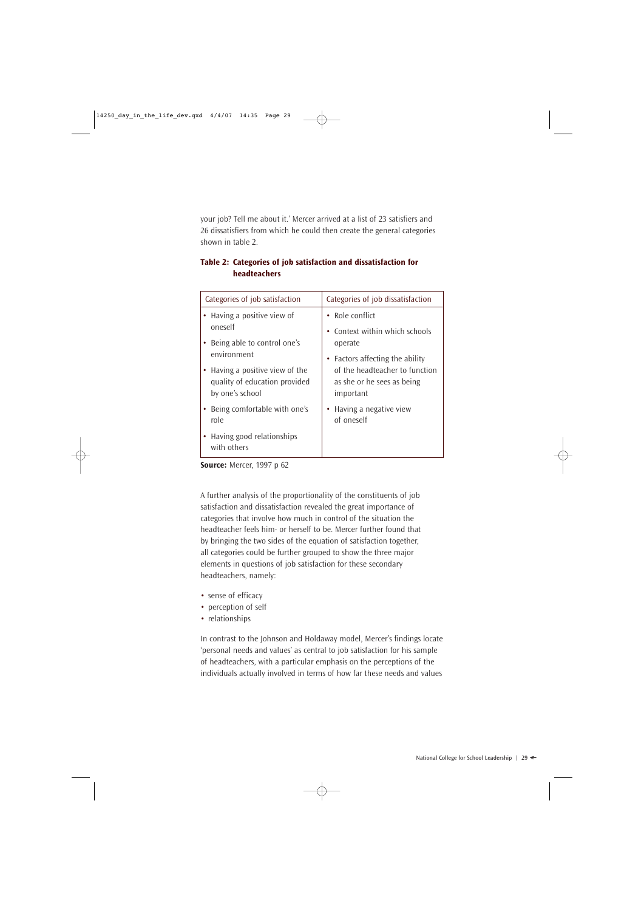your job? Tell me about it.' Mercer arrived at a list of 23 satisfiers and 26 dissatisfiers from which he could then create the general categories shown in table 2.

**Table 2: Categories of job satisfaction and dissatisfaction for headteachers**

| Categories of job satisfaction | Categories of job dissatisfaction |
|---|---|
| • Having a positive view of oneself<br>• Being able to control one's environment<br>• Having a positive view of the quality of education provided by one's school<br>• Being comfortable with one's role<br>• Having good relationships with others | • Role conflict<br>• Context within which schools operate<br>• Factors affecting the ability of the headteacher to function as she or he sees as being important<br>• Having a negative view of oneself |

**Source:** Mercer, 1997 p 62

A further analysis of the proportionality of the constituents of job satisfaction and dissatisfaction revealed the great importance of categories that involve how much in control of the situation the headteacher feels him- or herself to be. Mercer further found that by bringing the two sides of the equation of satisfaction together, all categories could be further grouped to show the three major elements in questions of job satisfaction for these secondary headteachers, namely:

- sense of efficacy
- perception of self
- relationships

In contrast to the Johnson and Holdaway model, Mercer's findings locate 'personal needs and values' as central to job satisfaction for his sample of headteachers, with a particular emphasis on the perceptions of the individuals actually involved in terms of how far these needs and values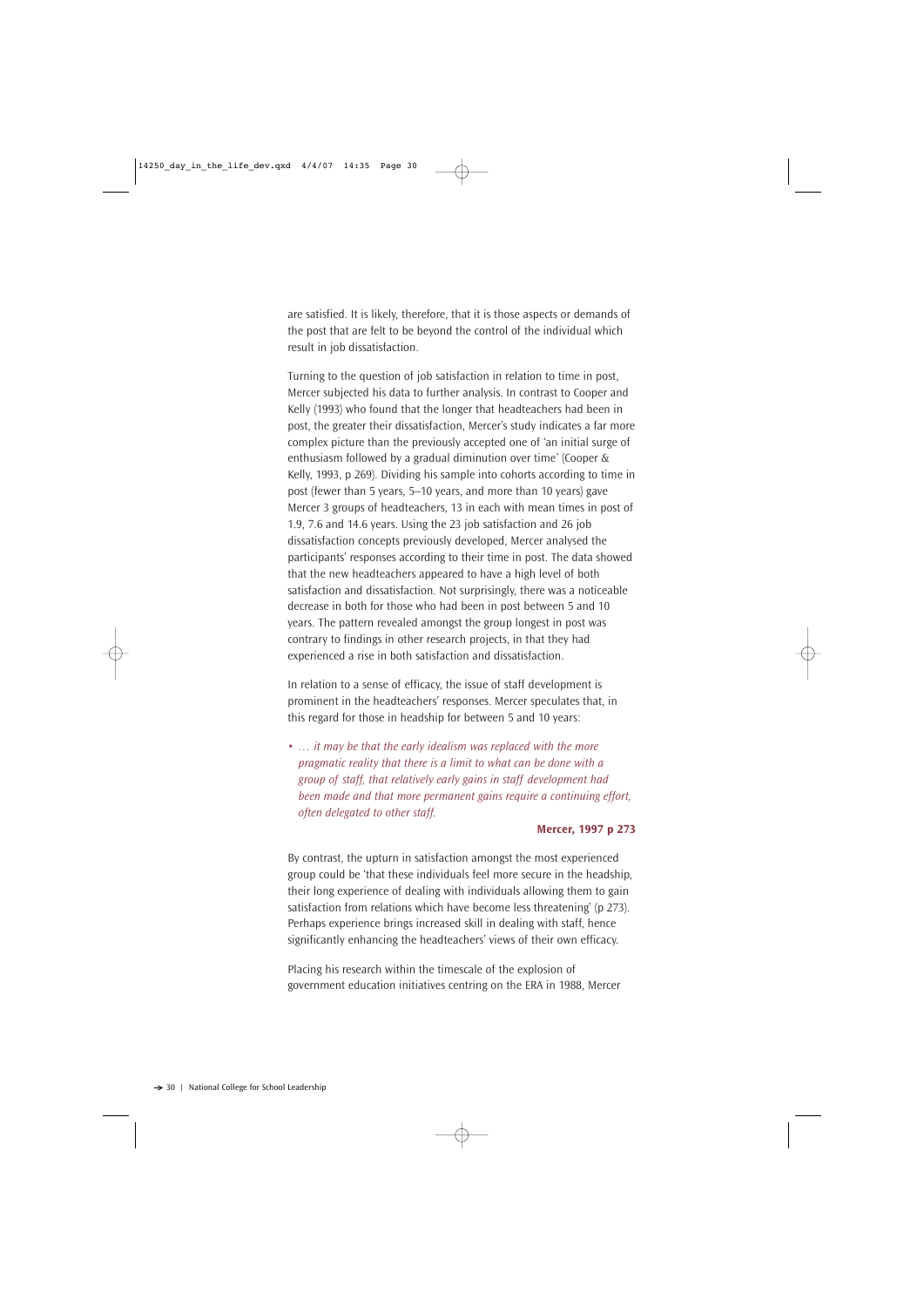are satisfied. It is likely, therefore, that it is those aspects or demands of the post that are felt to be beyond the control of the individual which result in job dissatisfaction.

Turning to the question of job satisfaction in relation to time in post, Mercer subjected his data to further analysis. In contrast to Cooper and Kelly (1993) who found that the longer that headteachers had been in post, the greater their dissatisfaction, Mercer's study indicates a far more complex picture than the previously accepted one of 'an initial surge of enthusiasm followed by a gradual diminution over time' (Cooper & Kelly, 1993, p 269). Dividing his sample into cohorts according to time in post (fewer than 5 years, 5–10 years, and more than 10 years) gave Mercer 3 groups of headteachers, 13 in each with mean times in post of 1.9, 7.6 and 14.6 years. Using the 23 job satisfaction and 26 job dissatisfaction concepts previously developed, Mercer analysed the participants' responses according to their time in post. The data showed that the new headteachers appeared to have a high level of both satisfaction and dissatisfaction. Not surprisingly, there was a noticeable decrease in both for those who had been in post between 5 and 10 years. The pattern revealed amongst the group longest in post was contrary to findings in other research projects, in that they had experienced a rise in both satisfaction and dissatisfaction.

In relation to a sense of efficacy, the issue of staff development is prominent in the headteachers' responses. Mercer speculates that, in this regard for those in headship for between 5 and 10 years:

- *… it may be that the early idealism was replaced with the more pragmatic reality that there is a limit to what can be done with a group of staff, that relatively early gains in staff development had been made and that more permanent gains require a continuing effort, often delegated to other staff.*

**Mercer, 1997 p 273**

By contrast, the upturn in satisfaction amongst the most experienced group could be 'that these individuals feel more secure in the headship, their long experience of dealing with individuals allowing them to gain satisfaction from relations which have become less threatening' (p 273). Perhaps experience brings increased skill in dealing with staff, hence significantly enhancing the headteachers' views of their own efficacy.

Placing his research within the timescale of the explosion of government education initiatives centring on the ERA in 1988, Mercer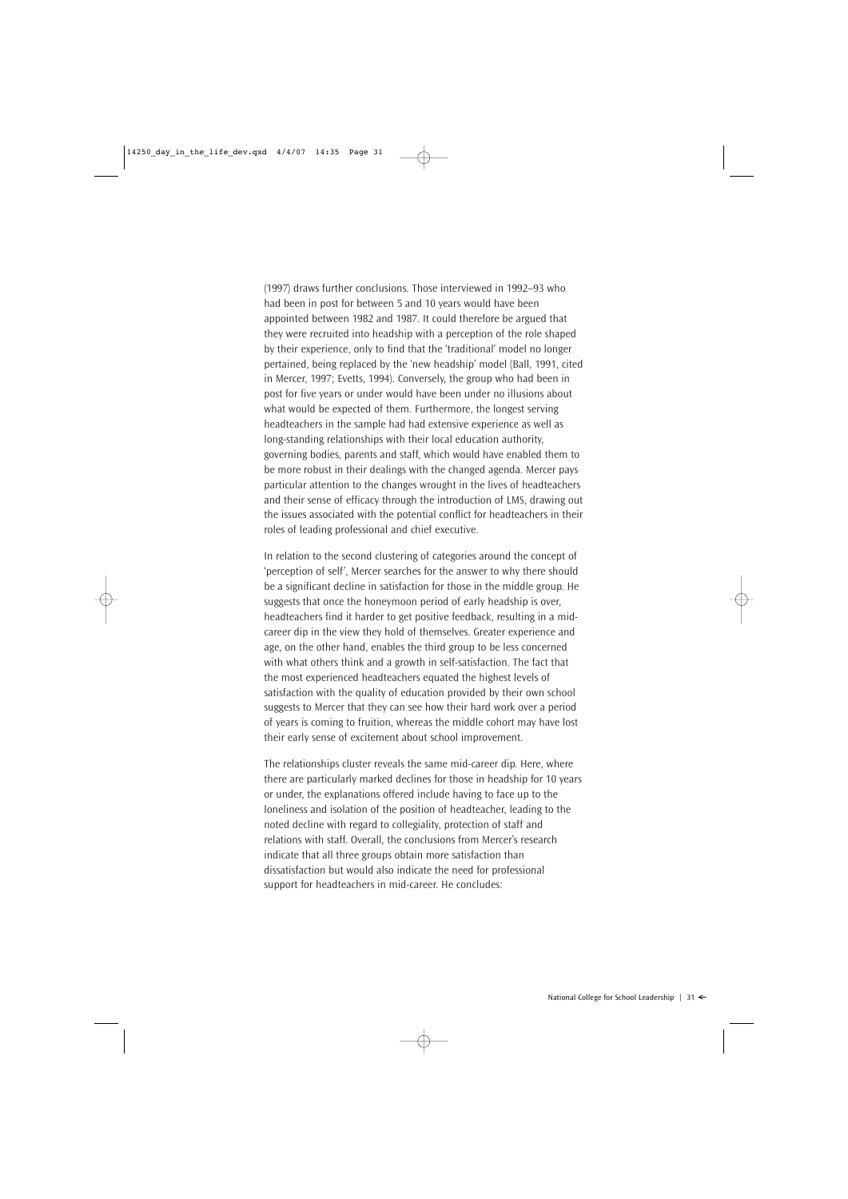(1997) draws further conclusions. Those interviewed in 1992–93 who had been in post for between 5 and 10 years would have been appointed between 1982 and 1987. It could therefore be argued that they were recruited into headship with a perception of the role shaped by their experience, only to find that the 'traditional' model no longer pertained, being replaced by the 'new headship' model (Ball, 1991, cited in Mercer, 1997; Evetts, 1994). Conversely, the group who had been in post for five years or under would have been under no illusions about what would be expected of them. Furthermore, the longest serving headteachers in the sample had had extensive experience as well as long-standing relationships with their local education authority, governing bodies, parents and staff, which would have enabled them to be more robust in their dealings with the changed agenda. Mercer pays particular attention to the changes wrought in the lives of headteachers and their sense of efficacy through the introduction of LMS, drawing out the issues associated with the potential conflict for headteachers in their roles of leading professional and chief executive.

In relation to the second clustering of categories around the concept of 'perception of self', Mercer searches for the answer to why there should be a significant decline in satisfaction for those in the middle group. He suggests that once the honeymoon period of early headship is over, headteachers find it harder to get positive feedback, resulting in a mid-career dip in the view they hold of themselves. Greater experience and age, on the other hand, enables the third group to be less concerned with what others think and a growth in self-satisfaction. The fact that the most experienced headteachers equated the highest levels of satisfaction with the quality of education provided by their own school suggests to Mercer that they can see how their hard work over a period of years is coming to fruition, whereas the middle cohort may have lost their early sense of excitement about school improvement.

The relationships cluster reveals the same mid-career dip. Here, where there are particularly marked declines for those in headship for 10 years or under, the explanations offered include having to face up to the loneliness and isolation of the position of headteacher, leading to the noted decline with regard to collegiality, protection of staff and relations with staff. Overall, the conclusions from Mercer's research indicate that all three groups obtain more satisfaction than dissatisfaction but would also indicate the need for professional support for headteachers in mid-career. He concludes: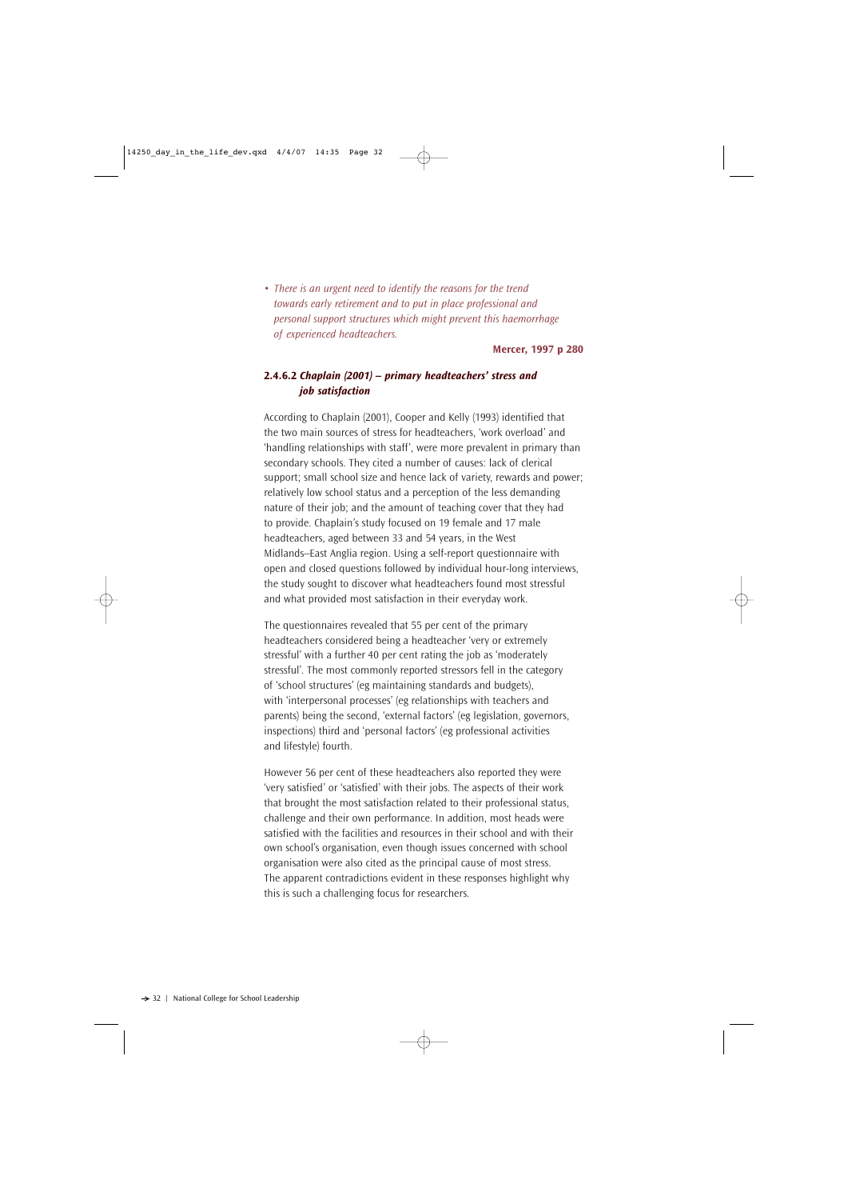- *There is an urgent need to identify the reasons for the trend towards early retirement and to put in place professional and personal support structures which might prevent this haemorrhage of experienced headteachers.*

**Mercer, 1997 p 280**

### 2.4.6.2 *Chaplain (2001) – primary headteachers' stress and job satisfaction*

According to Chaplain (2001), Cooper and Kelly (1993) identified that the two main sources of stress for headteachers, 'work overload' and 'handling relationships with staff', were more prevalent in primary than secondary schools. They cited a number of causes: lack of clerical support; small school size and hence lack of variety, rewards and power; relatively low school status and a perception of the less demanding nature of their job; and the amount of teaching cover that they had to provide. Chaplain's study focused on 19 female and 17 male headteachers, aged between 33 and 54 years, in the West Midlands–East Anglia region. Using a self-report questionnaire with open and closed questions followed by individual hour-long interviews, the study sought to discover what headteachers found most stressful and what provided most satisfaction in their everyday work.

The questionnaires revealed that 55 per cent of the primary headteachers considered being a headteacher 'very or extremely stressful' with a further 40 per cent rating the job as 'moderately stressful'. The most commonly reported stressors fell in the category of 'school structures' (eg maintaining standards and budgets), with 'interpersonal processes' (eg relationships with teachers and parents) being the second, 'external factors' (eg legislation, governors, inspections) third and 'personal factors' (eg professional activities and lifestyle) fourth.

However 56 per cent of these headteachers also reported they were 'very satisfied' or 'satisfied' with their jobs. The aspects of their work that brought the most satisfaction related to their professional status, challenge and their own performance. In addition, most heads were satisfied with the facilities and resources in their school and with their own school's organisation, even though issues concerned with school organisation were also cited as the principal cause of most stress. The apparent contradictions evident in these responses highlight why this is such a challenging focus for researchers.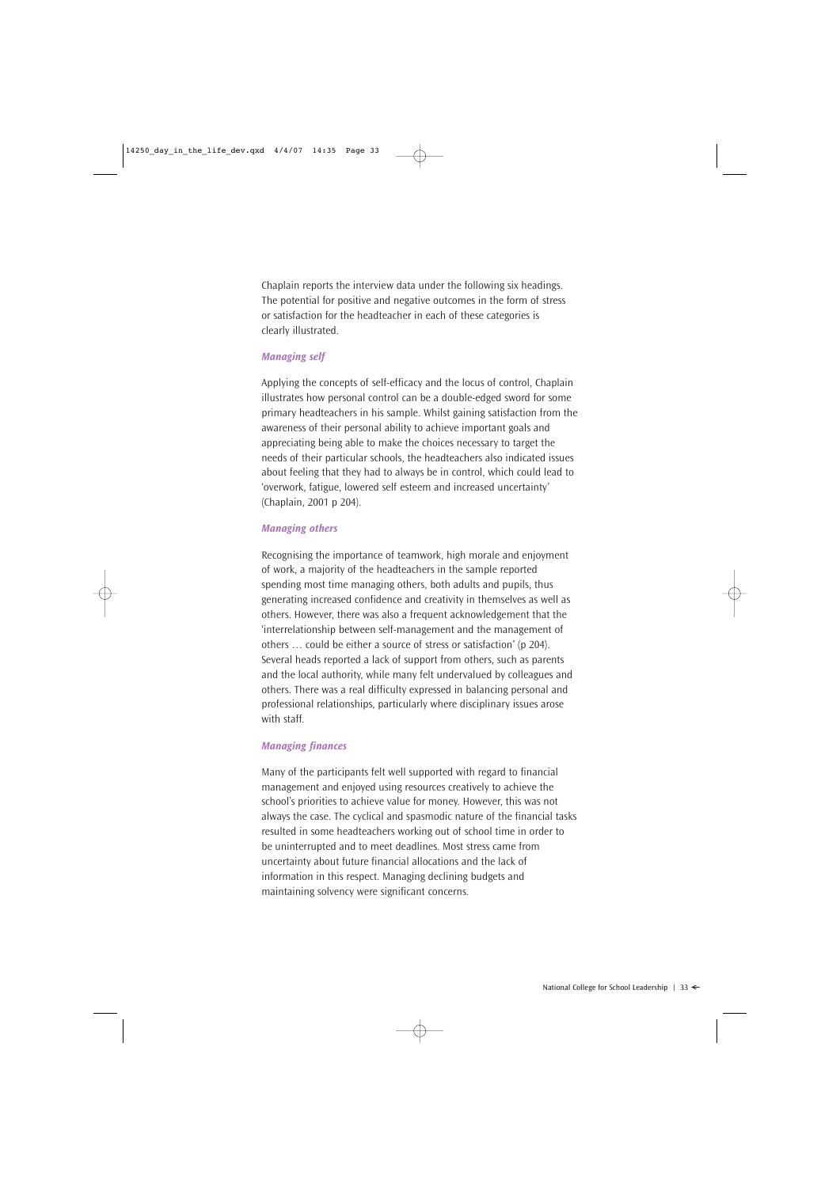Chaplain reports the interview data under the following six headings. The potential for positive and negative outcomes in the form of stress or satisfaction for the headteacher in each of these categories is clearly illustrated.

### *Managing self*

Applying the concepts of self-efficacy and the locus of control, Chaplain illustrates how personal control can be a double-edged sword for some primary headteachers in his sample. Whilst gaining satisfaction from the awareness of their personal ability to achieve important goals and appreciating being able to make the choices necessary to target the needs of their particular schools, the headteachers also indicated issues about feeling that they had to always be in control, which could lead to 'overwork, fatigue, lowered self esteem and increased uncertainty' (Chaplain, 2001 p 204).

### *Managing others*

Recognising the importance of teamwork, high morale and enjoyment of work, a majority of the headteachers in the sample reported spending most time managing others, both adults and pupils, thus generating increased confidence and creativity in themselves as well as others. However, there was also a frequent acknowledgement that the 'interrelationship between self-management and the management of others … could be either a source of stress or satisfaction' (p 204). Several heads reported a lack of support from others, such as parents and the local authority, while many felt undervalued by colleagues and others. There was a real difficulty expressed in balancing personal and professional relationships, particularly where disciplinary issues arose with staff.

### *Managing finances*

Many of the participants felt well supported with regard to financial management and enjoyed using resources creatively to achieve the school's priorities to achieve value for money. However, this was not always the case. The cyclical and spasmodic nature of the financial tasks resulted in some headteachers working out of school time in order to be uninterrupted and to meet deadlines. Most stress came from uncertainty about future financial allocations and the lack of information in this respect. Managing declining budgets and maintaining solvency were significant concerns.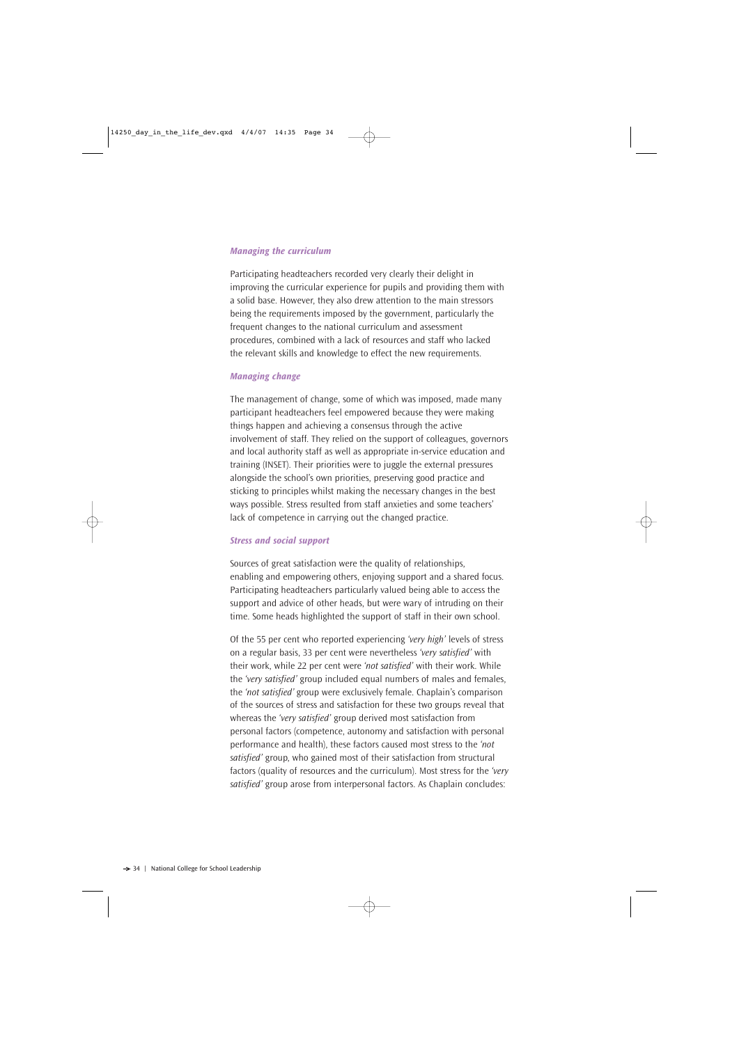### *Managing the curriculum*

Participating headteachers recorded very clearly their delight in improving the curricular experience for pupils and providing them with a solid base. However, they also drew attention to the main stressors being the requirements imposed by the government, particularly the frequent changes to the national curriculum and assessment procedures, combined with a lack of resources and staff who lacked the relevant skills and knowledge to effect the new requirements.

### *Managing change*

The management of change, some of which was imposed, made many participant headteachers feel empowered because they were making things happen and achieving a consensus through the active involvement of staff. They relied on the support of colleagues, governors and local authority staff as well as appropriate in-service education and training (INSET). Their priorities were to juggle the external pressures alongside the school's own priorities, preserving good practice and sticking to principles whilst making the necessary changes in the best ways possible. Stress resulted from staff anxieties and some teachers' lack of competence in carrying out the changed practice.

### *Stress and social support*

Sources of great satisfaction were the quality of relationships, enabling and empowering others, enjoying support and a shared focus. Participating headteachers particularly valued being able to access the support and advice of other heads, but were wary of intruding on their time. Some heads highlighted the support of staff in their own school.

Of the 55 per cent who reported experiencing *'very high'* levels of stress on a regular basis, 33 per cent were nevertheless *'very satisfied'* with their work, while 22 per cent were *'not satisfied'* with their work. While the *'very satisfied'* group included equal numbers of males and females, the *'not satisfied'* group were exclusively female. Chaplain's comparison of the sources of stress and satisfaction for these two groups reveal that whereas the *'very satisfied'* group derived most satisfaction from personal factors (competence, autonomy and satisfaction with personal performance and health), these factors caused most stress to the *'not satisfied'* group, who gained most of their satisfaction from structural factors (quality of resources and the curriculum). Most stress for the *'very satisfied'* group arose from interpersonal factors. As Chaplain concludes: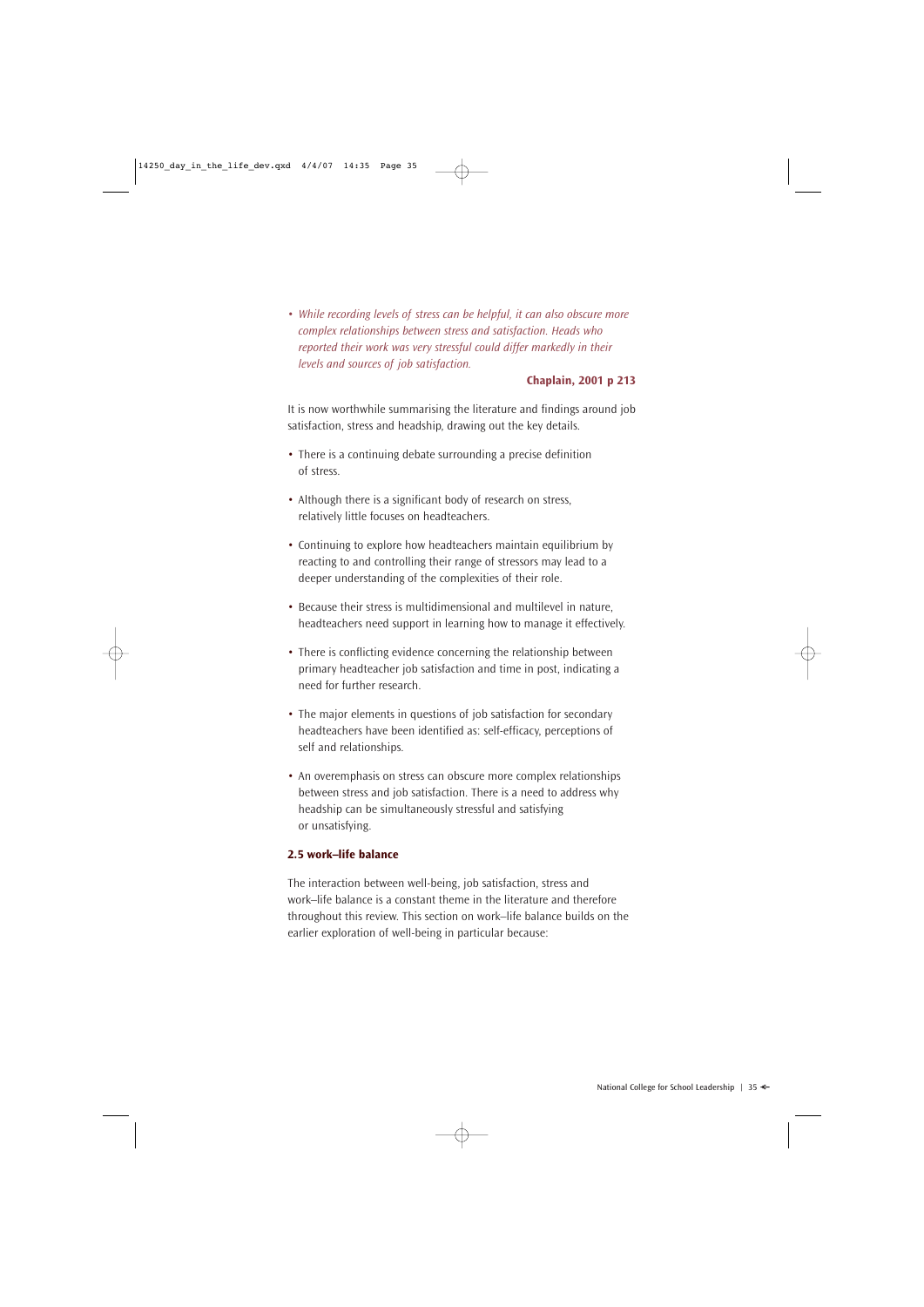- *While recording levels of stress can be helpful, it can also obscure more complex relationships between stress and satisfaction. Heads who reported their work was very stressful could differ markedly in their levels and sources of job satisfaction.*

**Chaplain, 2001 p 213**

It is now worthwhile summarising the literature and findings around job satisfaction, stress and headship, drawing out the key details.

- There is a continuing debate surrounding a precise definition of stress.
- Although there is a significant body of research on stress, relatively little focuses on headteachers.
- Continuing to explore how headteachers maintain equilibrium by reacting to and controlling their range of stressors may lead to a deeper understanding of the complexities of their role.
- Because their stress is multidimensional and multilevel in nature, headteachers need support in learning how to manage it effectively.
- There is conflicting evidence concerning the relationship between primary headteacher job satisfaction and time in post, indicating a need for further research.
- The major elements in questions of job satisfaction for secondary headteachers have been identified as: self-efficacy, perceptions of self and relationships.
- An overemphasis on stress can obscure more complex relationships between stress and job satisfaction. There is a need to address why headship can be simultaneously stressful and satisfying or unsatisfying.

## 2.5 work–life balance

The interaction between well-being, job satisfaction, stress and work–life balance is a constant theme in the literature and therefore throughout this review. This section on work–life balance builds on the earlier exploration of well-being in particular because: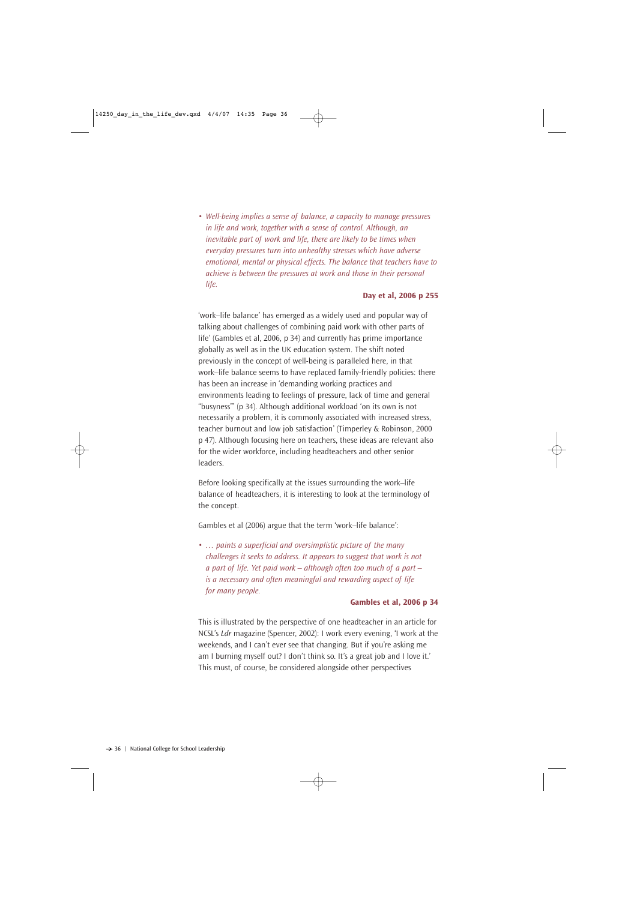- *Well-being implies a sense of balance, a capacity to manage pressures in life and work, together with a sense of control. Although, an inevitable part of work and life, there are likely to be times when everyday pressures turn into unhealthy stresses which have adverse emotional, mental or physical effects. The balance that teachers have to achieve is between the pressures at work and those in their personal life.*

**Day et al, 2006 p 255**

'work–life balance' has emerged as a widely used and popular way of talking about challenges of combining paid work with other parts of life' (Gambles et al, 2006, p 34) and currently has prime importance globally as well as in the UK education system. The shift noted previously in the concept of well-being is paralleled here, in that work–life balance seems to have replaced family-friendly policies: there has been an increase in 'demanding working practices and environments leading to feelings of pressure, lack of time and general "busyness"' (p 34). Although additional workload 'on its own is not necessarily a problem, it is commonly associated with increased stress, teacher burnout and low job satisfaction' (Timperley & Robinson, 2000 p 47). Although focusing here on teachers, these ideas are relevant also for the wider workforce, including headteachers and other senior leaders.

Before looking specifically at the issues surrounding the work–life balance of headteachers, it is interesting to look at the terminology of the concept.

Gambles et al (2006) argue that the term 'work–life balance':

- *… paints a superficial and oversimplistic picture of the many challenges it seeks to address. It appears to suggest that work is not a part of life. Yet paid work – although often too much of a part – is a necessary and often meaningful and rewarding aspect of life for many people.*

**Gambles et al, 2006 p 34**

This is illustrated by the perspective of one headteacher in an article for NCSL's *Ldr* magazine (Spencer, 2002): I work every evening, 'I work at the weekends, and I can't ever see that changing. But if you're asking me am I burning myself out? I don't think so. It's a great job and I love it.' This must, of course, be considered alongside other perspectives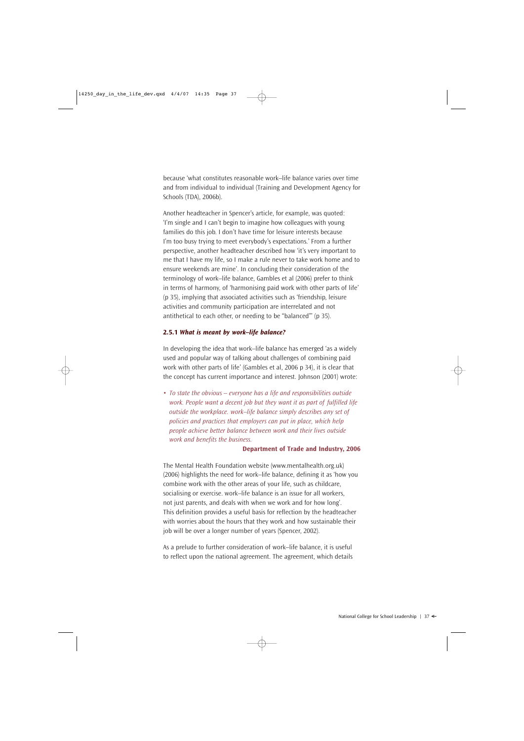because 'what constitutes reasonable work–life balance varies over time and from individual to individual (Training and Development Agency for Schools (TDA), 2006b).

Another headteacher in Spencer's article, for example, was quoted: 'I'm single and I can't begin to imagine how colleagues with young families do this job. I don't have time for leisure interests because I'm too busy trying to meet everybody's expectations.' From a further perspective, another headteacher described how 'it's very important to me that I have my life, so I make a rule never to take work home and to ensure weekends are mine'. In concluding their consideration of the terminology of work–life balance, Gambles et al (2006) prefer to think in terms of harmony, of 'harmonising paid work with other parts of life' (p 35), implying that associated activities such as 'friendship, leisure activities and community participation are interrelated and not antithetical to each other, or needing to be "balanced"' (p 35).

### 2.5.1 *What is meant by work–life balance?*

In developing the idea that work–life balance has emerged 'as a widely used and popular way of talking about challenges of combining paid work with other parts of life' (Gambles et al, 2006 p 34), it is clear that the concept has current importance and interest. Johnson (2001) wrote:

- *To state the obvious – everyone has a life and responsibilities outside work. People want a decent job but they want it as part of fulfilled life outside the workplace. work–life balance simply describes any set of policies and practices that employers can put in place, which help people achieve better balance between work and their lives outside work and benefits the business.*

**Department of Trade and Industry, 2006**

The Mental Health Foundation website (www.mentalhealth.org.uk) (2006) highlights the need for work–life balance, defining it as 'how you combine work with the other areas of your life, such as childcare, socialising or exercise. work–life balance is an issue for all workers, not just parents, and deals with when we work and for how long'. This definition provides a useful basis for reflection by the headteacher with worries about the hours that they work and how sustainable their job will be over a longer number of years (Spencer, 2002).

As a prelude to further consideration of work–life balance, it is useful to reflect upon the national agreement. The agreement, which details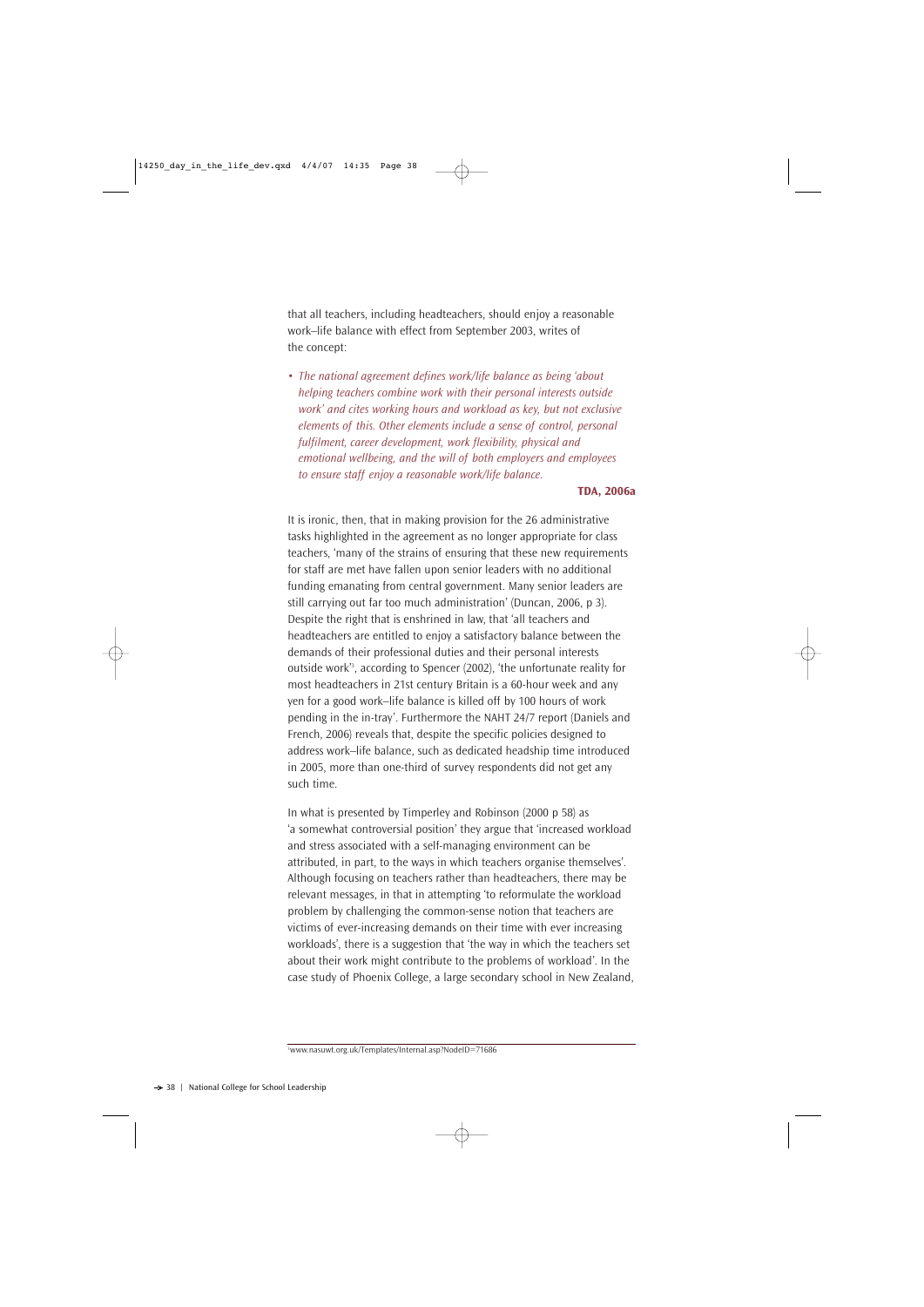that all teachers, including headteachers, should enjoy a reasonable work–life balance with effect from September 2003, writes of the concept:

- *The national agreement defines work/life balance as being 'about helping teachers combine work with their personal interests outside work' and cites working hours and workload as key, but not exclusive elements of this. Other elements include a sense of control, personal fulfilment, career development, work flexibility, physical and emotional wellbeing, and the will of both employers and employees to ensure staff enjoy a reasonable work/life balance.*

**TDA, 2006a**

It is ironic, then, that in making provision for the 26 administrative tasks highlighted in the agreement as no longer appropriate for class teachers, 'many of the strains of ensuring that these new requirements for staff are met have fallen upon senior leaders with no additional funding emanating from central government. Many senior leaders are still carrying out far too much administration' (Duncan, 2006, p 3). Despite the right that is enshrined in law, that 'all teachers and headteachers are entitled to enjoy a satisfactory balance between the demands of their professional duties and their personal interests outside work'[1], according to Spencer (2002), 'the unfortunate reality for most headteachers in 21st century Britain is a 60-hour week and any yen for a good work–life balance is killed off by 100 hours of work pending in the in-tray'. Furthermore the NAHT 24/7 report (Daniels and French, 2006) reveals that, despite the specific policies designed to address work–life balance, such as dedicated headship time introduced in 2005, more than one-third of survey respondents did not get any such time.

In what is presented by Timperley and Robinson (2000 p 58) as 'a somewhat controversial position' they argue that 'increased workload and stress associated with a self-managing environment can be attributed, in part, to the ways in which teachers organise themselves'. Although focusing on teachers rather than headteachers, there may be relevant messages, in that in attempting 'to reformulate the workload problem by challenging the common-sense notion that teachers are victims of ever-increasing demands on their time with ever increasing workloads', there is a suggestion that 'the way in which the teachers set about their work might contribute to the problems of workload'. In the case study of Phoenix College, a large secondary school in New Zealand,

[1] www.nasuwt.org.uk/Templates/Internal.asp?NodeID=71686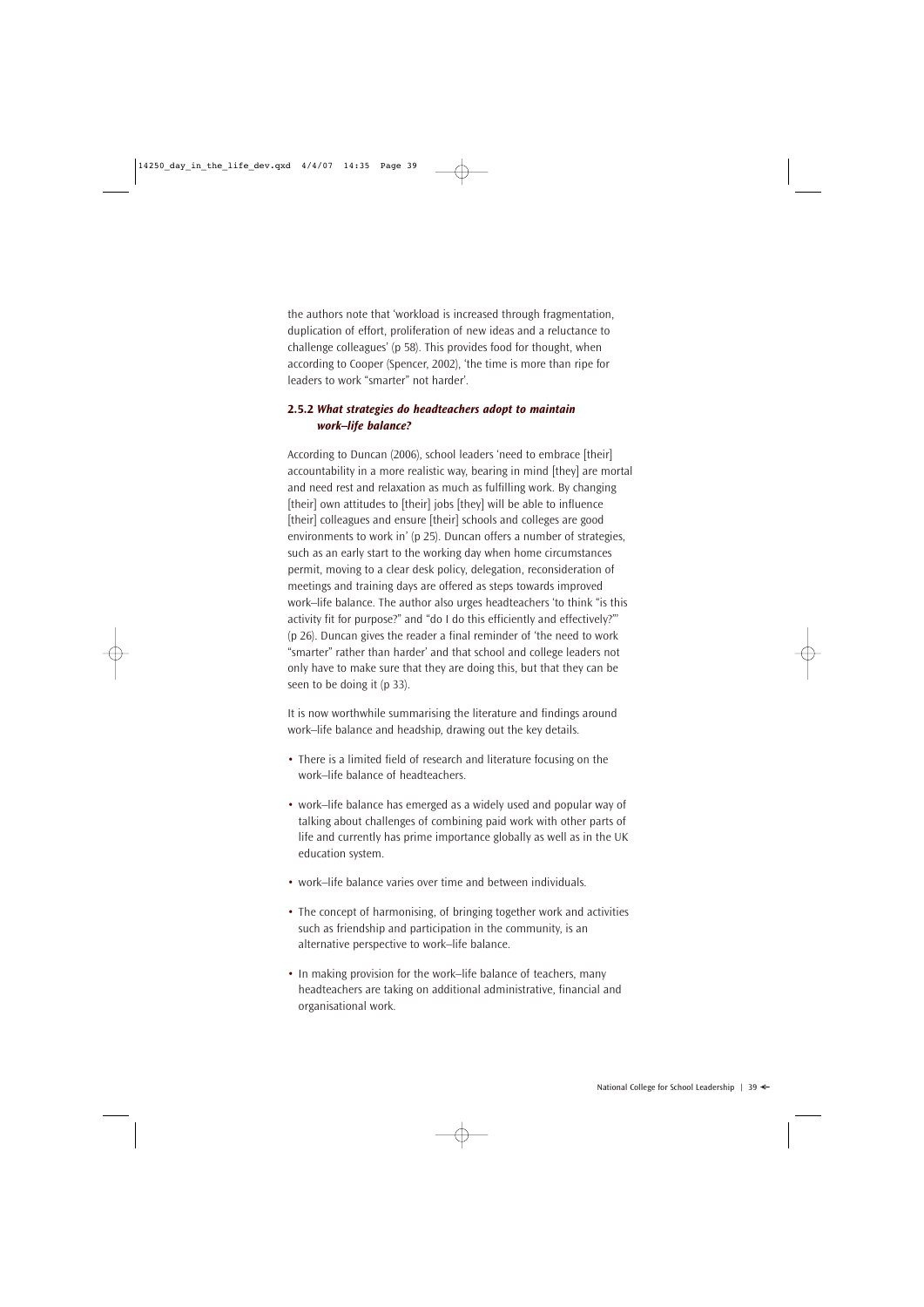the authors note that 'workload is increased through fragmentation, duplication of effort, proliferation of new ideas and a reluctance to challenge colleagues' (p 58). This provides food for thought, when according to Cooper (Spencer, 2002), 'the time is more than ripe for leaders to work "smarter" not harder'.

### 2.5.2 *What strategies do headteachers adopt to maintain work–life balance?*

According to Duncan (2006), school leaders 'need to embrace [their] accountability in a more realistic way, bearing in mind [they] are mortal and need rest and relaxation as much as fulfilling work. By changing [their] own attitudes to [their] jobs [they] will be able to influence [their] colleagues and ensure [their] schools and colleges are good environments to work in' (p 25). Duncan offers a number of strategies, such as an early start to the working day when home circumstances permit, moving to a clear desk policy, delegation, reconsideration of meetings and training days are offered as steps towards improved work–life balance. The author also urges headteachers 'to think "is this activity fit for purpose?" and "do I do this efficiently and effectively?"' (p 26). Duncan gives the reader a final reminder of 'the need to work "smarter" rather than harder' and that school and college leaders not only have to make sure that they are doing this, but that they can be seen to be doing it (p 33).

It is now worthwhile summarising the literature and findings around work–life balance and headship, drawing out the key details.

- There is a limited field of research and literature focusing on the work–life balance of headteachers.
- work–life balance has emerged as a widely used and popular way of talking about challenges of combining paid work with other parts of life and currently has prime importance globally as well as in the UK education system.
- work–life balance varies over time and between individuals.
- The concept of harmonising, of bringing together work and activities such as friendship and participation in the community, is an alternative perspective to work–life balance.
- In making provision for the work–life balance of teachers, many headteachers are taking on additional administrative, financial and organisational work.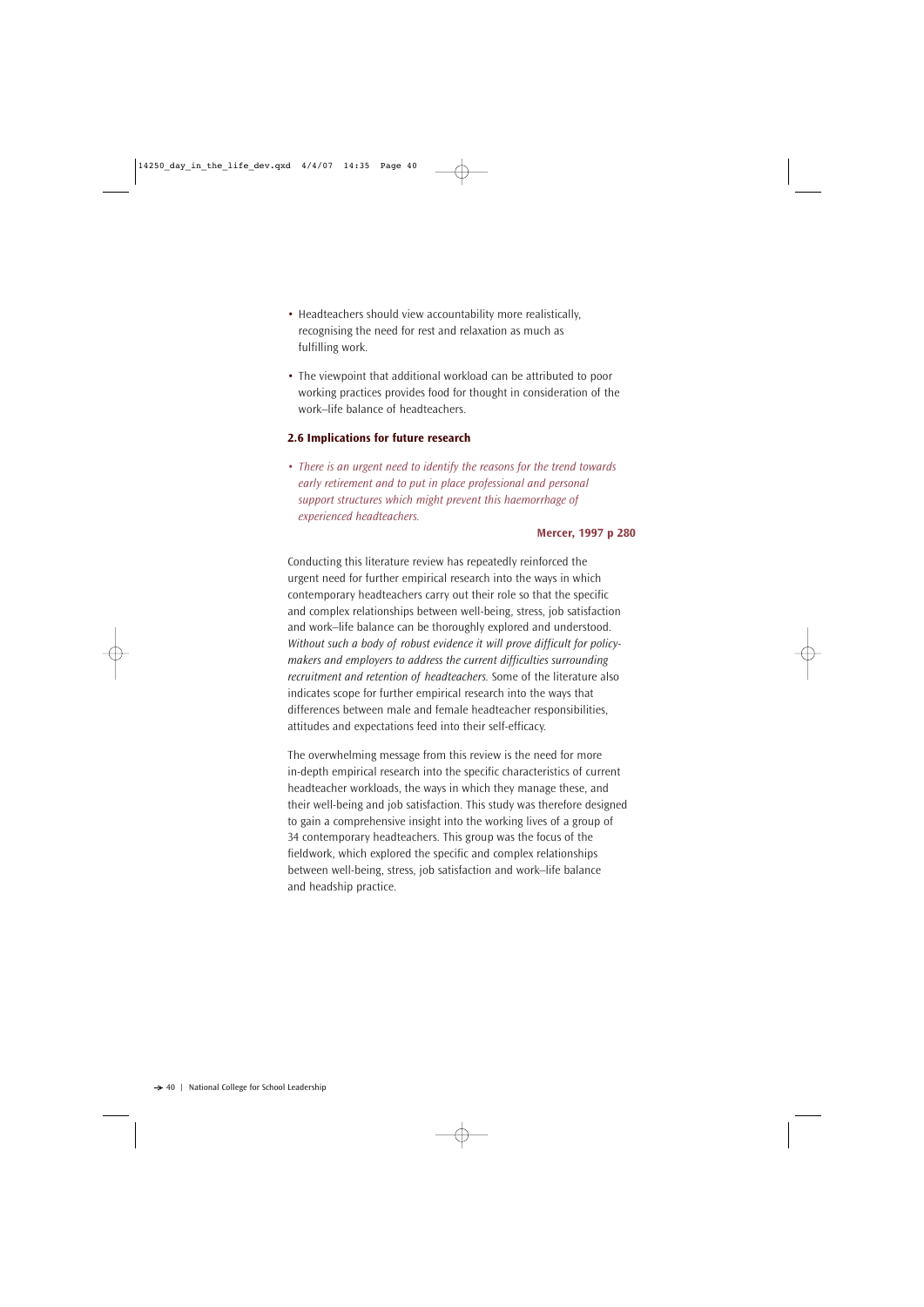- Headteachers should view accountability more realistically, recognising the need for rest and relaxation as much as fulfilling work.
- The viewpoint that additional workload can be attributed to poor working practices provides food for thought in consideration of the work–life balance of headteachers.

### 2.6 Implications for future research

- *There is an urgent need to identify the reasons for the trend towards early retirement and to put in place professional and personal support structures which might prevent this haemorrhage of experienced headteachers.*

**Mercer, 1997 p 280**

Conducting this literature review has repeatedly reinforced the urgent need for further empirical research into the ways in which contemporary headteachers carry out their role so that the specific and complex relationships between well-being, stress, job satisfaction and work–life balance can be thoroughly explored and understood. *Without such a body of robust evidence it will prove difficult for policy-makers and employers to address the current difficulties surrounding recruitment and retention of headteachers.* Some of the literature also indicates scope for further empirical research into the ways that differences between male and female headteacher responsibilities, attitudes and expectations feed into their self-efficacy.

The overwhelming message from this review is the need for more in-depth empirical research into the specific characteristics of current headteacher workloads, the ways in which they manage these, and their well-being and job satisfaction. This study was therefore designed to gain a comprehensive insight into the working lives of a group of 34 contemporary headteachers. This group was the focus of the fieldwork, which explored the specific and complex relationships between well-being, stress, job satisfaction and work–life balance and headship practice.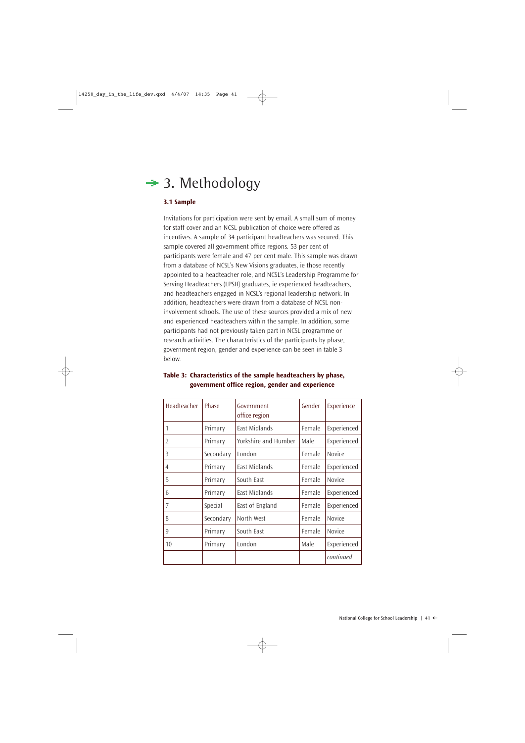# 3. Methodology

### 3.1 Sample

Invitations for participation were sent by email. A small sum of money for staff cover and an NCSL publication of choice were offered as incentives. A sample of 34 participant headteachers was secured. This sample covered all government office regions. 53 per cent of participants were female and 47 per cent male. This sample was drawn from a database of NCSL's New Visions graduates, ie those recently appointed to a headteacher role, and NCSL's Leadership Programme for Serving Headteachers (LPSH) graduates, ie experienced headteachers, and headteachers engaged in NCSL's regional leadership network. In addition, headteachers were drawn from a database of NCSL non-involvement schools. The use of these sources provided a mix of new and experienced headteachers within the sample. In addition, some participants had not previously taken part in NCSL programme or research activities. The characteristics of the participants by phase, government region, gender and experience can be seen in table 3 below.

**Table 3: Characteristics of the sample headteachers by phase, government office region, gender and experience**

| Headteacher | Phase | Government office region | Gender | Experience |
|---|---|---|---|---|
| 1 | Primary | East Midlands | Female | Experienced |
| 2 | Primary | Yorkshire and Humber | Male | Experienced |
| 3 | Secondary | London | Female | Novice |
| 4 | Primary | East Midlands | Female | Experienced |
| 5 | Primary | South East | Female | Novice |
| 6 | Primary | East Midlands | Female | Experienced |
| 7 | Special | East of England | Female | Experienced |
| 8 | Secondary | North West | Female | Novice |
| 9 | Primary | South East | Female | Novice |
| 10 | Primary | London | Male | Experienced |
| | | | | *continued* |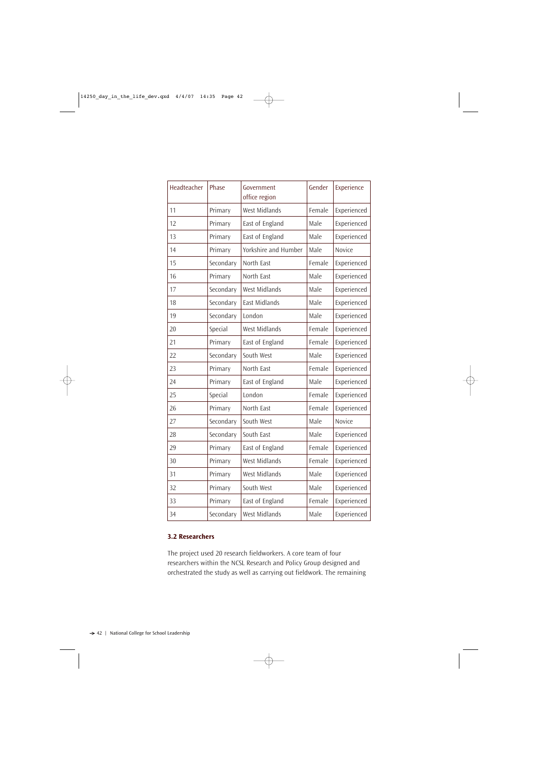| Headteacher | Phase | Government office region | Gender | Experience |
|---|---|---|---|---|
| 11 | Primary | West Midlands | Female | Experienced |
| 12 | Primary | East of England | Male | Experienced |
| 13 | Primary | East of England | Male | Experienced |
| 14 | Primary | Yorkshire and Humber | Male | Novice |
| 15 | Secondary | North East | Female | Experienced |
| 16 | Primary | North East | Male | Experienced |
| 17 | Secondary | West Midlands | Male | Experienced |
| 18 | Secondary | East Midlands | Male | Experienced |
| 19 | Secondary | London | Male | Experienced |
| 20 | Special | West Midlands | Female | Experienced |
| 21 | Primary | East of England | Female | Experienced |
| 22 | Secondary | South West | Male | Experienced |
| 23 | Primary | North East | Female | Experienced |
| 24 | Primary | East of England | Male | Experienced |
| 25 | Special | London | Female | Experienced |
| 26 | Primary | North East | Female | Experienced |
| 27 | Secondary | South West | Male | Novice |
| 28 | Secondary | South East | Male | Experienced |
| 29 | Primary | East of England | Female | Experienced |
| 30 | Primary | West Midlands | Female | Experienced |
| 31 | Primary | West Midlands | Male | Experienced |
| 32 | Primary | South West | Male | Experienced |
| 33 | Primary | East of England | Female | Experienced |
| 34 | Secondary | West Midlands | Male | Experienced |

### 3.2 Researchers

The project used 20 research fieldworkers. A core team of four researchers within the NCSL Research and Policy Group designed and orchestrated the study as well as carrying out fieldwork. The remaining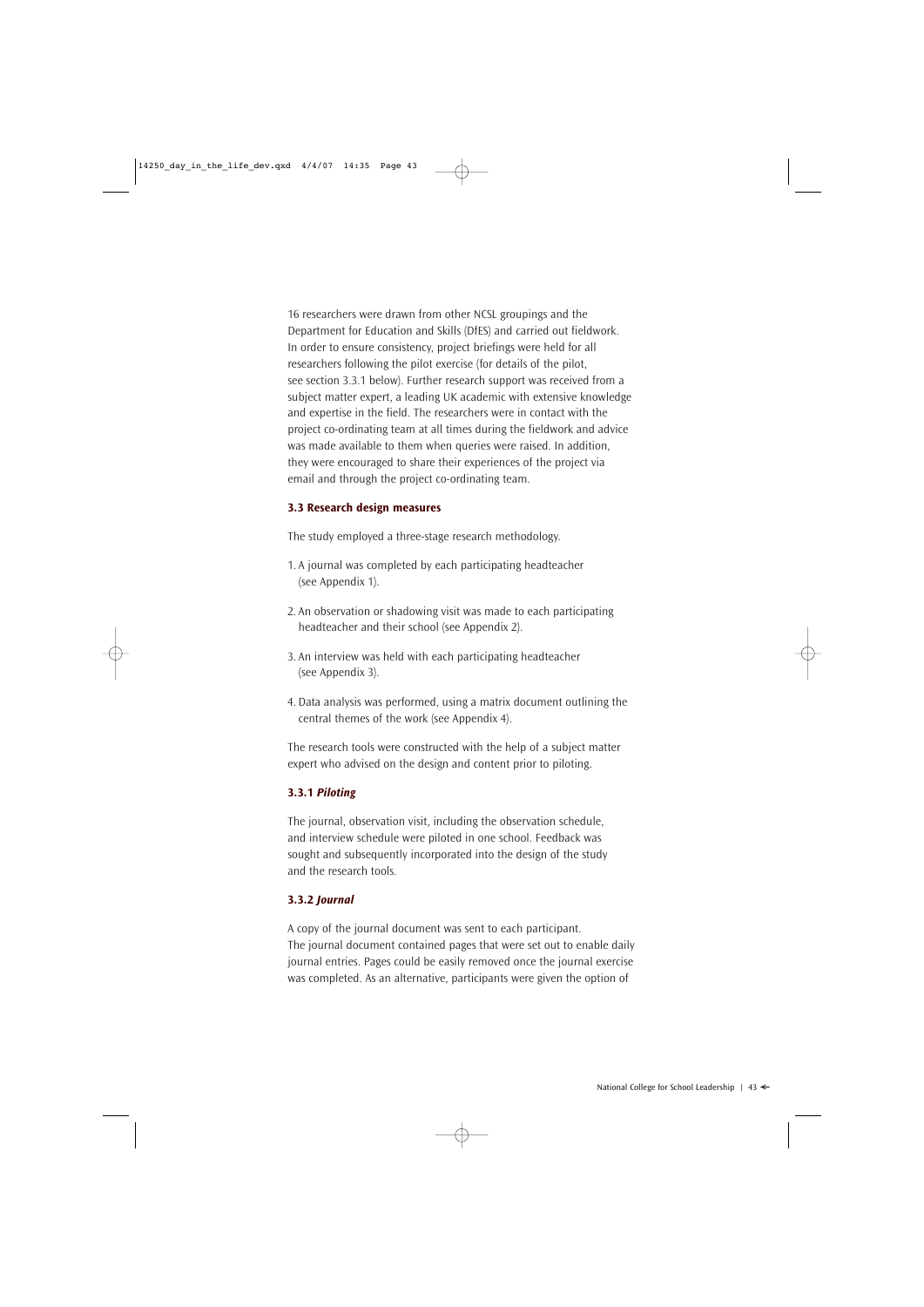16 researchers were drawn from other NCSL groupings and the Department for Education and Skills (DfES) and carried out fieldwork. In order to ensure consistency, project briefings were held for all researchers following the pilot exercise (for details of the pilot, see section 3.3.1 below). Further research support was received from a subject matter expert, a leading UK academic with extensive knowledge and expertise in the field. The researchers were in contact with the project co-ordinating team at all times during the fieldwork and advice was made available to them when queries were raised. In addition, they were encouraged to share their experiences of the project via email and through the project co-ordinating team.

### 3.3 Research design measures

The study employed a three-stage research methodology.

1. A journal was completed by each participating headteacher (see Appendix 1).

2. An observation or shadowing visit was made to each participating headteacher and their school (see Appendix 2).

3. An interview was held with each participating headteacher (see Appendix 3).

4. Data analysis was performed, using a matrix document outlining the central themes of the work (see Appendix 4).

The research tools were constructed with the help of a subject matter expert who advised on the design and content prior to piloting.

#### 3.3.1 *Piloting*

The journal, observation visit, including the observation schedule, and interview schedule were piloted in one school. Feedback was sought and subsequently incorporated into the design of the study and the research tools.

#### 3.3.2 *Journal*

A copy of the journal document was sent to each participant. The journal document contained pages that were set out to enable daily journal entries. Pages could be easily removed once the journal exercise was completed. As an alternative, participants were given the option of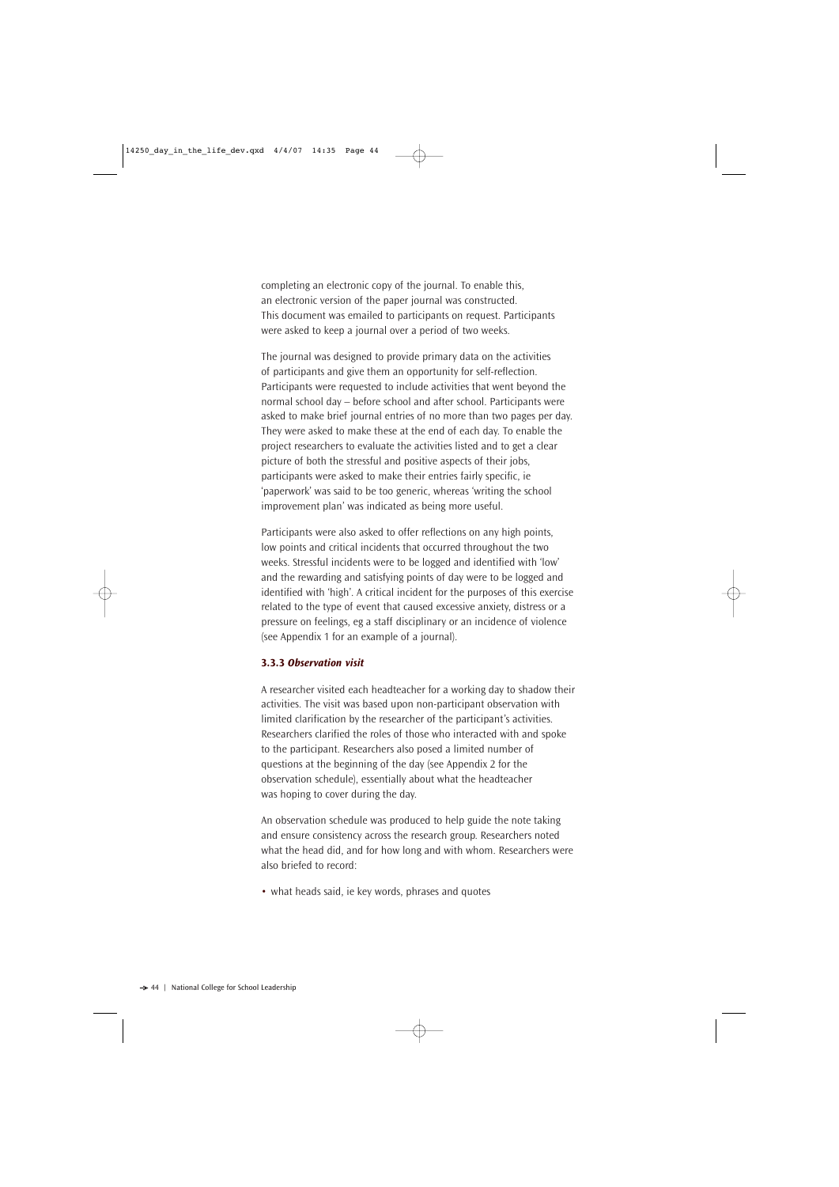completing an electronic copy of the journal. To enable this, an electronic version of the paper journal was constructed. This document was emailed to participants on request. Participants were asked to keep a journal over a period of two weeks.

The journal was designed to provide primary data on the activities of participants and give them an opportunity for self-reflection. Participants were requested to include activities that went beyond the normal school day – before school and after school. Participants were asked to make brief journal entries of no more than two pages per day. They were asked to make these at the end of each day. To enable the project researchers to evaluate the activities listed and to get a clear picture of both the stressful and positive aspects of their jobs, participants were asked to make their entries fairly specific, ie 'paperwork' was said to be too generic, whereas 'writing the school improvement plan' was indicated as being more useful.

Participants were also asked to offer reflections on any high points, low points and critical incidents that occurred throughout the two weeks. Stressful incidents were to be logged and identified with 'low' and the rewarding and satisfying points of day were to be logged and identified with 'high'. A critical incident for the purposes of this exercise related to the type of event that caused excessive anxiety, distress or a pressure on feelings, eg a staff disciplinary or an incidence of violence (see Appendix 1 for an example of a journal).

### 3.3.3 *Observation visit*

A researcher visited each headteacher for a working day to shadow their activities. The visit was based upon non-participant observation with limited clarification by the researcher of the participant's activities. Researchers clarified the roles of those who interacted with and spoke to the participant. Researchers also posed a limited number of questions at the beginning of the day (see Appendix 2 for the observation schedule), essentially about what the headteacher was hoping to cover during the day.

An observation schedule was produced to help guide the note taking and ensure consistency across the research group. Researchers noted what the head did, and for how long and with whom. Researchers were also briefed to record:

- what heads said, ie key words, phrases and quotes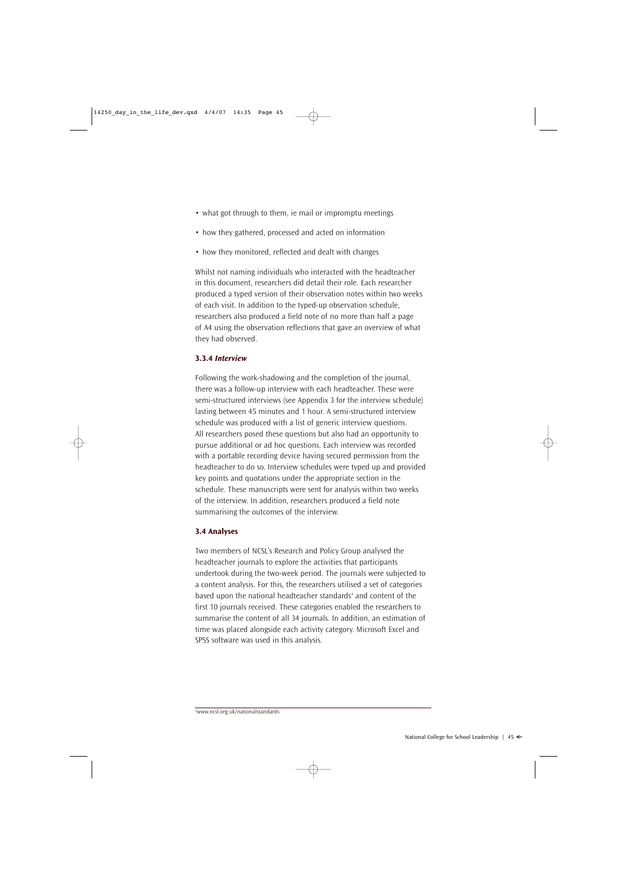- what got through to them, ie mail or impromptu meetings
- how they gathered, processed and acted on information
- how they monitored, reflected and dealt with changes

Whilst not naming individuals who interacted with the headteacher in this document, researchers did detail their role. Each researcher produced a typed version of their observation notes within two weeks of each visit. In addition to the typed-up observation schedule, researchers also produced a field note of no more than half a page of A4 using the observation reflections that gave an overview of what they had observed.

### 3.3.4 *Interview*

Following the work-shadowing and the completion of the journal, there was a follow-up interview with each headteacher. These were semi-structured interviews (see Appendix 3 for the interview schedule) lasting between 45 minutes and 1 hour. A semi-structured interview schedule was produced with a list of generic interview questions. All researchers posed these questions but also had an opportunity to pursue additional or ad hoc questions. Each interview was recorded with a portable recording device having secured permission from the headteacher to do so. Interview schedules were typed up and provided key points and quotations under the appropriate section in the schedule. These manuscripts were sent for analysis within two weeks of the interview. In addition, researchers produced a field note summarising the outcomes of the interview.

## 3.4 Analyses

Two members of NCSL's Research and Policy Group analysed the headteacher journals to explore the activities that participants undertook during the two-week period. The journals were subjected to a content analysis. For this, the researchers utilised a set of categories based upon the national headteacher standards[4] and content of the first 10 journals received. These categories enabled the researchers to summarise the content of all 34 journals. In addition, an estimation of time was placed alongside each activity category. Microsoft Excel and SPSS software was used in this analysis.

[4] www.ncsl.org.uk/nationalstandards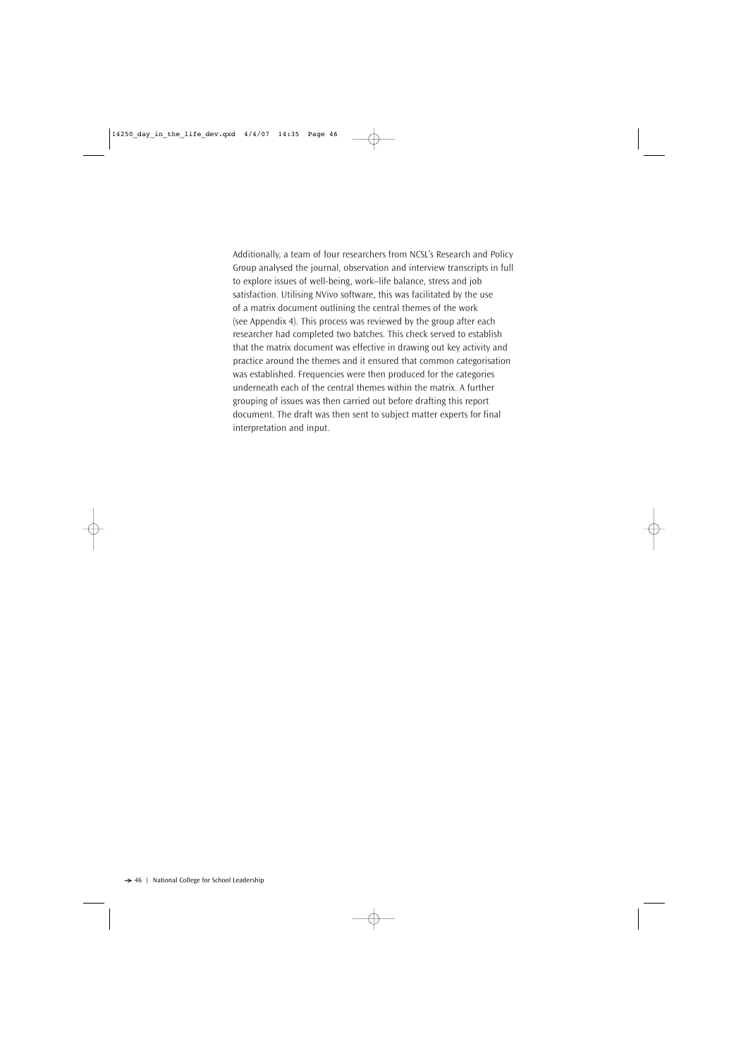Additionally, a team of four researchers from NCSL's Research and Policy Group analysed the journal, observation and interview transcripts in full to explore issues of well-being, work–life balance, stress and job satisfaction. Utilising NVivo software, this was facilitated by the use of a matrix document outlining the central themes of the work (see Appendix 4). This process was reviewed by the group after each researcher had completed two batches. This check served to establish that the matrix document was effective in drawing out key activity and practice around the themes and it ensured that common categorisation was established. Frequencies were then produced for the categories underneath each of the central themes within the matrix. A further grouping of issues was then carried out before drafting this report document. The draft was then sent to subject matter experts for final interpretation and input.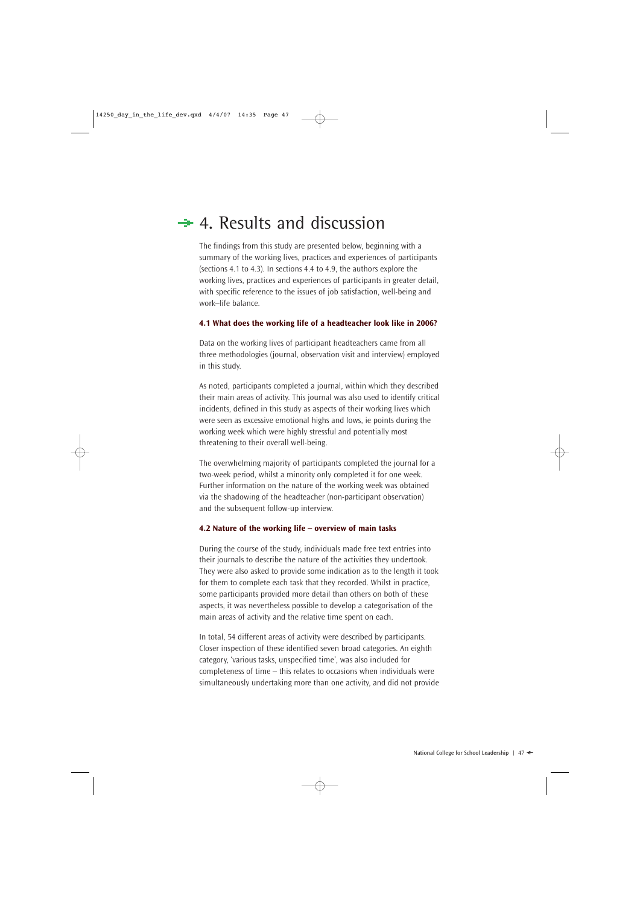# 4. Results and discussion

The findings from this study are presented below, beginning with a summary of the working lives, practices and experiences of participants (sections 4.1 to 4.3). In sections 4.4 to 4.9, the authors explore the working lives, practices and experiences of participants in greater detail, with specific reference to the issues of job satisfaction, well-being and work–life balance.

### 4.1 What does the working life of a headteacher look like in 2006?

Data on the working lives of participant headteachers came from all three methodologies (journal, observation visit and interview) employed in this study.

As noted, participants completed a journal, within which they described their main areas of activity. This journal was also used to identify critical incidents, defined in this study as aspects of their working lives which were seen as excessive emotional highs and lows, ie points during the working week which were highly stressful and potentially most threatening to their overall well-being.

The overwhelming majority of participants completed the journal for a two-week period, whilst a minority only completed it for one week. Further information on the nature of the working week was obtained via the shadowing of the headteacher (non-participant observation) and the subsequent follow-up interview.

### 4.2 Nature of the working life – overview of main tasks

During the course of the study, individuals made free text entries into their journals to describe the nature of the activities they undertook. They were also asked to provide some indication as to the length it took for them to complete each task that they recorded. Whilst in practice, some participants provided more detail than others on both of these aspects, it was nevertheless possible to develop a categorisation of the main areas of activity and the relative time spent on each.

In total, 54 different areas of activity were described by participants. Closer inspection of these identified seven broad categories. An eighth category, 'various tasks, unspecified time', was also included for completeness of time – this relates to occasions when individuals were simultaneously undertaking more than one activity, and did not provide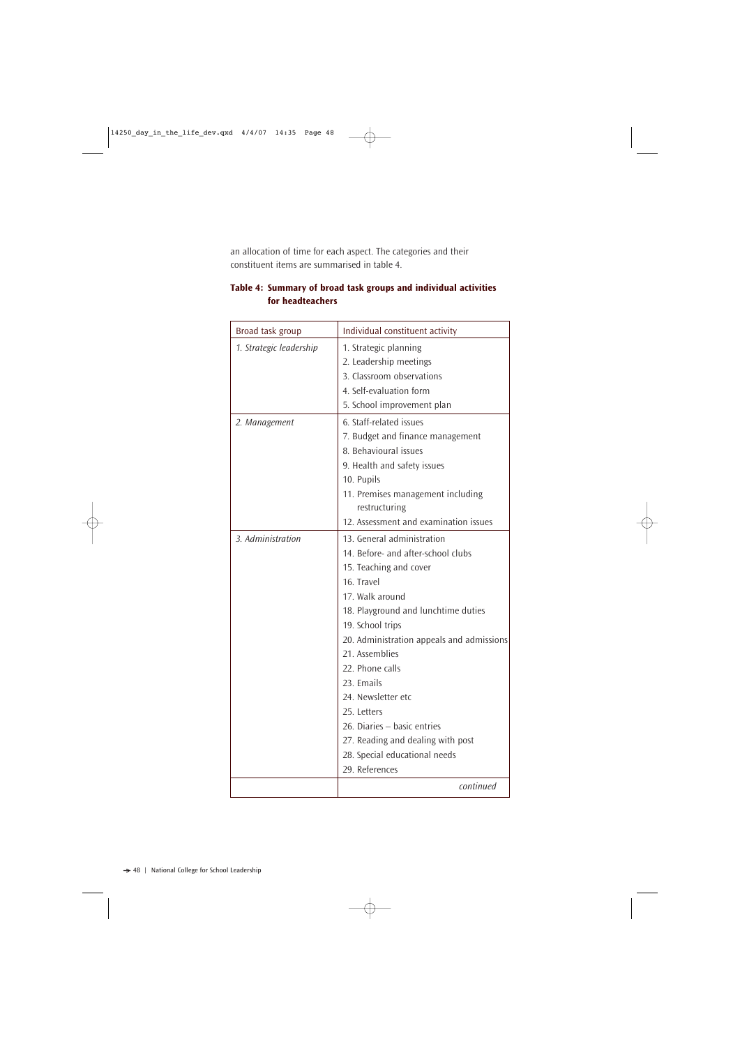an allocation of time for each aspect. The categories and their constituent items are summarised in table 4.

**Table 4: Summary of broad task groups and individual activities for headteachers**

| Broad task group | Individual constituent activity |
| --- | --- |
| *1. Strategic leadership* | 1. Strategic planning<br>2. Leadership meetings<br>3. Classroom observations<br>4. Self-evaluation form<br>5. School improvement plan |
| *2. Management* | 6. Staff-related issues<br>7. Budget and finance management<br>8. Behavioural issues<br>9. Health and safety issues<br>10. Pupils<br>11. Premises management including restructuring<br>12. Assessment and examination issues |
| *3. Administration* | 13. General administration<br>14. Before- and after-school clubs<br>15. Teaching and cover<br>16. Travel<br>17. Walk around<br>18. Playground and lunchtime duties<br>19. School trips<br>20. Administration appeals and admissions<br>21. Assemblies<br>22. Phone calls<br>23. Emails<br>24. Newsletter etc<br>25. Letters<br>26. Diaries – basic entries<br>27. Reading and dealing with post<br>28. Special educational needs<br>29. References |
| | *continued* |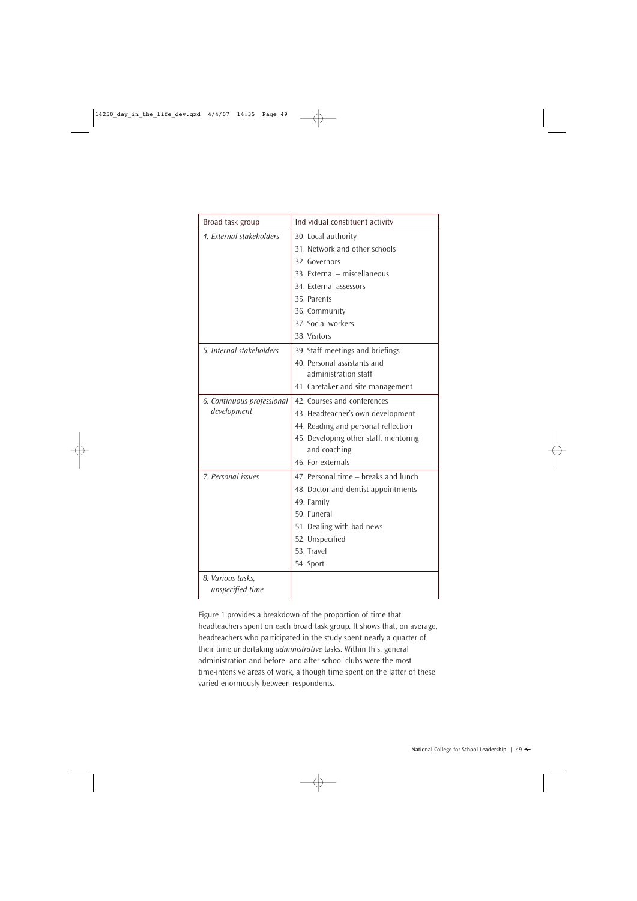| Broad task group | Individual constituent activity |
|---|---|
| *4. External stakeholders* | 30. Local authority |
| | 31. Network and other schools |
| | 32. Governors |
| | 33. External – miscellaneous |
| | 34. External assessors |
| | 35. Parents |
| | 36. Community |
| | 37. Social workers |
| | 38. Visitors |
| *5. Internal stakeholders* | 39. Staff meetings and briefings |
| | 40. Personal assistants and administration staff |
| | 41. Caretaker and site management |
| *6. Continuous professional development* | 42. Courses and conferences |
| | 43. Headteacher's own development |
| | 44. Reading and personal reflection |
| | 45. Developing other staff, mentoring and coaching |
| | 46. For externals |
| *7. Personal issues* | 47. Personal time – breaks and lunch |
| | 48. Doctor and dentist appointments |
| | 49. Family |
| | 50. Funeral |
| | 51. Dealing with bad news |
| | 52. Unspecified |
| | 53. Travel |
| | 54. Sport |
| *8. Various tasks, unspecified time* | |

Figure 1 provides a breakdown of the proportion of time that headteachers spent on each broad task group. It shows that, on average, headteachers who participated in the study spent nearly a quarter of their time undertaking *administrative* tasks. Within this, general administration and before- and after-school clubs were the most time-intensive areas of work, although time spent on the latter of these varied enormously between respondents.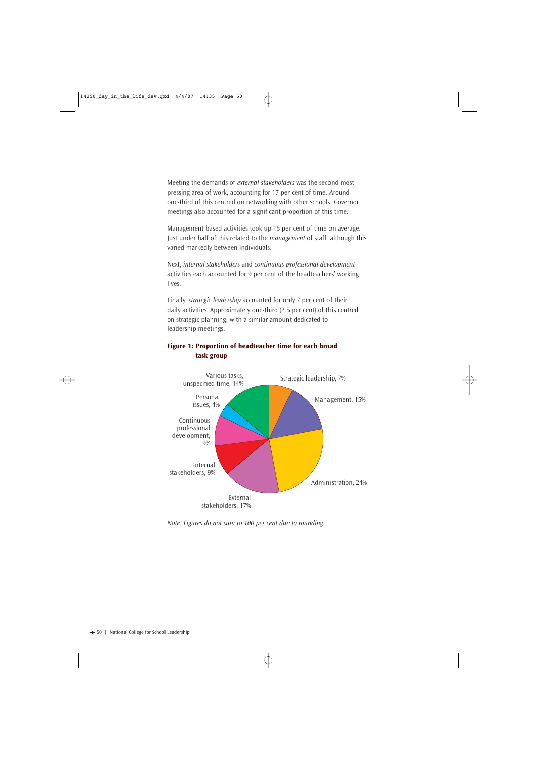Meeting the demands of *external stakeholders* was the second most pressing area of work, accounting for 17 per cent of time. Around one-third of this centred on networking with other schools. Governor meetings also accounted for a significant proportion of this time.

Management-based activities took up 15 per cent of time on average. Just under half of this related to the *management* of staff, although this varied markedly between individuals.

Next, *internal stakeholders* and *continuous professional development* activities each accounted for 9 per cent of the headteachers' working lives.

Finally, *strategic leadership* accounted for only 7 per cent of their daily activities. Approximately one-third (2.5 per cent) of this centred on strategic planning, with a similar amount dedicated to leadership meetings.

**Figure 1: Proportion of headteacher time for each broad task group**

| Task group | Proportion of time |
|---|---|
| Strategic leadership | 7% |
| Management | 15% |
| Administration | 24% |
| External stakeholders | 17% |
| Internal stakeholders | 9% |
| Continuous professional development | 9% |
| Personal issues | 4% |
| Various tasks, unspecified time | 14% |

*Note: Figures do not sum to 100 per cent due to rounding*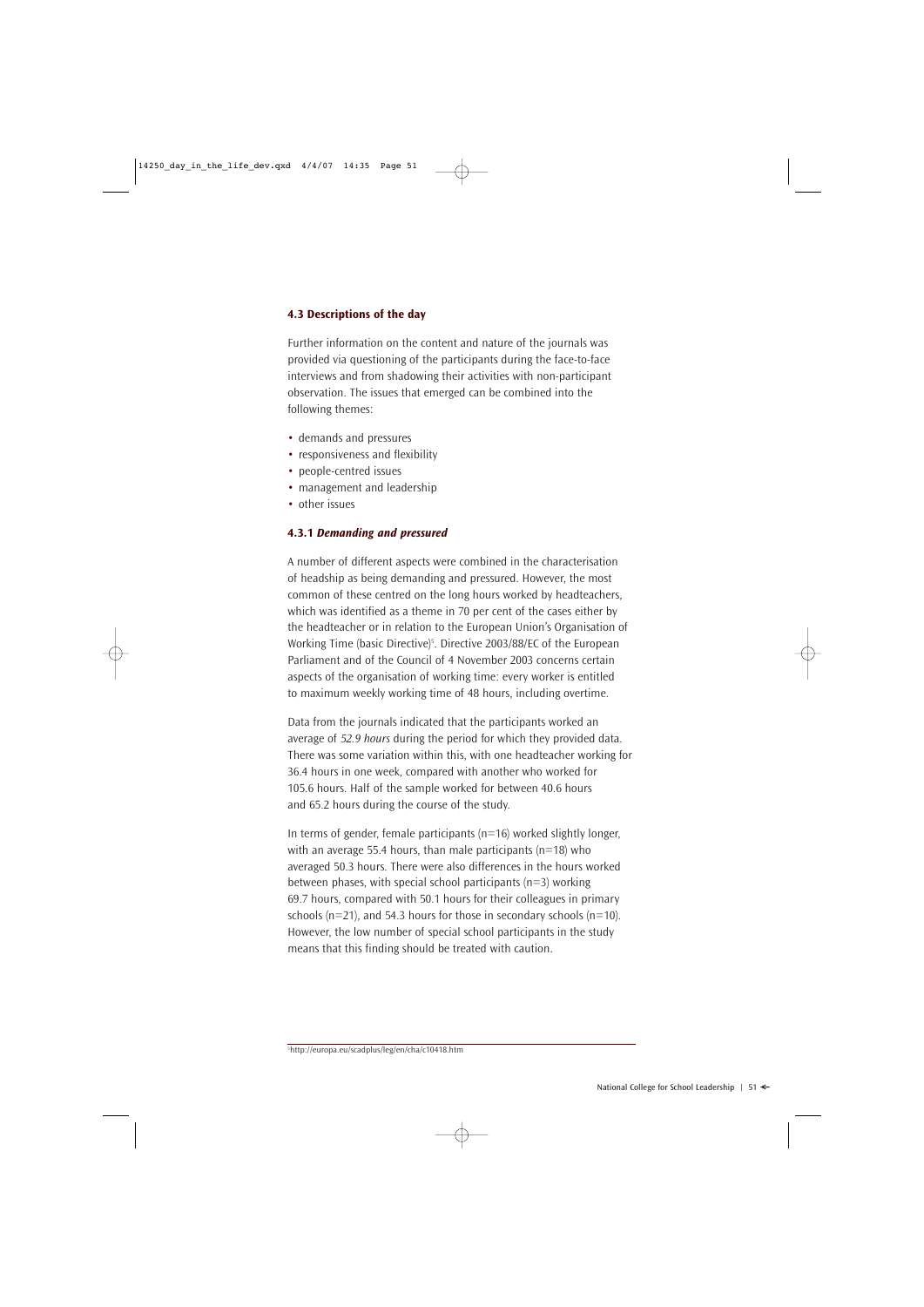### 4.3 Descriptions of the day

Further information on the content and nature of the journals was provided via questioning of the participants during the face-to-face interviews and from shadowing their activities with non-participant observation. The issues that emerged can be combined into the following themes:

- demands and pressures
- responsiveness and flexibility
- people-centred issues
- management and leadership
- other issues

#### 4.3.1 *Demanding and pressured*

A number of different aspects were combined in the characterisation of headship as being demanding and pressured. However, the most common of these centred on the long hours worked by headteachers, which was identified as a theme in 70 per cent of the cases either by the headteacher or in relation to the European Union's Organisation of Working Time (basic Directive)[5]. Directive 2003/88/EC of the European Parliament and of the Council of 4 November 2003 concerns certain aspects of the organisation of working time: every worker is entitled to maximum weekly working time of 48 hours, including overtime.

Data from the journals indicated that the participants worked an average of *52.9 hours* during the period for which they provided data. There was some variation within this, with one headteacher working for 36.4 hours in one week, compared with another who worked for 105.6 hours. Half of the sample worked for between 40.6 hours and 65.2 hours during the course of the study.

In terms of gender, female participants (n=16) worked slightly longer, with an average 55.4 hours, than male participants (n=18) who averaged 50.3 hours. There were also differences in the hours worked between phases, with special school participants (n=3) working 69.7 hours, compared with 50.1 hours for their colleagues in primary schools (n=21), and 54.3 hours for those in secondary schools (n=10). However, the low number of special school participants in the study means that this finding should be treated with caution.

[5] http://europa.eu/scadplus/leg/en/cha/c10418.htm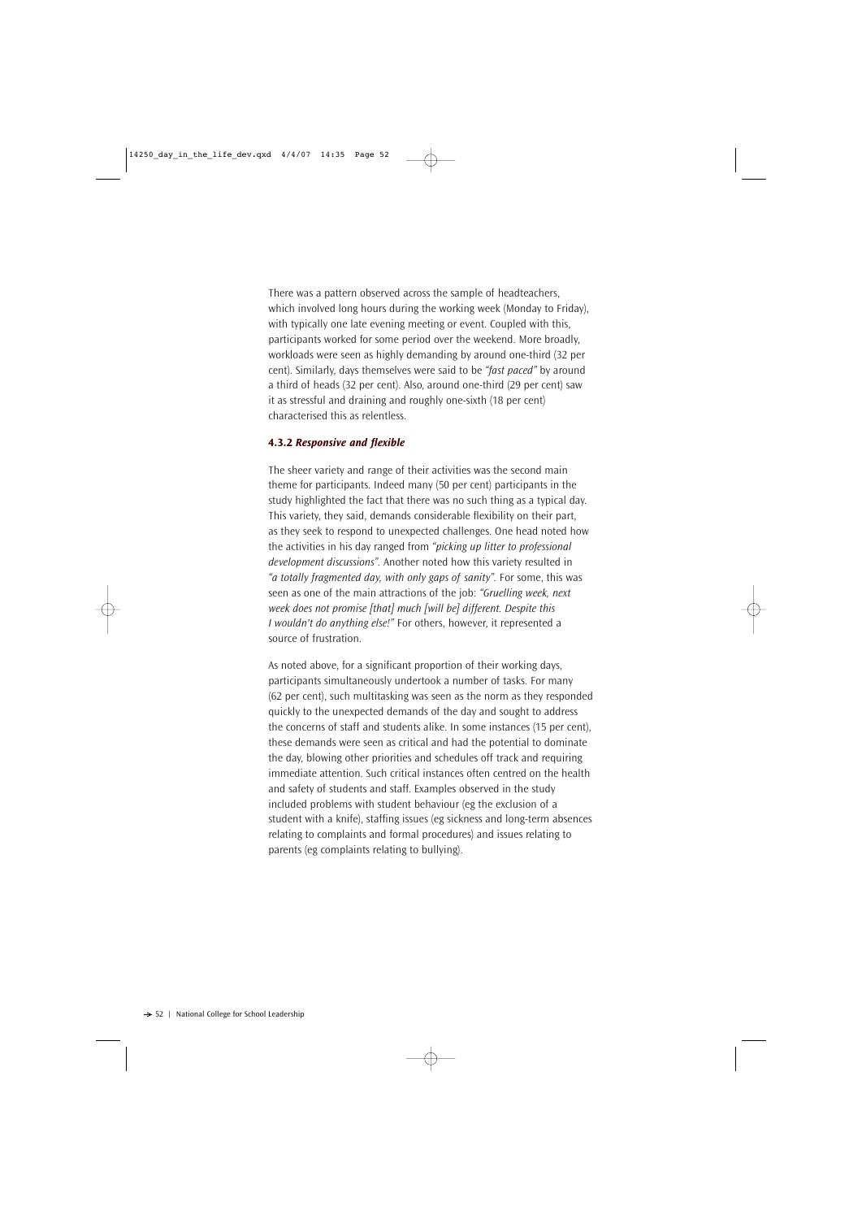There was a pattern observed across the sample of headteachers, which involved long hours during the working week (Monday to Friday), with typically one late evening meeting or event. Coupled with this, participants worked for some period over the weekend. More broadly, workloads were seen as highly demanding by around one-third (32 per cent). Similarly, days themselves were said to be *"fast paced"* by around a third of heads (32 per cent). Also, around one-third (29 per cent) saw it as stressful and draining and roughly one-sixth (18 per cent) characterised this as relentless.

### 4.3.2 *Responsive and flexible*

The sheer variety and range of their activities was the second main theme for participants. Indeed many (50 per cent) participants in the study highlighted the fact that there was no such thing as a typical day. This variety, they said, demands considerable flexibility on their part, as they seek to respond to unexpected challenges. One head noted how the activities in his day ranged from *"picking up litter to professional development discussions"*. Another noted how this variety resulted in *"a totally fragmented day, with only gaps of sanity"*. For some, this was seen as one of the main attractions of the job: *"Gruelling week, next week does not promise [that] much [will be] different. Despite this I wouldn't do anything else!"* For others, however, it represented a source of frustration.

As noted above, for a significant proportion of their working days, participants simultaneously undertook a number of tasks. For many (62 per cent), such multitasking was seen as the norm as they responded quickly to the unexpected demands of the day and sought to address the concerns of staff and students alike. In some instances (15 per cent), these demands were seen as critical and had the potential to dominate the day, blowing other priorities and schedules off track and requiring immediate attention. Such critical instances often centred on the health and safety of students and staff. Examples observed in the study included problems with student behaviour (eg the exclusion of a student with a knife), staffing issues (eg sickness and long-term absences relating to complaints and formal procedures) and issues relating to parents (eg complaints relating to bullying).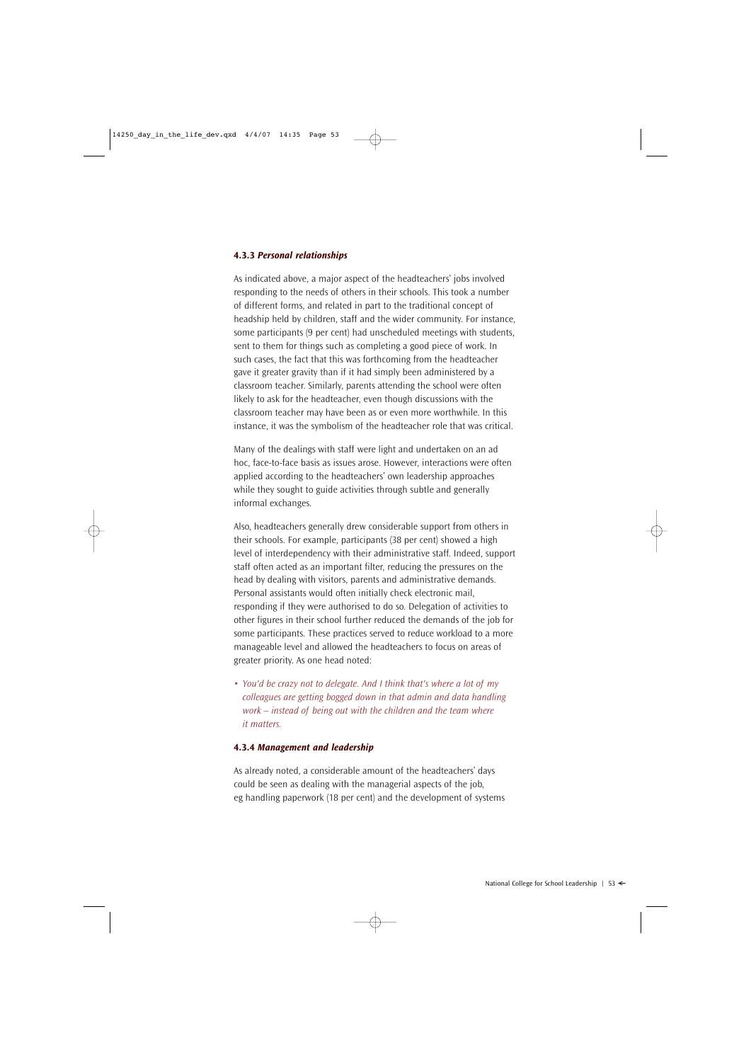### 4.3.3 *Personal relationships*

As indicated above, a major aspect of the headteachers' jobs involved responding to the needs of others in their schools. This took a number of different forms, and related in part to the traditional concept of headship held by children, staff and the wider community. For instance, some participants (9 per cent) had unscheduled meetings with students, sent to them for things such as completing a good piece of work. In such cases, the fact that this was forthcoming from the headteacher gave it greater gravity than if it had simply been administered by a classroom teacher. Similarly, parents attending the school were often likely to ask for the headteacher, even though discussions with the classroom teacher may have been as or even more worthwhile. In this instance, it was the symbolism of the headteacher role that was critical.

Many of the dealings with staff were light and undertaken on an ad hoc, face-to-face basis as issues arose. However, interactions were often applied according to the headteachers' own leadership approaches while they sought to guide activities through subtle and generally informal exchanges.

Also, headteachers generally drew considerable support from others in their schools. For example, participants (38 per cent) showed a high level of interdependency with their administrative staff. Indeed, support staff often acted as an important filter, reducing the pressures on the head by dealing with visitors, parents and administrative demands. Personal assistants would often initially check electronic mail, responding if they were authorised to do so. Delegation of activities to other figures in their school further reduced the demands of the job for some participants. These practices served to reduce workload to a more manageable level and allowed the headteachers to focus on areas of greater priority. As one head noted:

- *You'd be crazy not to delegate. And I think that's where a lot of my colleagues are getting bogged down in that admin and data handling work – instead of being out with the children and the team where it matters.*

### 4.3.4 *Management and leadership*

As already noted, a considerable amount of the headteachers' days could be seen as dealing with the managerial aspects of the job, eg handling paperwork (18 per cent) and the development of systems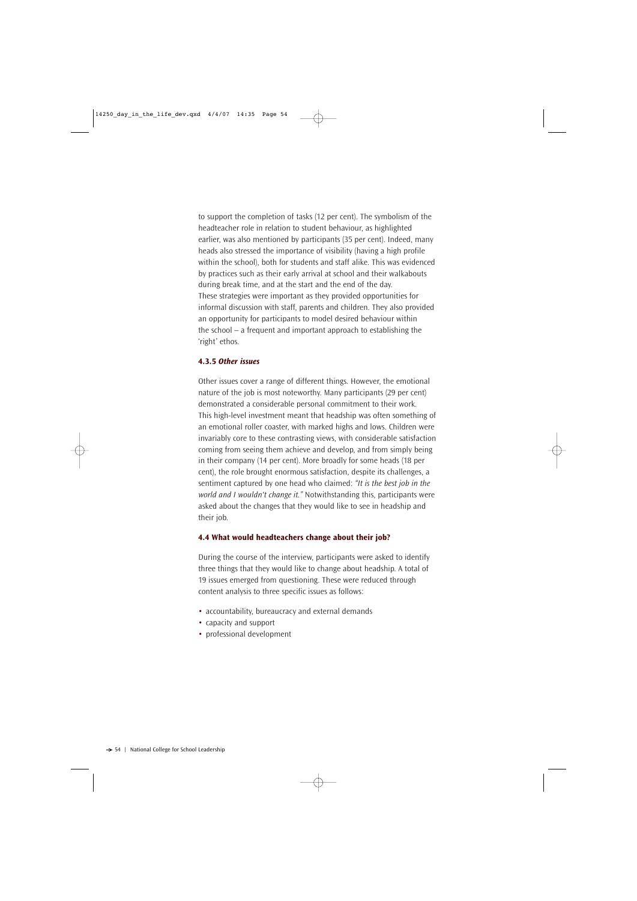to support the completion of tasks (12 per cent). The symbolism of the headteacher role in relation to student behaviour, as highlighted earlier, was also mentioned by participants (35 per cent). Indeed, many heads also stressed the importance of visibility (having a high profile within the school), both for students and staff alike. This was evidenced by practices such as their early arrival at school and their walkabouts during break time, and at the start and the end of the day. These strategies were important as they provided opportunities for informal discussion with staff, parents and children. They also provided an opportunity for participants to model desired behaviour within the school – a frequent and important approach to establishing the 'right' ethos.

### 4.3.5 *Other issues*

Other issues cover a range of different things. However, the emotional nature of the job is most noteworthy. Many participants (29 per cent) demonstrated a considerable personal commitment to their work. This high-level investment meant that headship was often something of an emotional roller coaster, with marked highs and lows. Children were invariably core to these contrasting views, with considerable satisfaction coming from seeing them achieve and develop, and from simply being in their company (14 per cent). More broadly for some heads (18 per cent), the role brought enormous satisfaction, despite its challenges, a sentiment captured by one head who claimed: *"It is the best job in the world and I wouldn't change it."* Notwithstanding this, participants were asked about the changes that they would like to see in headship and their job.

## 4.4 What would headteachers change about their job?

During the course of the interview, participants were asked to identify three things that they would like to change about headship. A total of 19 issues emerged from questioning. These were reduced through content analysis to three specific issues as follows:

- accountability, bureaucracy and external demands
- capacity and support
- professional development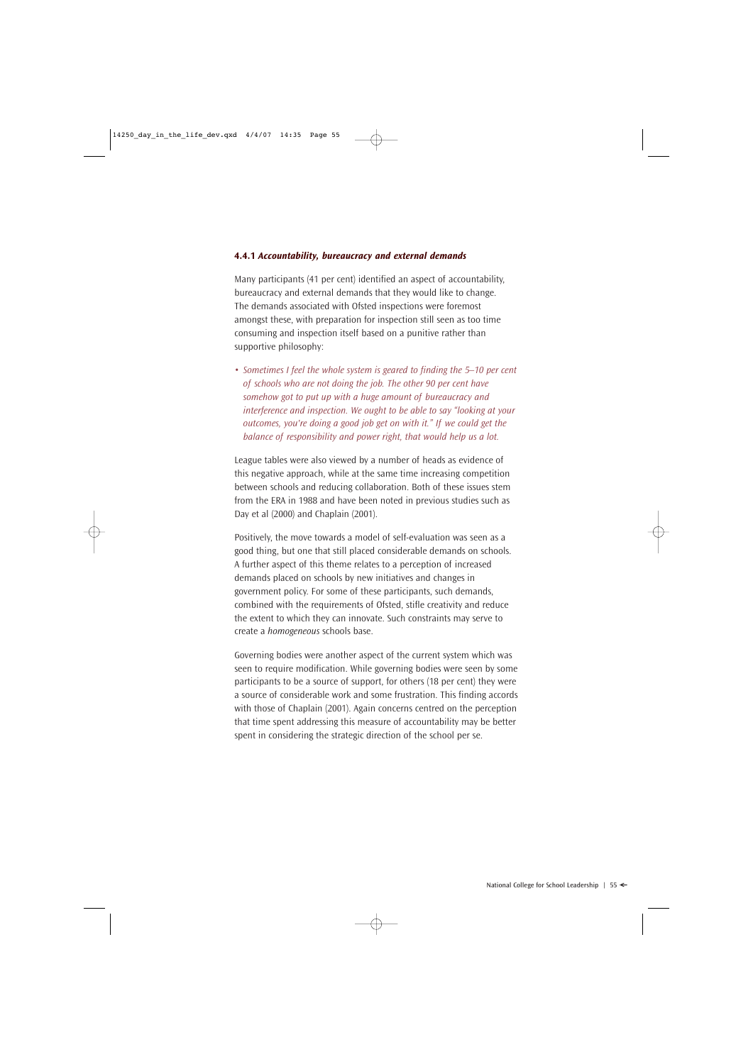#### 4.4.1 *Accountability, bureaucracy and external demands*

Many participants (41 per cent) identified an aspect of accountability, bureaucracy and external demands that they would like to change. The demands associated with Ofsted inspections were foremost amongst these, with preparation for inspection still seen as too time consuming and inspection itself based on a punitive rather than supportive philosophy:

- *Sometimes I feel the whole system is geared to finding the 5–10 per cent of schools who are not doing the job. The other 90 per cent have somehow got to put up with a huge amount of bureaucracy and interference and inspection. We ought to be able to say "looking at your outcomes, you're doing a good job get on with it." If we could get the balance of responsibility and power right, that would help us a lot.*

League tables were also viewed by a number of heads as evidence of this negative approach, while at the same time increasing competition between schools and reducing collaboration. Both of these issues stem from the ERA in 1988 and have been noted in previous studies such as Day et al (2000) and Chaplain (2001).

Positively, the move towards a model of self-evaluation was seen as a good thing, but one that still placed considerable demands on schools. A further aspect of this theme relates to a perception of increased demands placed on schools by new initiatives and changes in government policy. For some of these participants, such demands, combined with the requirements of Ofsted, stifle creativity and reduce the extent to which they can innovate. Such constraints may serve to create a *homogeneous* schools base.

Governing bodies were another aspect of the current system which was seen to require modification. While governing bodies were seen by some participants to be a source of support, for others (18 per cent) they were a source of considerable work and some frustration. This finding accords with those of Chaplain (2001). Again concerns centred on the perception that time spent addressing this measure of accountability may be better spent in considering the strategic direction of the school per se.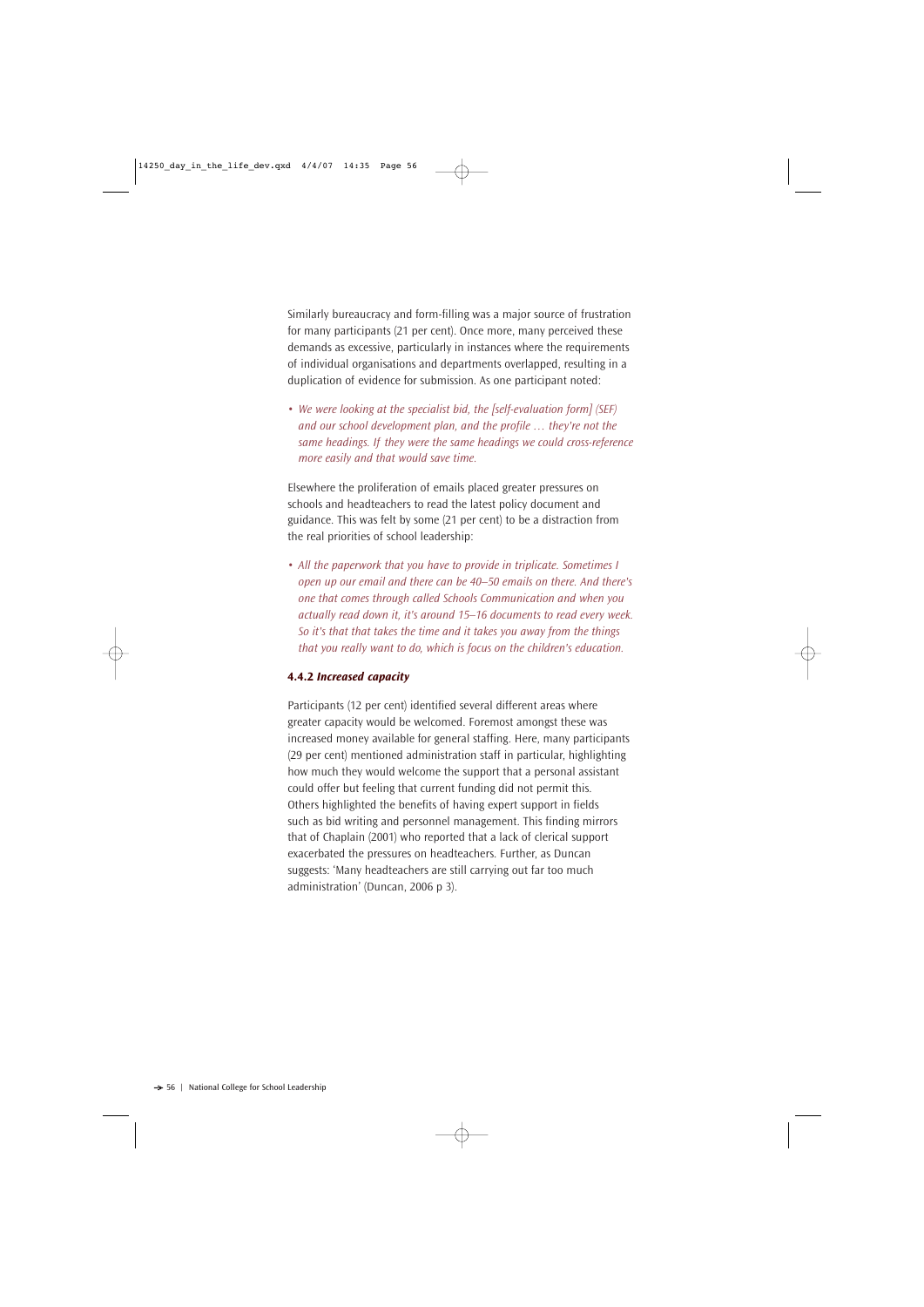Similarly bureaucracy and form-filling was a major source of frustration for many participants (21 per cent). Once more, many perceived these demands as excessive, particularly in instances where the requirements of individual organisations and departments overlapped, resulting in a duplication of evidence for submission. As one participant noted:

- *We were looking at the specialist bid, the [self-evaluation form] (SEF) and our school development plan, and the profile … they're not the same headings. If they were the same headings we could cross-reference more easily and that would save time.*

Elsewhere the proliferation of emails placed greater pressures on schools and headteachers to read the latest policy document and guidance. This was felt by some (21 per cent) to be a distraction from the real priorities of school leadership:

- *All the paperwork that you have to provide in triplicate. Sometimes I open up our email and there can be 40–50 emails on there. And there's one that comes through called Schools Communication and when you actually read down it, it's around 15–16 documents to read every week. So it's that that takes the time and it takes you away from the things that you really want to do, which is focus on the children's education.*

### 4.4.2 *Increased capacity*

Participants (12 per cent) identified several different areas where greater capacity would be welcomed. Foremost amongst these was increased money available for general staffing. Here, many participants (29 per cent) mentioned administration staff in particular, highlighting how much they would welcome the support that a personal assistant could offer but feeling that current funding did not permit this. Others highlighted the benefits of having expert support in fields such as bid writing and personnel management. This finding mirrors that of Chaplain (2001) who reported that a lack of clerical support exacerbated the pressures on headteachers. Further, as Duncan suggests: 'Many headteachers are still carrying out far too much administration' (Duncan, 2006 p 3).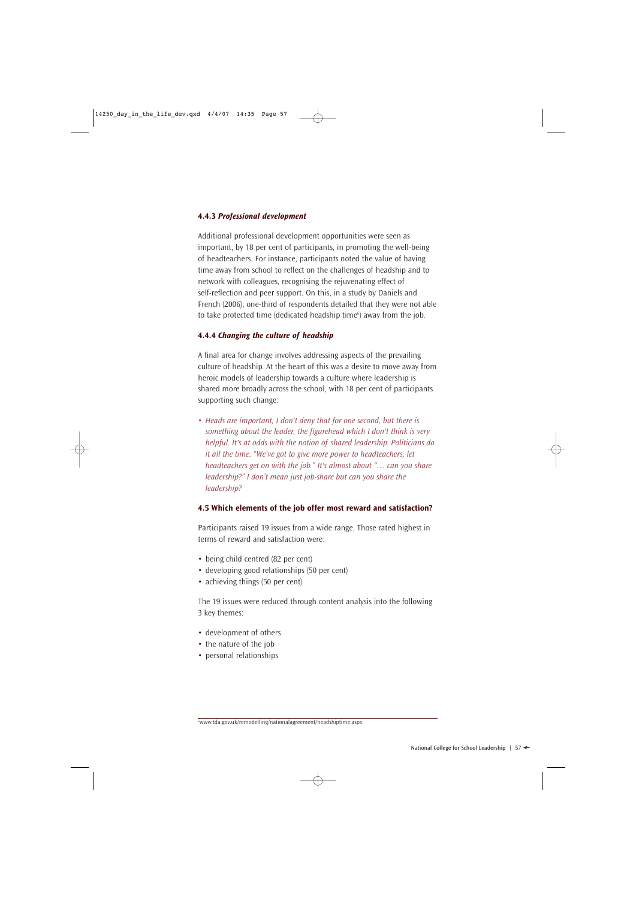### 4.4.3 *Professional development*

Additional professional development opportunities were seen as important, by 18 per cent of participants, in promoting the well-being of headteachers. For instance, participants noted the value of having time away from school to reflect on the challenges of headship and to network with colleagues, recognising the rejuvenating effect of self-reflection and peer support. On this, in a study by Daniels and French (2006), one-third of respondents detailed that they were not able to take protected time (dedicated headship time[8]) away from the job.

### 4.4.4 *Changing the culture of headship*

A final area for change involves addressing aspects of the prevailing culture of headship. At the heart of this was a desire to move away from heroic models of leadership towards a culture where leadership is shared more broadly across the school, with 18 per cent of participants supporting such change:

- *Heads are important, I don't deny that for one second, but there is something about the leader, the figurehead which I don't think is very helpful. It's at odds with the notion of shared leadership. Politicians do it all the time. "We've got to give more power to headteachers, let headteachers get on with the job." It's almost about "… can you share leadership?" I don't mean just job-share but can you share the leadership?*

## 4.5 Which elements of the job offer most reward and satisfaction?

Participants raised 19 issues from a wide range. Those rated highest in terms of reward and satisfaction were:

- being child centred (82 per cent)
- developing good relationships (50 per cent)
- achieving things (50 per cent)

The 19 issues were reduced through content analysis into the following 3 key themes:

- development of others
- the nature of the job
- personal relationships

[8] www.tda.gov.uk/remodelling/nationalagreement/headshiptime.aspx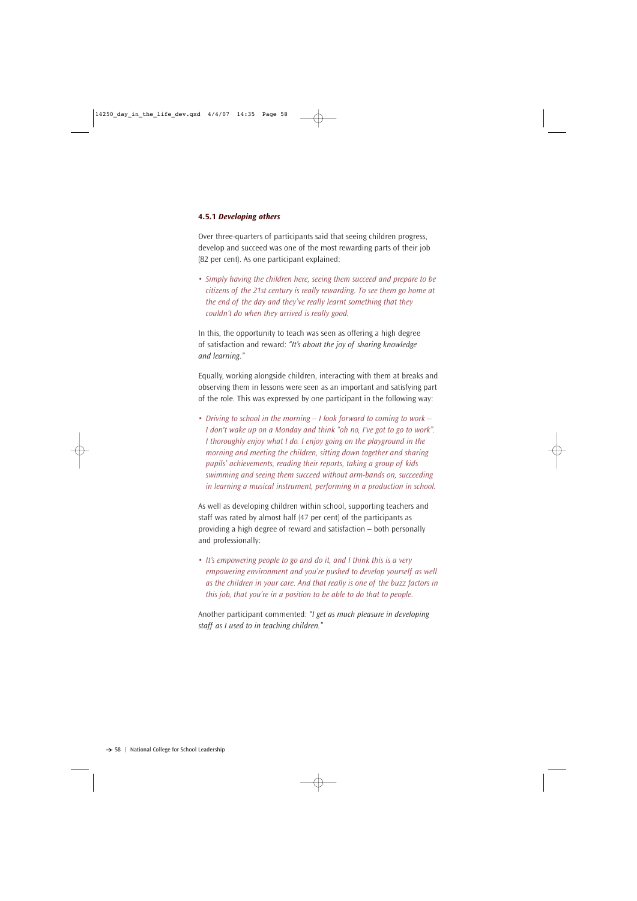### 4.5.1 *Developing others*

Over three-quarters of participants said that seeing children progress, develop and succeed was one of the most rewarding parts of their job (82 per cent). As one participant explained:

- *Simply having the children here, seeing them succeed and prepare to be citizens of the 21st century is really rewarding. To see them go home at the end of the day and they've really learnt something that they couldn't do when they arrived is really good.*

In this, the opportunity to teach was seen as offering a high degree of satisfaction and reward: *"It's about the joy of sharing knowledge and learning."*

Equally, working alongside children, interacting with them at breaks and observing them in lessons were seen as an important and satisfying part of the role. This was expressed by one participant in the following way:

- *Driving to school in the morning – I look forward to coming to work – I don't wake up on a Monday and think "oh no, I've got to go to work". I thoroughly enjoy what I do. I enjoy going on the playground in the morning and meeting the children, sitting down together and sharing pupils' achievements, reading their reports, taking a group of kids swimming and seeing them succeed without arm-bands on, succeeding in learning a musical instrument, performing in a production in school.*

As well as developing children within school, supporting teachers and staff was rated by almost half (47 per cent) of the participants as providing a high degree of reward and satisfaction – both personally and professionally:

- *It's empowering people to go and do it, and I think this is a very empowering environment and you're pushed to develop yourself as well as the children in your care. And that really is one of the buzz factors in this job, that you're in a position to be able to do that to people.*

Another participant commented: *"I get as much pleasure in developing staff as I used to in teaching children."*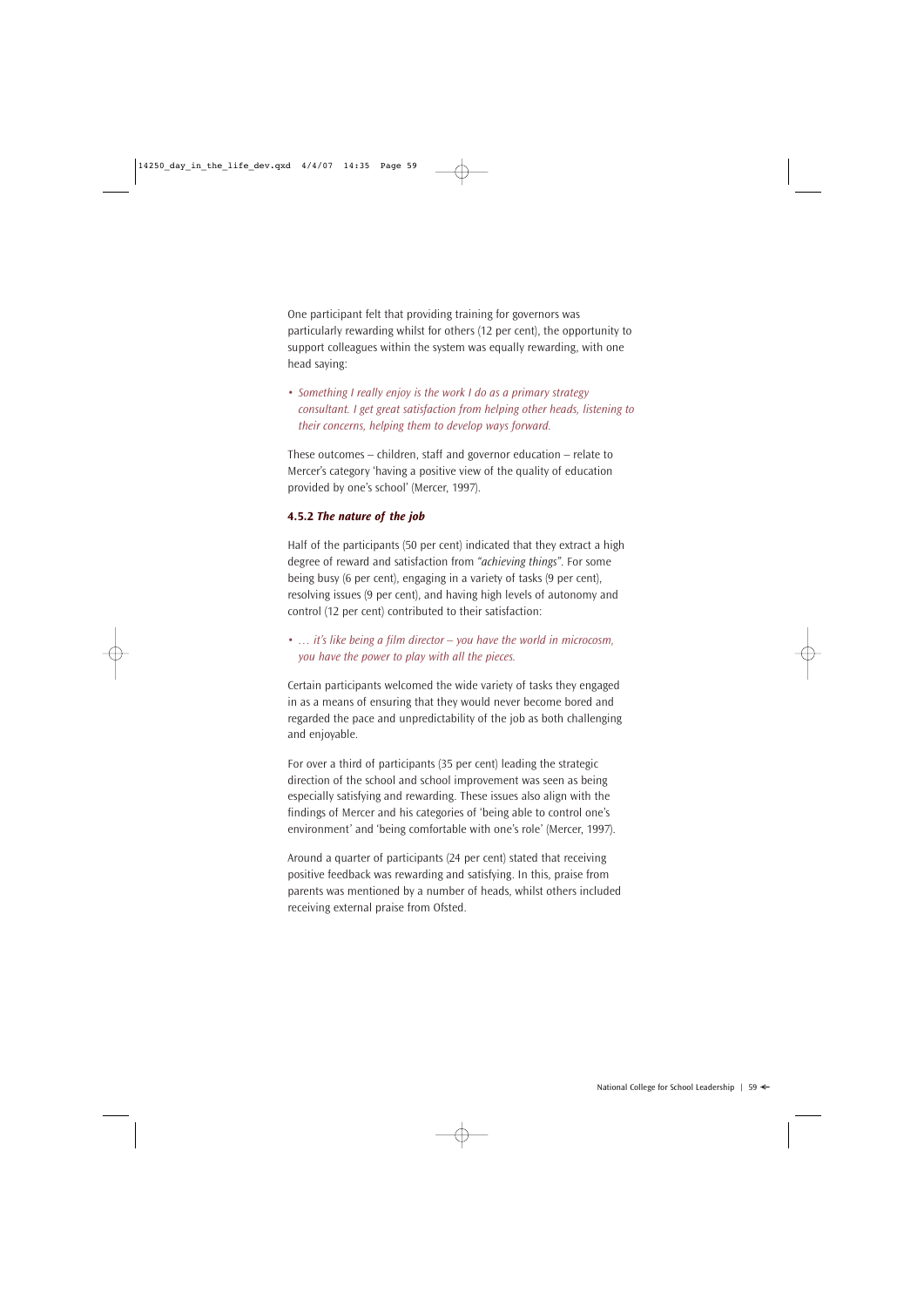One participant felt that providing training for governors was particularly rewarding whilst for others (12 per cent), the opportunity to support colleagues within the system was equally rewarding, with one head saying:

- *Something I really enjoy is the work I do as a primary strategy consultant. I get great satisfaction from helping other heads, listening to their concerns, helping them to develop ways forward.*

These outcomes – children, staff and governor education – relate to Mercer's category 'having a positive view of the quality of education provided by one's school' (Mercer, 1997).

### 4.5.2 *The nature of the job*

Half of the participants (50 per cent) indicated that they extract a high degree of reward and satisfaction from *"achieving things"*. For some being busy (6 per cent), engaging in a variety of tasks (9 per cent), resolving issues (9 per cent), and having high levels of autonomy and control (12 per cent) contributed to their satisfaction:

- *… it's like being a film director – you have the world in microcosm, you have the power to play with all the pieces.*

Certain participants welcomed the wide variety of tasks they engaged in as a means of ensuring that they would never become bored and regarded the pace and unpredictability of the job as both challenging and enjoyable.

For over a third of participants (35 per cent) leading the strategic direction of the school and school improvement was seen as being especially satisfying and rewarding. These issues also align with the findings of Mercer and his categories of 'being able to control one's environment' and 'being comfortable with one's role' (Mercer, 1997).

Around a quarter of participants (24 per cent) stated that receiving positive feedback was rewarding and satisfying. In this, praise from parents was mentioned by a number of heads, whilst others included receiving external praise from Ofsted.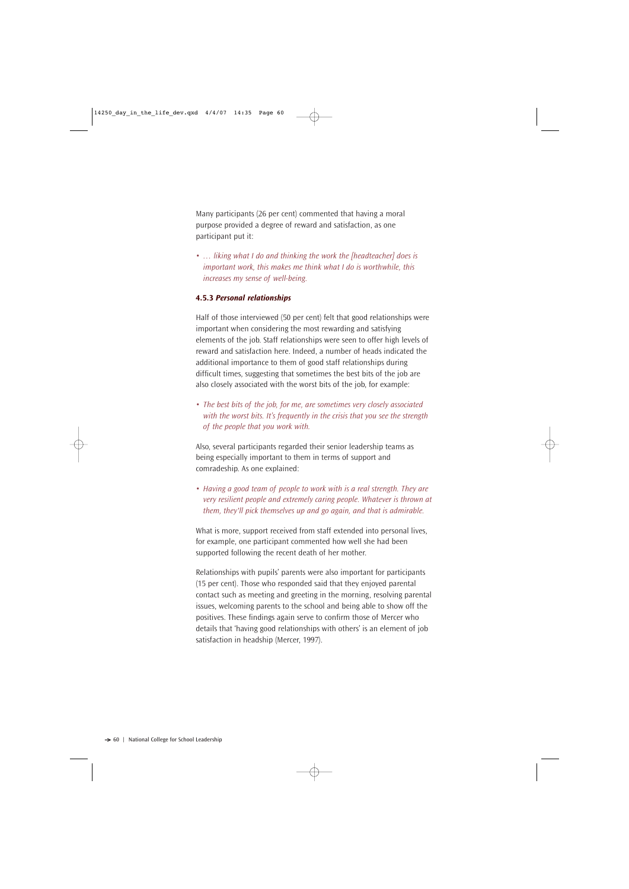Many participants (26 per cent) commented that having a moral purpose provided a degree of reward and satisfaction, as one participant put it:

- *… liking what I do and thinking the work the [headteacher] does is important work, this makes me think what I do is worthwhile, this increases my sense of well-being.*

### 4.5.3 *Personal relationships*

Half of those interviewed (50 per cent) felt that good relationships were important when considering the most rewarding and satisfying elements of the job. Staff relationships were seen to offer high levels of reward and satisfaction here. Indeed, a number of heads indicated the additional importance to them of good staff relationships during difficult times, suggesting that sometimes the best bits of the job are also closely associated with the worst bits of the job, for example:

- *The best bits of the job, for me, are sometimes very closely associated with the worst bits. It's frequently in the crisis that you see the strength of the people that you work with.*

Also, several participants regarded their senior leadership teams as being especially important to them in terms of support and comradeship. As one explained:

- *Having a good team of people to work with is a real strength. They are very resilient people and extremely caring people. Whatever is thrown at them, they'll pick themselves up and go again, and that is admirable.*

What is more, support received from staff extended into personal lives, for example, one participant commented how well she had been supported following the recent death of her mother.

Relationships with pupils' parents were also important for participants (15 per cent). Those who responded said that they enjoyed parental contact such as meeting and greeting in the morning, resolving parental issues, welcoming parents to the school and being able to show off the positives. These findings again serve to confirm those of Mercer who details that 'having good relationships with others' is an element of job satisfaction in headship (Mercer, 1997).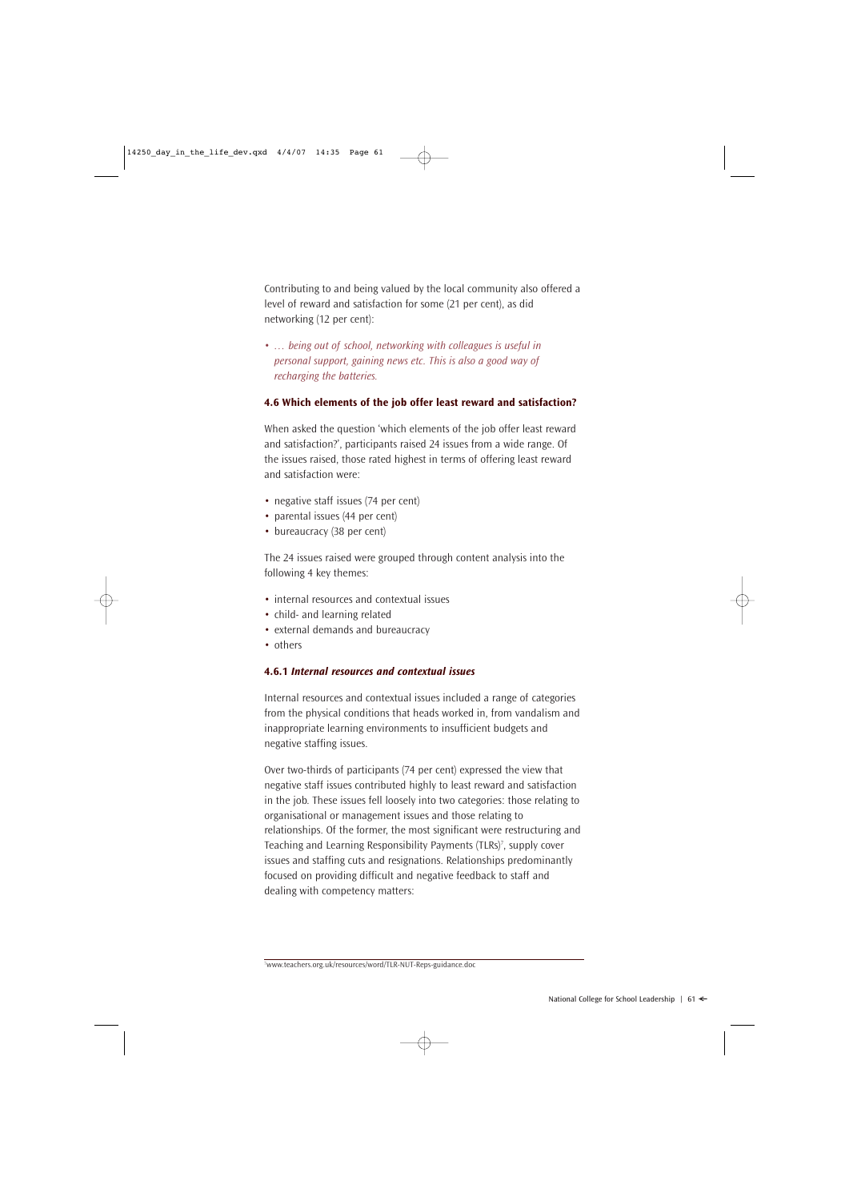Contributing to and being valued by the local community also offered a level of reward and satisfaction for some (21 per cent), as did networking (12 per cent):

- *… being out of school, networking with colleagues is useful in personal support, gaining news etc. This is also a good way of recharging the batteries.*

### 4.6 Which elements of the job offer least reward and satisfaction?

When asked the question 'which elements of the job offer least reward and satisfaction?', participants raised 24 issues from a wide range. Of the issues raised, those rated highest in terms of offering least reward and satisfaction were:

- negative staff issues (74 per cent)
- parental issues (44 per cent)
- bureaucracy (38 per cent)

The 24 issues raised were grouped through content analysis into the following 4 key themes:

- internal resources and contextual issues
- child- and learning related
- external demands and bureaucracy
- others

#### 4.6.1 *Internal resources and contextual issues*

Internal resources and contextual issues included a range of categories from the physical conditions that heads worked in, from vandalism and inappropriate learning environments to insufficient budgets and negative staffing issues.

Over two-thirds of participants (74 per cent) expressed the view that negative staff issues contributed highly to least reward and satisfaction in the job. These issues fell loosely into two categories: those relating to organisational or management issues and those relating to relationships. Of the former, the most significant were restructuring and Teaching and Learning Responsibility Payments (TLRs)[7], supply cover issues and staffing cuts and resignations. Relationships predominantly focused on providing difficult and negative feedback to staff and dealing with competency matters:

[7] www.teachers.org.uk/resources/word/TLR-NUT-Reps-guidance.doc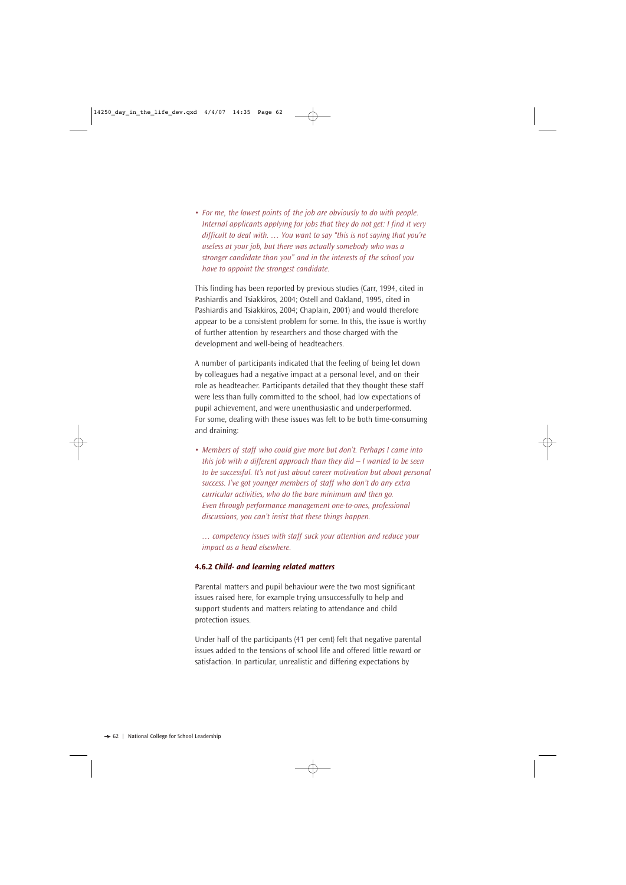- *For me, the lowest points of the job are obviously to do with people. Internal applicants applying for jobs that they do not get: I find it very difficult to deal with. … You want to say "this is not saying that you're useless at your job, but there was actually somebody who was a stronger candidate than you" and in the interests of the school you have to appoint the strongest candidate.*

This finding has been reported by previous studies (Carr, 1994, cited in Pashiardis and Tsiakkiros, 2004; Ostell and Oakland, 1995, cited in Pashiardis and Tsiakkiros, 2004; Chaplain, 2001) and would therefore appear to be a consistent problem for some. In this, the issue is worthy of further attention by researchers and those charged with the development and well-being of headteachers.

A number of participants indicated that the feeling of being let down by colleagues had a negative impact at a personal level, and on their role as headteacher. Participants detailed that they thought these staff were less than fully committed to the school, had low expectations of pupil achievement, and were unenthusiastic and underperformed. For some, dealing with these issues was felt to be both time-consuming and draining:

- *Members of staff who could give more but don't. Perhaps I came into this job with a different approach than they did – I wanted to be seen to be successful. It's not just about career motivation but about personal success. I've got younger members of staff who don't do any extra curricular activities, who do the bare minimum and then go. Even through performance management one-to-ones, professional discussions, you can't insist that these things happen.*

  *… competency issues with staff suck your attention and reduce your impact as a head elsewhere.*

#### 4.6.2 *Child- and learning related matters*

Parental matters and pupil behaviour were the two most significant issues raised here, for example trying unsuccessfully to help and support students and matters relating to attendance and child protection issues.

Under half of the participants (41 per cent) felt that negative parental issues added to the tensions of school life and offered little reward or satisfaction. In particular, unrealistic and differing expectations by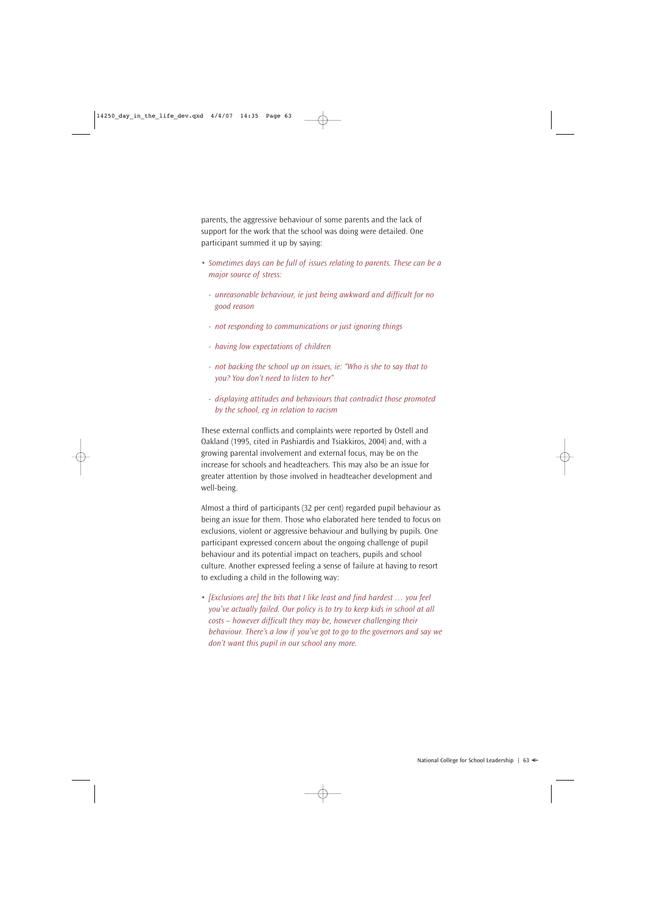parents, the aggressive behaviour of some parents and the lack of support for the work that the school was doing were detailed. One participant summed it up by saying:

- *Sometimes days can be full of issues relating to parents. These can be a major source of stress:*
  - *unreasonable behaviour, ie just being awkward and difficult for no good reason*
  - *not responding to communications or just ignoring things*
  - *having low expectations of children*
  - *not backing the school up on issues, ie: "Who is she to say that to you? You don't need to listen to her"*
  - *displaying attitudes and behaviours that contradict those promoted by the school, eg in relation to racism*

These external conflicts and complaints were reported by Ostell and Oakland (1995, cited in Pashiardis and Tsiakkiros, 2004) and, with a growing parental involvement and external focus, may be on the increase for schools and headteachers. This may also be an issue for greater attention by those involved in headteacher development and well-being.

Almost a third of participants (32 per cent) regarded pupil behaviour as being an issue for them. Those who elaborated here tended to focus on exclusions, violent or aggressive behaviour and bullying by pupils. One participant expressed concern about the ongoing challenge of pupil behaviour and its potential impact on teachers, pupils and school culture. Another expressed feeling a sense of failure at having to resort to excluding a child in the following way:

- *[Exclusions are] the bits that I like least and find hardest … you feel you've actually failed. Our policy is to try to keep kids in school at all costs – however difficult they may be, however challenging their behaviour. There's a low if you've got to go to the governors and say we don't want this pupil in our school any more.*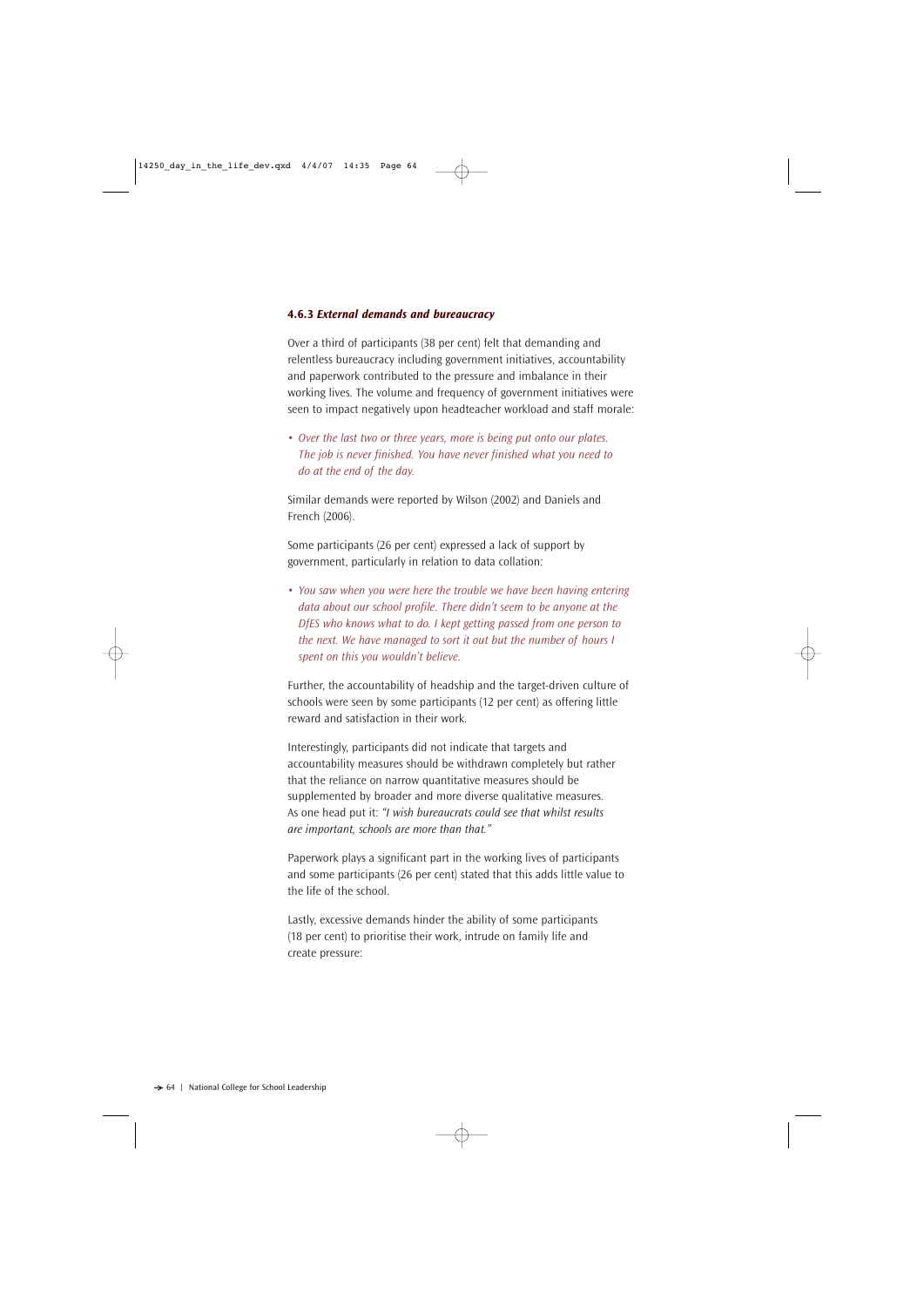### 4.6.3 *External demands and bureaucracy*

Over a third of participants (38 per cent) felt that demanding and relentless bureaucracy including government initiatives, accountability and paperwork contributed to the pressure and imbalance in their working lives. The volume and frequency of government initiatives were seen to impact negatively upon headteacher workload and staff morale:

- *Over the last two or three years, more is being put onto our plates. The job is never finished. You have never finished what you need to do at the end of the day.*

Similar demands were reported by Wilson (2002) and Daniels and French (2006).

Some participants (26 per cent) expressed a lack of support by government, particularly in relation to data collation:

- *You saw when you were here the trouble we have been having entering data about our school profile. There didn't seem to be anyone at the DfES who knows what to do. I kept getting passed from one person to the next. We have managed to sort it out but the number of hours I spent on this you wouldn't believe.*

Further, the accountability of headship and the target-driven culture of schools were seen by some participants (12 per cent) as offering little reward and satisfaction in their work.

Interestingly, participants did not indicate that targets and accountability measures should be withdrawn completely but rather that the reliance on narrow quantitative measures should be supplemented by broader and more diverse qualitative measures. As one head put it: *"I wish bureaucrats could see that whilst results are important, schools are more than that."*

Paperwork plays a significant part in the working lives of participants and some participants (26 per cent) stated that this adds little value to the life of the school.

Lastly, excessive demands hinder the ability of some participants (18 per cent) to prioritise their work, intrude on family life and create pressure: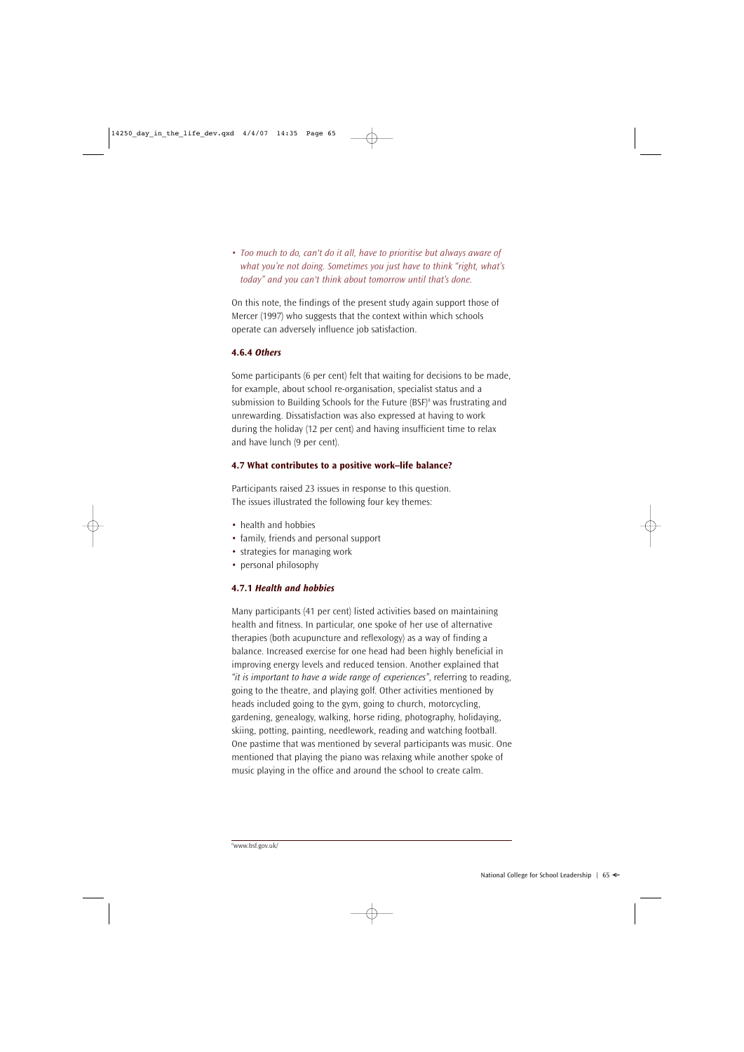- *Too much to do, can't do it all, have to prioritise but always aware of what you're not doing. Sometimes you just have to think "right, what's today" and you can't think about tomorrow until that's done.*

On this note, the findings of the present study again support those of Mercer (1997) who suggests that the context within which schools operate can adversely influence job satisfaction.

#### 4.6.4 *Others*

Some participants (6 per cent) felt that waiting for decisions to be made, for example, about school re-organisation, specialist status and a submission to Building Schools for the Future (BSF)[8] was frustrating and unrewarding. Dissatisfaction was also expressed at having to work during the holiday (12 per cent) and having insufficient time to relax and have lunch (9 per cent).

### 4.7 What contributes to a positive work–life balance?

Participants raised 23 issues in response to this question. The issues illustrated the following four key themes:

- health and hobbies
- family, friends and personal support
- strategies for managing work
- personal philosophy

#### 4.7.1 *Health and hobbies*

Many participants (41 per cent) listed activities based on maintaining health and fitness. In particular, one spoke of her use of alternative therapies (both acupuncture and reflexology) as a way of finding a balance. Increased exercise for one head had been highly beneficial in improving energy levels and reduced tension. Another explained that *"it is important to have a wide range of experiences"*, referring to reading, going to the theatre, and playing golf. Other activities mentioned by heads included going to the gym, going to church, motorcycling, gardening, genealogy, walking, horse riding, photography, holidaying, skiing, potting, painting, needlework, reading and watching football. One pastime that was mentioned by several participants was music. One mentioned that playing the piano was relaxing while another spoke of music playing in the office and around the school to create calm.

---

[8] www.bsf.gov.uk/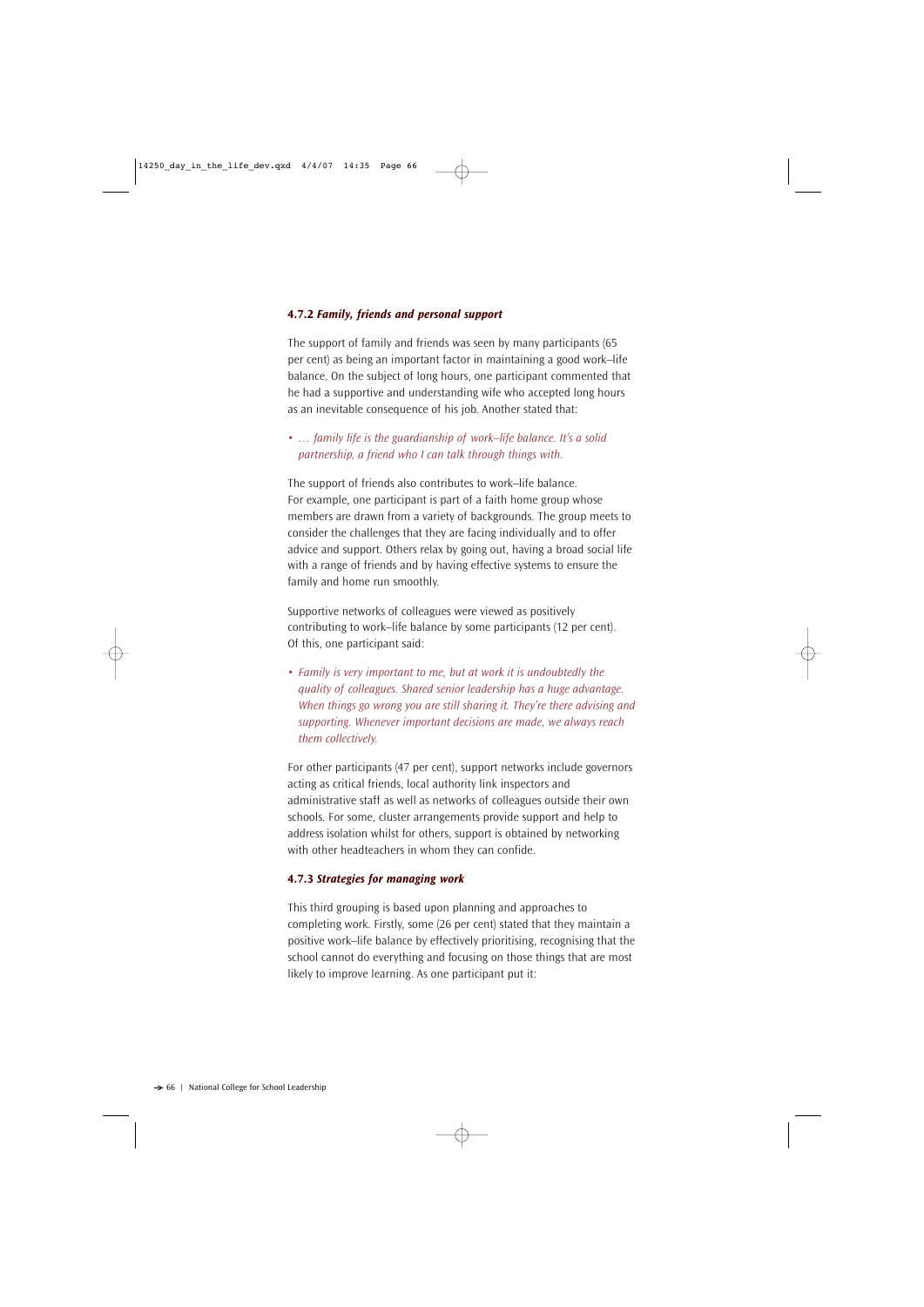### 4.7.2 *Family, friends and personal support*

The support of family and friends was seen by many participants (65 per cent) as being an important factor in maintaining a good work–life balance. On the subject of long hours, one participant commented that he had a supportive and understanding wife who accepted long hours as an inevitable consequence of his job. Another stated that:

- *… family life is the guardianship of work–life balance. It's a solid partnership, a friend who I can talk through things with.*

The support of friends also contributes to work–life balance. For example, one participant is part of a faith home group whose members are drawn from a variety of backgrounds. The group meets to consider the challenges that they are facing individually and to offer advice and support. Others relax by going out, having a broad social life with a range of friends and by having effective systems to ensure the family and home run smoothly.

Supportive networks of colleagues were viewed as positively contributing to work–life balance by some participants (12 per cent). Of this, one participant said:

- *Family is very important to me, but at work it is undoubtedly the quality of colleagues. Shared senior leadership has a huge advantage. When things go wrong you are still sharing it. They're there advising and supporting. Whenever important decisions are made, we always reach them collectively.*

For other participants (47 per cent), support networks include governors acting as critical friends, local authority link inspectors and administrative staff as well as networks of colleagues outside their own schools. For some, cluster arrangements provide support and help to address isolation whilst for others, support is obtained by networking with other headteachers in whom they can confide.

### 4.7.3 *Strategies for managing work*

This third grouping is based upon planning and approaches to completing work. Firstly, some (26 per cent) stated that they maintain a positive work–life balance by effectively prioritising, recognising that the school cannot do everything and focusing on those things that are most likely to improve learning. As one participant put it: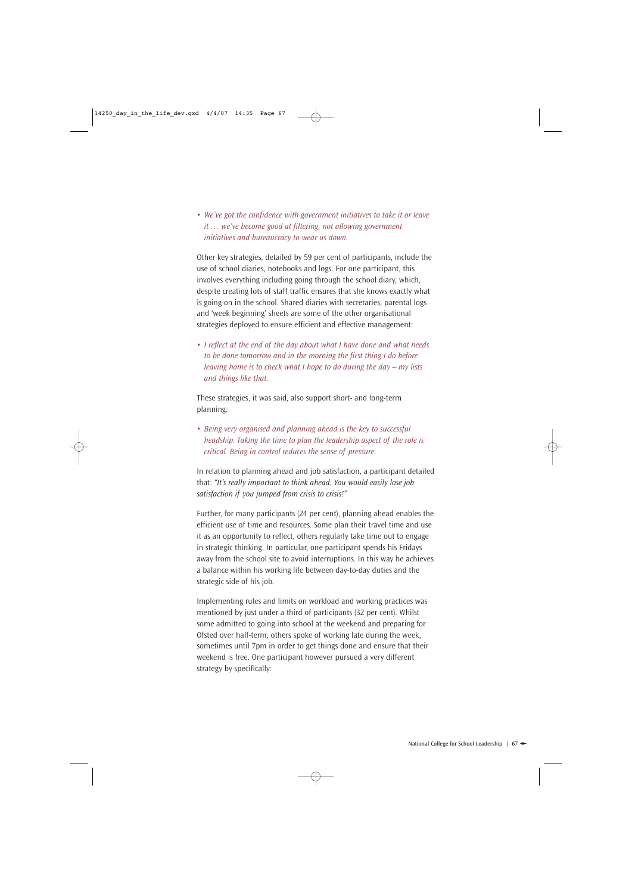- *We've got the confidence with government initiatives to take it or leave it … we've become good at filtering, not allowing government initiatives and bureaucracy to wear us down.*

Other key strategies, detailed by 59 per cent of participants, include the use of school diaries, notebooks and logs. For one participant, this involves everything including going through the school diary, which, despite creating lots of staff traffic ensures that she knows exactly what is going on in the school. Shared diaries with secretaries, parental logs and 'week beginning' sheets are some of the other organisational strategies deployed to ensure efficient and effective management:

- *I reflect at the end of the day about what I have done and what needs to be done tomorrow and in the morning the first thing I do before leaving home is to check what I hope to do during the day – my lists and things like that.*

These strategies, it was said, also support short- and long-term planning:

- *Being very organised and planning ahead is the key to successful headship. Taking the time to plan the leadership aspect of the role is critical. Being in control reduces the sense of pressure.*

In relation to planning ahead and job satisfaction, a participant detailed that: *"It's really important to think ahead. You would easily lose job satisfaction if you jumped from crisis to crisis!"*

Further, for many participants (24 per cent), planning ahead enables the efficient use of time and resources. Some plan their travel time and use it as an opportunity to reflect, others regularly take time out to engage in strategic thinking. In particular, one participant spends his Fridays away from the school site to avoid interruptions. In this way he achieves a balance within his working life between day-to-day duties and the strategic side of his job.

Implementing rules and limits on workload and working practices was mentioned by just under a third of participants (32 per cent). Whilst some admitted to going into school at the weekend and preparing for Ofsted over half-term, others spoke of working late during the week, sometimes until 7pm in order to get things done and ensure that their weekend is free. One participant however pursued a very different strategy by specifically: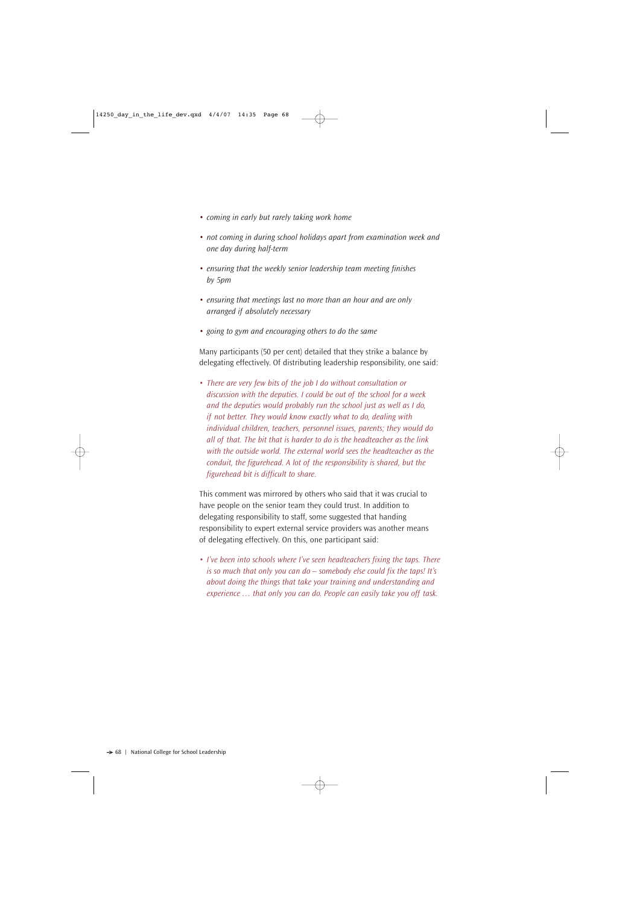- *coming in early but rarely taking work home*
- *not coming in during school holidays apart from examination week and one day during half-term*
- *ensuring that the weekly senior leadership team meeting finishes by 5pm*
- *ensuring that meetings last no more than an hour and are only arranged if absolutely necessary*
- *going to gym and encouraging others to do the same*

Many participants (50 per cent) detailed that they strike a balance by delegating effectively. Of distributing leadership responsibility, one said:

- *There are very few bits of the job I do without consultation or discussion with the deputies. I could be out of the school for a week and the deputies would probably run the school just as well as I do, if not better. They would know exactly what to do, dealing with individual children, teachers, personnel issues, parents; they would do all of that. The bit that is harder to do is the headteacher as the link with the outside world. The external world sees the headteacher as the conduit, the figurehead. A lot of the responsibility is shared, but the figurehead bit is difficult to share.*

This comment was mirrored by others who said that it was crucial to have people on the senior team they could trust. In addition to delegating responsibility to staff, some suggested that handing responsibility to expert external service providers was another means of delegating effectively. On this, one participant said:

- *I've been into schools where I've seen headteachers fixing the taps. There is so much that only you can do – somebody else could fix the taps! It's about doing the things that take your training and understanding and experience … that only you can do. People can easily take you off task.*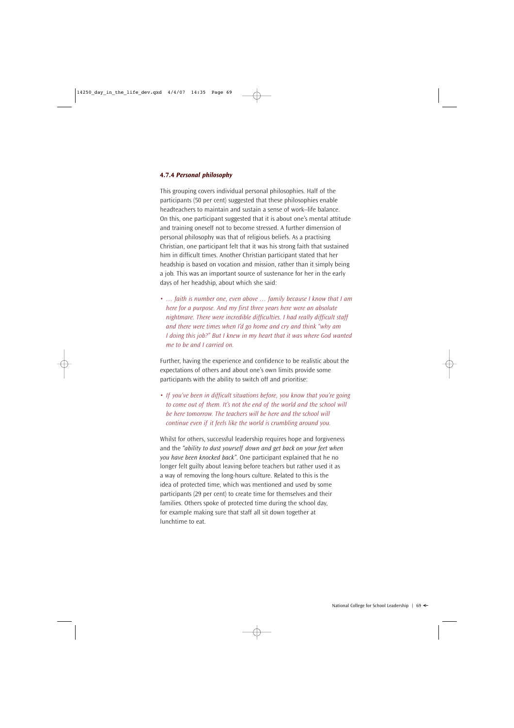#### 4.7.4 *Personal philosophy*

This grouping covers individual personal philosophies. Half of the participants (50 per cent) suggested that these philosophies enable headteachers to maintain and sustain a sense of work–life balance. On this, one participant suggested that it is about one's mental attitude and training oneself not to become stressed. A further dimension of personal philosophy was that of religious beliefs. As a practising Christian, one participant felt that it was his strong faith that sustained him in difficult times. Another Christian participant stated that her headship is based on vocation and mission, rather than it simply being a job. This was an important source of sustenance for her in the early days of her headship, about which she said:

- *… faith is number one, even above … family because I know that I am here for a purpose. And my first three years here were an absolute nightmare. There were incredible difficulties. I had really difficult staff and there were times when I'd go home and cry and think "why am I doing this job?" But I knew in my heart that it was where God wanted me to be and I carried on.*

Further, having the experience and confidence to be realistic about the expectations of others and about one's own limits provide some participants with the ability to switch off and prioritise:

- *If you've been in difficult situations before, you know that you're going to come out of them. It's not the end of the world and the school will be here tomorrow. The teachers will be here and the school will continue even if it feels like the world is crumbling around you.*

Whilst for others, successful leadership requires hope and forgiveness and the *"ability to dust yourself down and get back on your feet when you have been knocked back"*. One participant explained that he no longer felt guilty about leaving before teachers but rather used it as a way of removing the long-hours culture. Related to this is the idea of protected time, which was mentioned and used by some participants (29 per cent) to create time for themselves and their families. Others spoke of protected time during the school day, for example making sure that staff all sit down together at lunchtime to eat.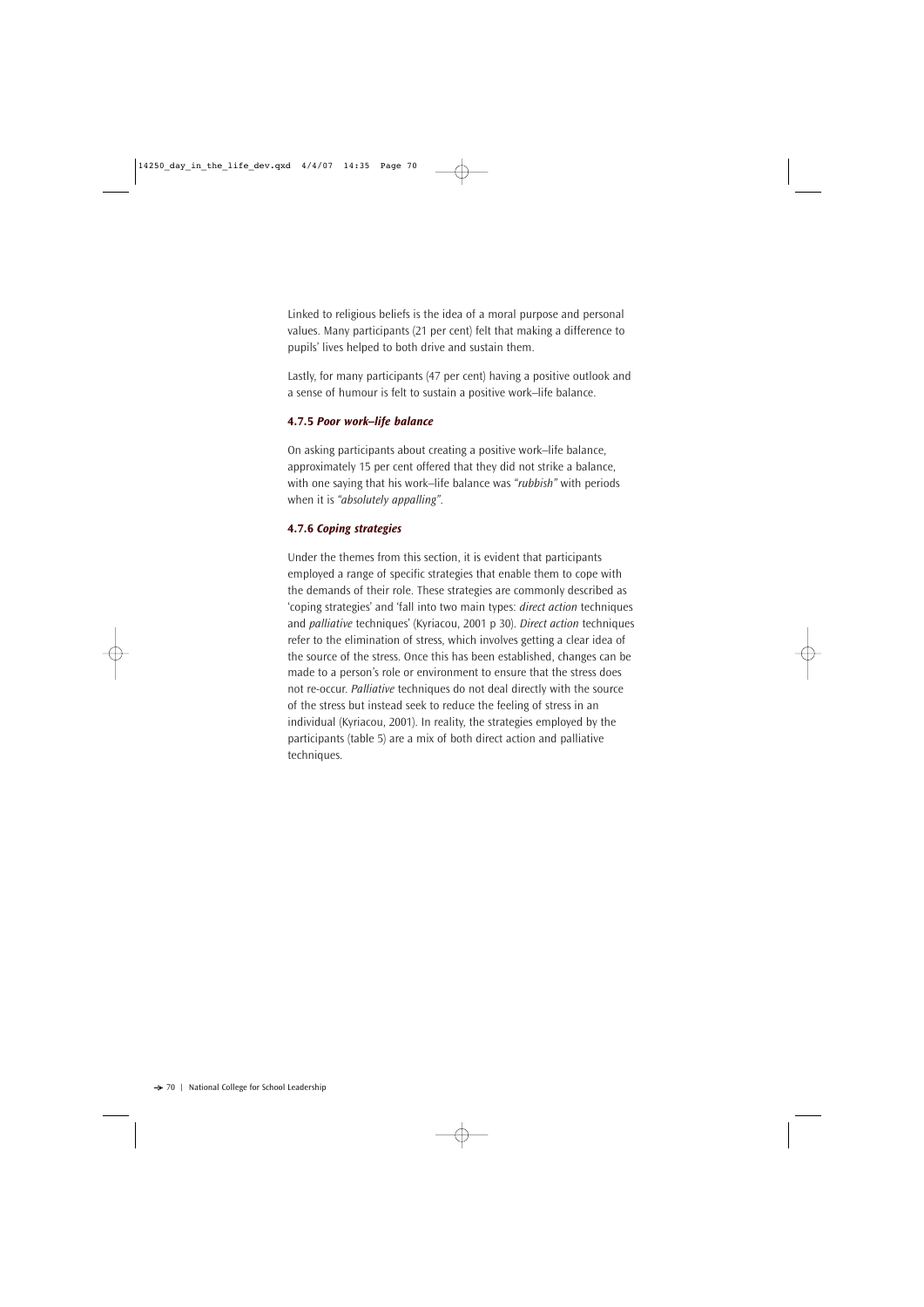Linked to religious beliefs is the idea of a moral purpose and personal values. Many participants (21 per cent) felt that making a difference to pupils' lives helped to both drive and sustain them.

Lastly, for many participants (47 per cent) having a positive outlook and a sense of humour is felt to sustain a positive work–life balance.

### 4.7.5 *Poor work–life balance*

On asking participants about creating a positive work–life balance, approximately 15 per cent offered that they did not strike a balance, with one saying that his work–life balance was *"rubbish"* with periods when it is *"absolutely appalling"*.

### 4.7.6 *Coping strategies*

Under the themes from this section, it is evident that participants employed a range of specific strategies that enable them to cope with the demands of their role. These strategies are commonly described as 'coping strategies' and 'fall into two main types: *direct action* techniques and *palliative* techniques' (Kyriacou, 2001 p 30). *Direct action* techniques refer to the elimination of stress, which involves getting a clear idea of the source of the stress. Once this has been established, changes can be made to a person's role or environment to ensure that the stress does not re-occur. *Palliative* techniques do not deal directly with the source of the stress but instead seek to reduce the feeling of stress in an individual (Kyriacou, 2001). In reality, the strategies employed by the participants (table 5) are a mix of both direct action and palliative techniques.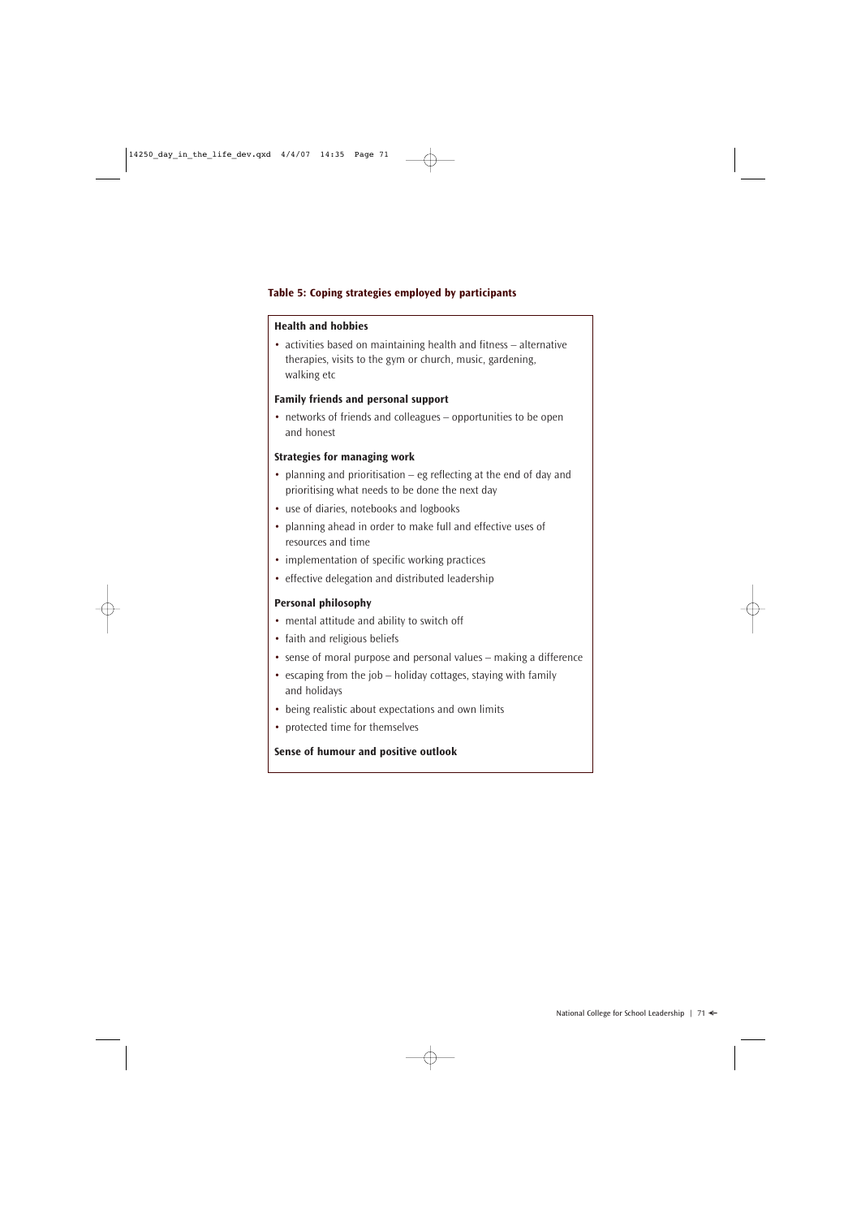**Table 5: Coping strategies employed by participants**

**Health and hobbies**

- activities based on maintaining health and fitness – alternative therapies, visits to the gym or church, music, gardening, walking etc

**Family friends and personal support**

- networks of friends and colleagues – opportunities to be open and honest

**Strategies for managing work**

- planning and prioritisation – eg reflecting at the end of day and prioritising what needs to be done the next day
- use of diaries, notebooks and logbooks
- planning ahead in order to make full and effective uses of resources and time
- implementation of specific working practices
- effective delegation and distributed leadership

**Personal philosophy**

- mental attitude and ability to switch off
- faith and religious beliefs
- sense of moral purpose and personal values – making a difference
- escaping from the job – holiday cottages, staying with family and holidays
- being realistic about expectations and own limits
- protected time for themselves

**Sense of humour and positive outlook**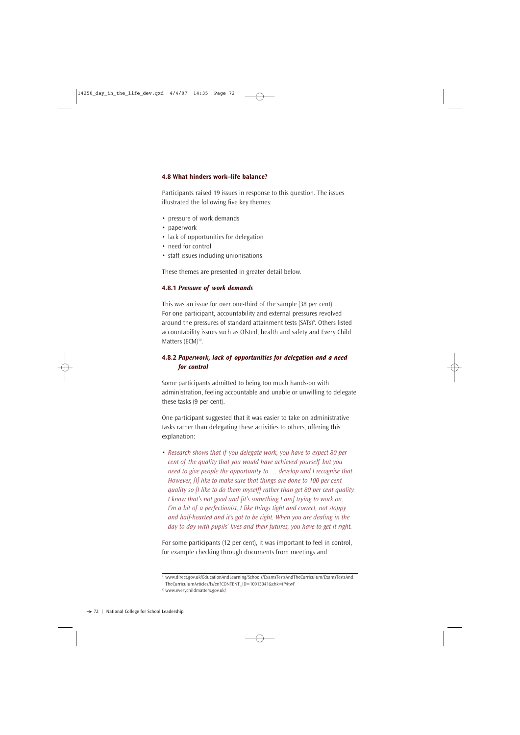### 4.8 What hinders work–life balance?

Participants raised 19 issues in response to this question. The issues illustrated the following five key themes:

- pressure of work demands
- paperwork
- lack of opportunities for delegation
- need for control
- staff issues including unionisations

These themes are presented in greater detail below.

#### 4.8.1 *Pressure of work demands*

This was an issue for over one-third of the sample (38 per cent). For one participant, accountability and external pressures revolved around the pressures of standard attainment tests (SATs)[9]. Others listed accountability issues such as Ofsted, health and safety and Every Child Matters (ECM)[10].

#### 4.8.2 *Paperwork, lack of opportunities for delegation and a need for control*

Some participants admitted to being too much hands-on with administration, feeling accountable and unable or unwilling to delegate these tasks (9 per cent).

One participant suggested that it was easier to take on administrative tasks rather than delegating these activities to others, offering this explanation:

- *Research shows that if you delegate work, you have to expect 80 per cent of the quality that you would have achieved yourself but you need to give people the opportunity to … develop and I recognise that. However, [I] like to make sure that things are done to 100 per cent quality so [I like to do them myself] rather than get 80 per cent quality. I know that's not good and [it's something I am] trying to work on. I'm a bit of a perfectionist, I like things tight and correct, not sloppy and half-hearted and it's got to be right. When you are dealing in the day-to-day with pupils' lives and their futures, you have to get it right.*

For some participants (12 per cent), it was important to feel in control, for example checking through documents from meetings and

---

[9] www.direct.gov.uk/EducationAndLearning/Schools/ExamsTestsAndTheCurriculum/ExamsTestsAndTheCurriculumArticles/fs/en?CONTENT_ID=10013041&chk=iP4twF

[10] www.everychildmatters.gov.uk/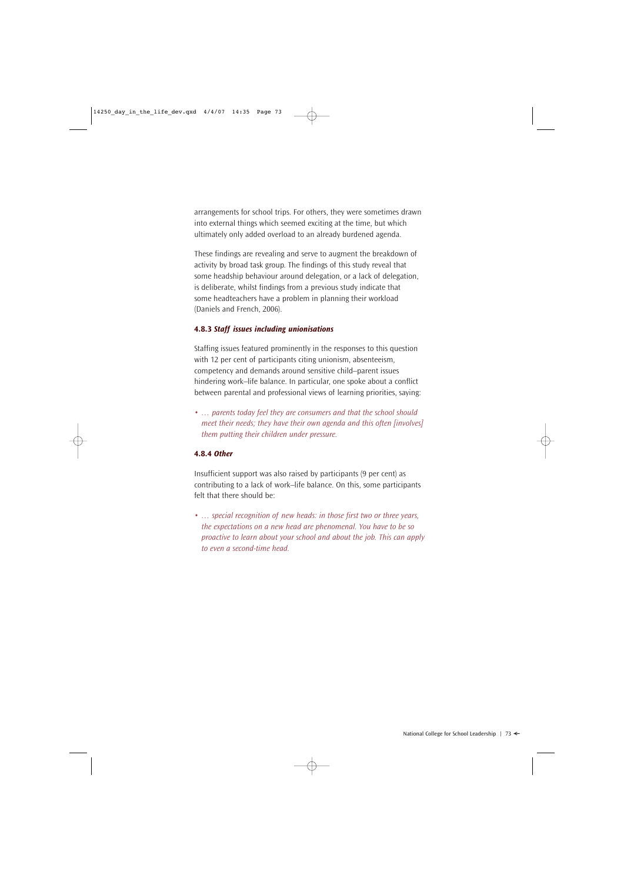arrangements for school trips. For others, they were sometimes drawn into external things which seemed exciting at the time, but which ultimately only added overload to an already burdened agenda.

These findings are revealing and serve to augment the breakdown of activity by broad task group. The findings of this study reveal that some headship behaviour around delegation, or a lack of delegation, is deliberate, whilst findings from a previous study indicate that some headteachers have a problem in planning their workload (Daniels and French, 2006).

### 4.8.3 *Staff issues including unionisations*

Staffing issues featured prominently in the responses to this question with 12 per cent of participants citing unionism, absenteeism, competency and demands around sensitive child–parent issues hindering work–life balance. In particular, one spoke about a conflict between parental and professional views of learning priorities, saying:

- *… parents today feel they are consumers and that the school should meet their needs; they have their own agenda and this often [involves] them putting their children under pressure.*

### 4.8.4 *Other*

Insufficient support was also raised by participants (9 per cent) as contributing to a lack of work–life balance. On this, some participants felt that there should be:

- *… special recognition of new heads: in those first two or three years, the expectations on a new head are phenomenal. You have to be so proactive to learn about your school and about the job. This can apply to even a second-time head.*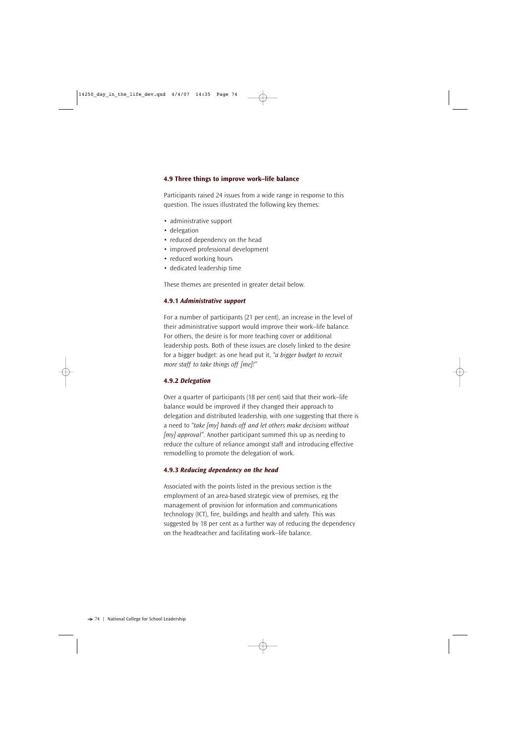### 4.9 Three things to improve work–life balance

Participants raised 24 issues from a wide range in response to this question. The issues illustrated the following key themes:

- administrative support
- delegation
- reduced dependency on the head
- improved professional development
- reduced working hours
- dedicated leadership time

These themes are presented in greater detail below.

#### 4.9.1 *Administrative support*

For a number of participants (21 per cent), an increase in the level of their administrative support would improve their work–life balance. For others, the desire is for more teaching cover or additional leadership posts. Both of these issues are closely linked to the desire for a bigger budget: as one head put it, *"a bigger budget to recruit more staff to take things off [me]!"*

#### 4.9.2 *Delegation*

Over a quarter of participants (18 per cent) said that their work–life balance would be improved if they changed their approach to delegation and distributed leadership, with one suggesting that there is a need to *"take [my] hands off and let others make decisions without [my] approval"*. Another participant summed this up as needing to reduce the culture of reliance amongst staff and introducing effective remodelling to promote the delegation of work.

#### 4.9.3 *Reducing dependency on the head*

Associated with the points listed in the previous section is the employment of an area-based strategic view of premises, eg the management of provision for information and communications technology (ICT), fire, buildings and health and safety. This was suggested by 18 per cent as a further way of reducing the dependency on the headteacher and facilitating work–life balance.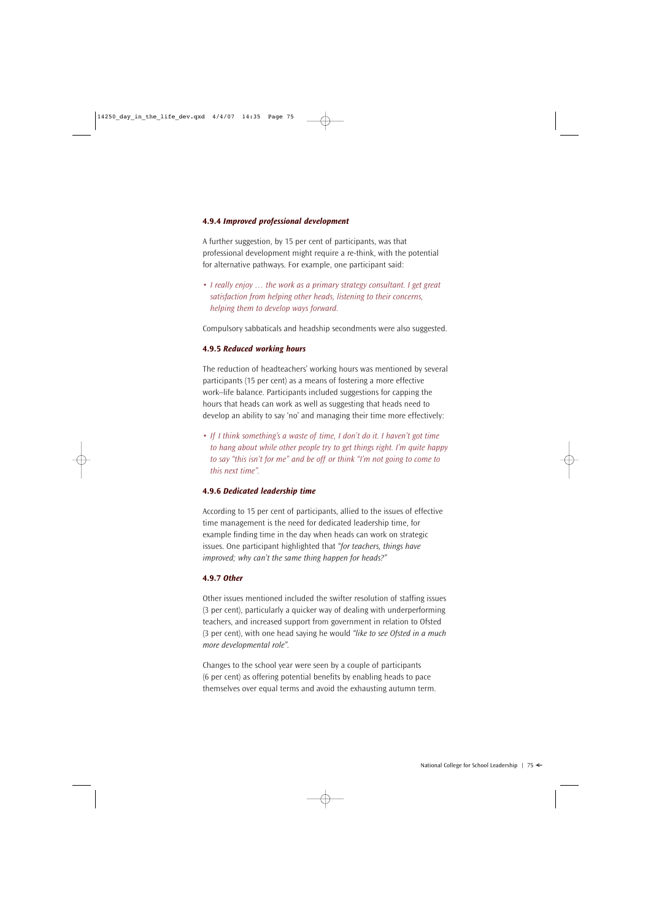### 4.9.4 *Improved professional development*

A further suggestion, by 15 per cent of participants, was that professional development might require a re-think, with the potential for alternative pathways. For example, one participant said:

- *I really enjoy … the work as a primary strategy consultant. I get great satisfaction from helping other heads, listening to their concerns, helping them to develop ways forward.*

Compulsory sabbaticals and headship secondments were also suggested.

### 4.9.5 *Reduced working hours*

The reduction of headteachers' working hours was mentioned by several participants (15 per cent) as a means of fostering a more effective work–life balance. Participants included suggestions for capping the hours that heads can work as well as suggesting that heads need to develop an ability to say 'no' and managing their time more effectively:

- *If I think something's a waste of time, I don't do it. I haven't got time to hang about while other people try to get things right. I'm quite happy to say "this isn't for me" and be off or think "I'm not going to come to this next time".*

### 4.9.6 *Dedicated leadership time*

According to 15 per cent of participants, allied to the issues of effective time management is the need for dedicated leadership time, for example finding time in the day when heads can work on strategic issues. One participant highlighted that *"for teachers, things have improved; why can't the same thing happen for heads?"*

### 4.9.7 *Other*

Other issues mentioned included the swifter resolution of staffing issues (3 per cent), particularly a quicker way of dealing with underperforming teachers, and increased support from government in relation to Ofsted (3 per cent), with one head saying he would *"like to see Ofsted in a much more developmental role".*

Changes to the school year were seen by a couple of participants (6 per cent) as offering potential benefits by enabling heads to pace themselves over equal terms and avoid the exhausting autumn term.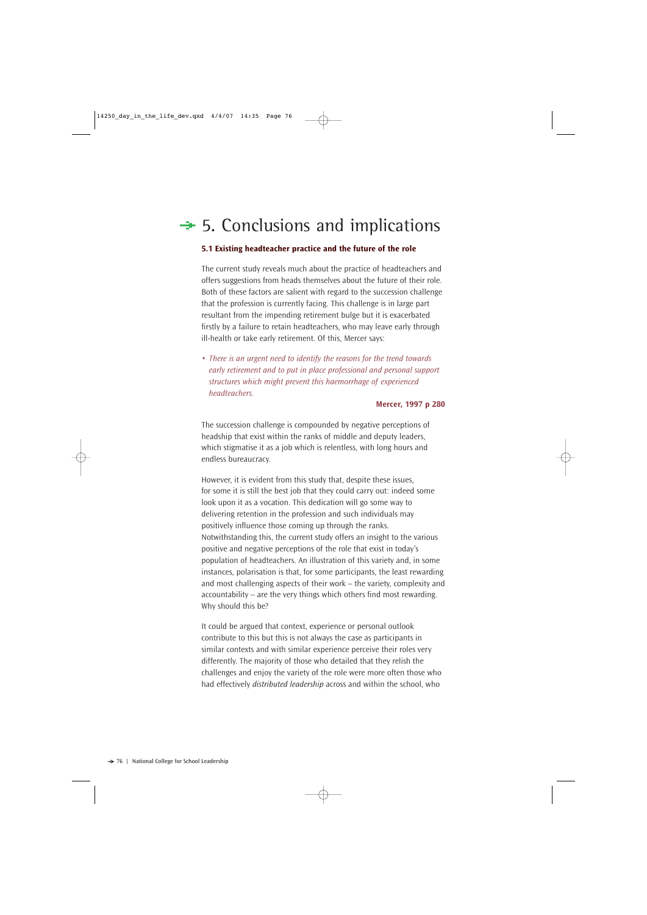# 5. Conclusions and implications

### 5.1 Existing headteacher practice and the future of the role

The current study reveals much about the practice of headteachers and offers suggestions from heads themselves about the future of their role. Both of these factors are salient with regard to the succession challenge that the profession is currently facing. This challenge is in large part resultant from the impending retirement bulge but it is exacerbated firstly by a failure to retain headteachers, who may leave early through ill-health or take early retirement. Of this, Mercer says:

- *There is an urgent need to identify the reasons for the trend towards early retirement and to put in place professional and personal support structures which might prevent this haemorrhage of experienced headteachers.*

**Mercer, 1997 p 280**

The succession challenge is compounded by negative perceptions of headship that exist within the ranks of middle and deputy leaders, which stigmatise it as a job which is relentless, with long hours and endless bureaucracy.

However, it is evident from this study that, despite these issues, for some it is still the best job that they could carry out: indeed some look upon it as a vocation. This dedication will go some way to delivering retention in the profession and such individuals may positively influence those coming up through the ranks. Notwithstanding this, the current study offers an insight to the various positive and negative perceptions of the role that exist in today's population of headteachers. An illustration of this variety and, in some instances, polarisation is that, for some participants, the least rewarding and most challenging aspects of their work – the variety, complexity and accountability – are the very things which others find most rewarding. Why should this be?

It could be argued that context, experience or personal outlook contribute to this but this is not always the case as participants in similar contexts and with similar experience perceive their roles very differently. The majority of those who detailed that they relish the challenges and enjoy the variety of the role were more often those who had effectively *distributed leadership* across and within the school, who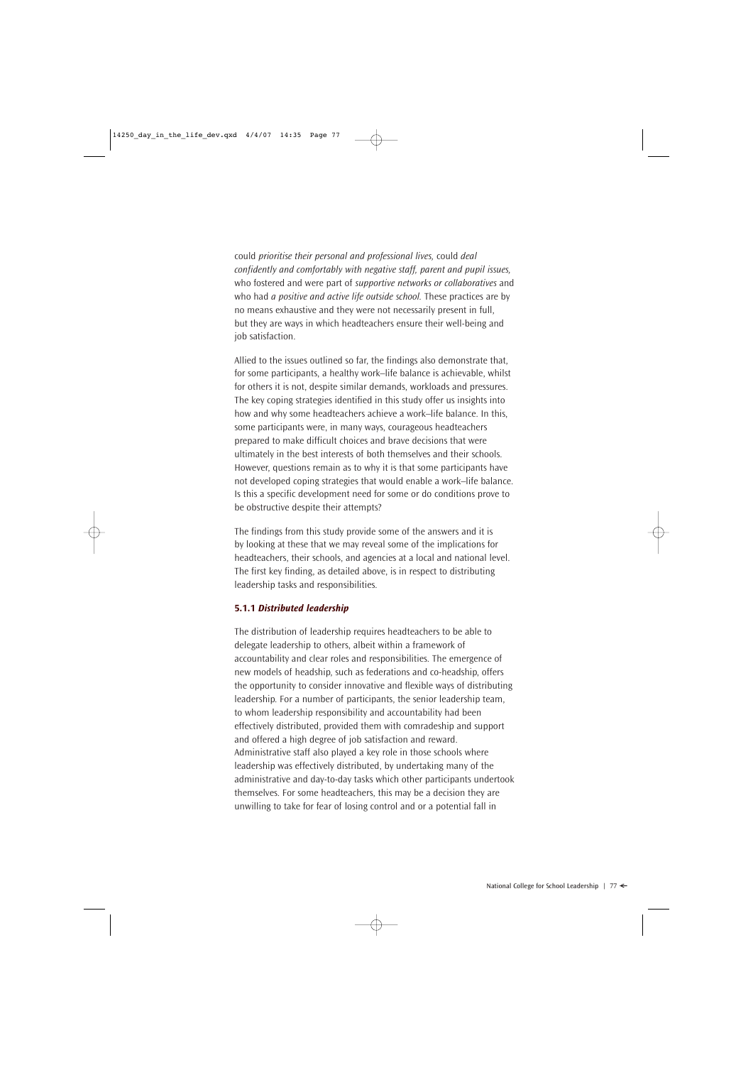could *prioritise their personal and professional lives,* could *deal confidently and comfortably with negative staff, parent and pupil issues,* who fostered and were part of *supportive networks or collaboratives* and who had *a positive and active life outside school.* These practices are by no means exhaustive and they were not necessarily present in full, but they are ways in which headteachers ensure their well-being and job satisfaction.

Allied to the issues outlined so far, the findings also demonstrate that, for some participants, a healthy work–life balance is achievable, whilst for others it is not, despite similar demands, workloads and pressures. The key coping strategies identified in this study offer us insights into how and why some headteachers achieve a work–life balance. In this, some participants were, in many ways, courageous headteachers prepared to make difficult choices and brave decisions that were ultimately in the best interests of both themselves and their schools. However, questions remain as to why it is that some participants have not developed coping strategies that would enable a work–life balance. Is this a specific development need for some or do conditions prove to be obstructive despite their attempts?

The findings from this study provide some of the answers and it is by looking at these that we may reveal some of the implications for headteachers, their schools, and agencies at a local and national level. The first key finding, as detailed above, is in respect to distributing leadership tasks and responsibilities.

### 5.1.1 *Distributed leadership*

The distribution of leadership requires headteachers to be able to delegate leadership to others, albeit within a framework of accountability and clear roles and responsibilities. The emergence of new models of headship, such as federations and co-headship, offers the opportunity to consider innovative and flexible ways of distributing leadership. For a number of participants, the senior leadership team, to whom leadership responsibility and accountability had been effectively distributed, provided them with comradeship and support and offered a high degree of job satisfaction and reward. Administrative staff also played a key role in those schools where leadership was effectively distributed, by undertaking many of the administrative and day-to-day tasks which other participants undertook themselves. For some headteachers, this may be a decision they are unwilling to take for fear of losing control and or a potential fall in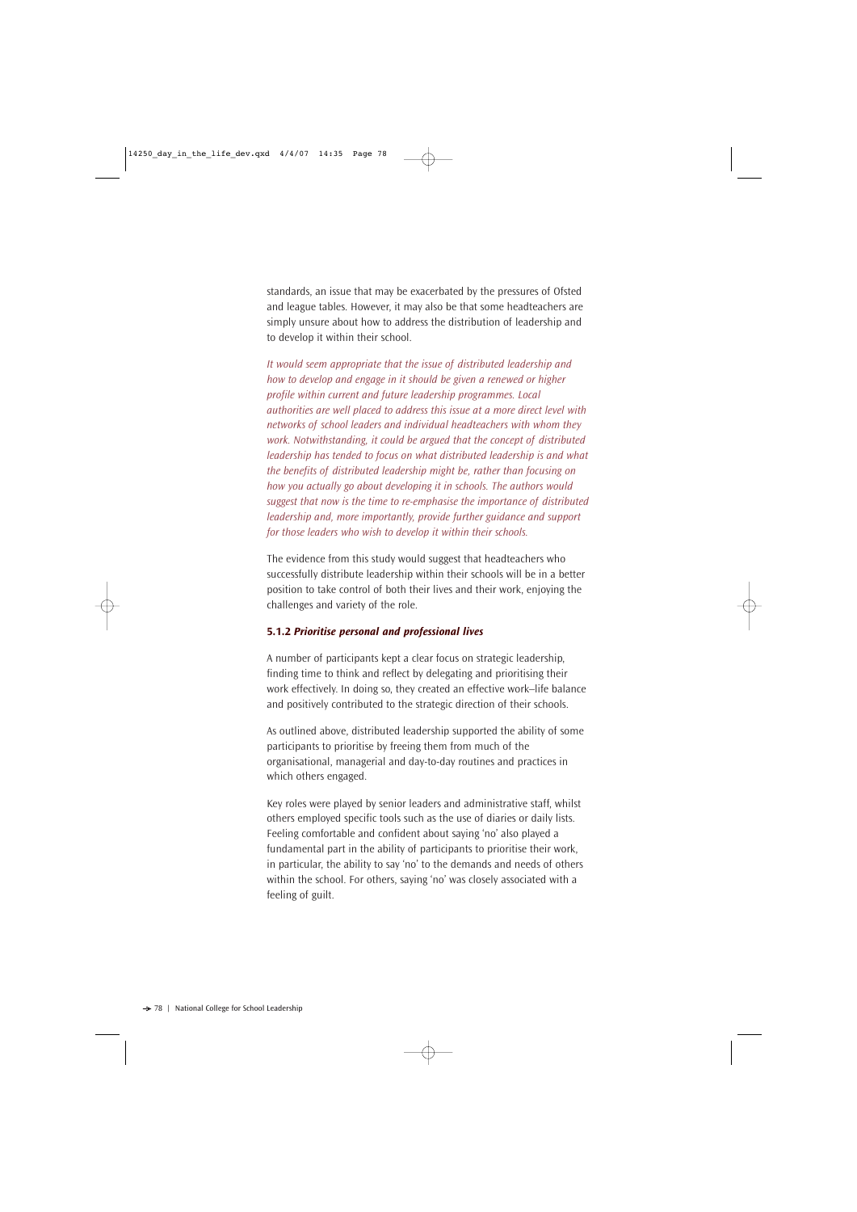standards, an issue that may be exacerbated by the pressures of Ofsted and league tables. However, it may also be that some headteachers are simply unsure about how to address the distribution of leadership and to develop it within their school.

*It would seem appropriate that the issue of distributed leadership and how to develop and engage in it should be given a renewed or higher profile within current and future leadership programmes. Local authorities are well placed to address this issue at a more direct level with networks of school leaders and individual headteachers with whom they work. Notwithstanding, it could be argued that the concept of distributed leadership has tended to focus on what distributed leadership is and what the benefits of distributed leadership might be, rather than focusing on how you actually go about developing it in schools. The authors would suggest that now is the time to re-emphasise the importance of distributed leadership and, more importantly, provide further guidance and support for those leaders who wish to develop it within their schools.*

The evidence from this study would suggest that headteachers who successfully distribute leadership within their schools will be in a better position to take control of both their lives and their work, enjoying the challenges and variety of the role.

#### 5.1.2 *Prioritise personal and professional lives*

A number of participants kept a clear focus on strategic leadership, finding time to think and reflect by delegating and prioritising their work effectively. In doing so, they created an effective work–life balance and positively contributed to the strategic direction of their schools.

As outlined above, distributed leadership supported the ability of some participants to prioritise by freeing them from much of the organisational, managerial and day-to-day routines and practices in which others engaged.

Key roles were played by senior leaders and administrative staff, whilst others employed specific tools such as the use of diaries or daily lists. Feeling comfortable and confident about saying 'no' also played a fundamental part in the ability of participants to prioritise their work, in particular, the ability to say 'no' to the demands and needs of others within the school. For others, saying 'no' was closely associated with a feeling of guilt.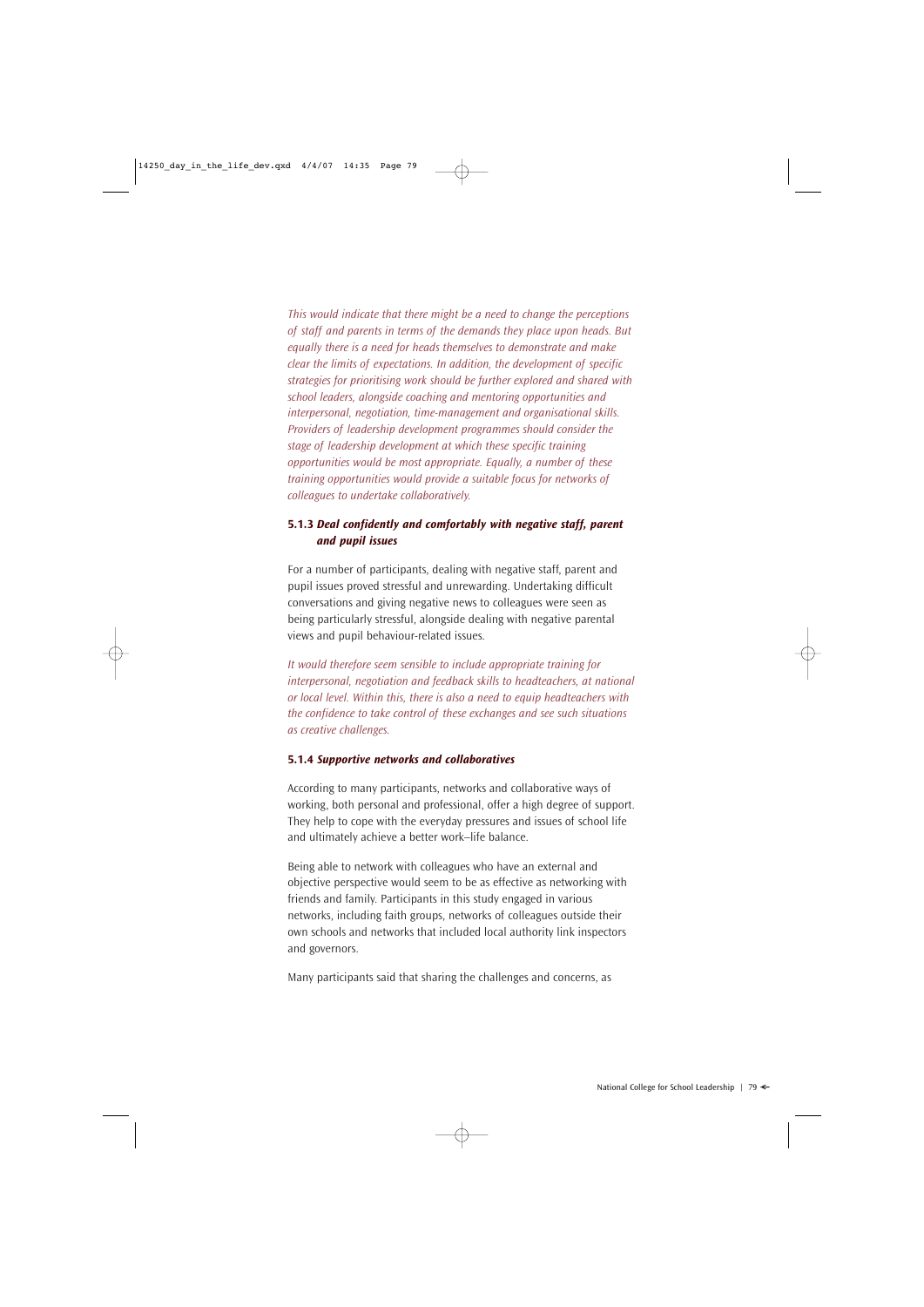*This would indicate that there might be a need to change the perceptions of staff and parents in terms of the demands they place upon heads. But equally there is a need for heads themselves to demonstrate and make clear the limits of expectations. In addition, the development of specific strategies for prioritising work should be further explored and shared with school leaders, alongside coaching and mentoring opportunities and interpersonal, negotiation, time-management and organisational skills. Providers of leadership development programmes should consider the stage of leadership development at which these specific training opportunities would be most appropriate. Equally, a number of these training opportunities would provide a suitable focus for networks of colleagues to undertake collaboratively.*

#### 5.1.3 *Deal confidently and comfortably with negative staff, parent and pupil issues*

For a number of participants, dealing with negative staff, parent and pupil issues proved stressful and unrewarding. Undertaking difficult conversations and giving negative news to colleagues were seen as being particularly stressful, alongside dealing with negative parental views and pupil behaviour-related issues.

*It would therefore seem sensible to include appropriate training for interpersonal, negotiation and feedback skills to headteachers, at national or local level. Within this, there is also a need to equip headteachers with the confidence to take control of these exchanges and see such situations as creative challenges.*

#### 5.1.4 *Supportive networks and collaboratives*

According to many participants, networks and collaborative ways of working, both personal and professional, offer a high degree of support. They help to cope with the everyday pressures and issues of school life and ultimately achieve a better work–life balance.

Being able to network with colleagues who have an external and objective perspective would seem to be as effective as networking with friends and family. Participants in this study engaged in various networks, including faith groups, networks of colleagues outside their own schools and networks that included local authority link inspectors and governors.

Many participants said that sharing the challenges and concerns, as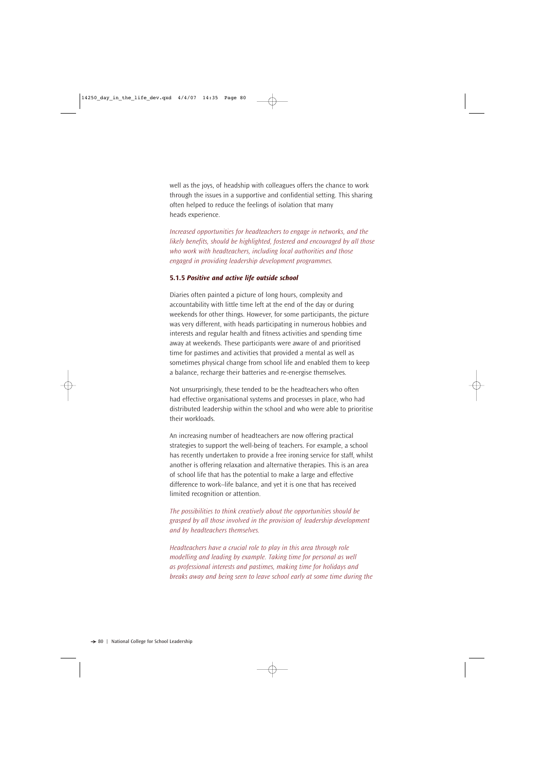well as the joys, of headship with colleagues offers the chance to work through the issues in a supportive and confidential setting. This sharing often helped to reduce the feelings of isolation that many heads experience.

*Increased opportunities for headteachers to engage in networks, and the likely benefits, should be highlighted, fostered and encouraged by all those who work with headteachers, including local authorities and those engaged in providing leadership development programmes.*

### 5.1.5 *Positive and active life outside school*

Diaries often painted a picture of long hours, complexity and accountability with little time left at the end of the day or during weekends for other things. However, for some participants, the picture was very different, with heads participating in numerous hobbies and interests and regular health and fitness activities and spending time away at weekends. These participants were aware of and prioritised time for pastimes and activities that provided a mental as well as sometimes physical change from school life and enabled them to keep a balance, recharge their batteries and re-energise themselves.

Not unsurprisingly, these tended to be the headteachers who often had effective organisational systems and processes in place, who had distributed leadership within the school and who were able to prioritise their workloads.

An increasing number of headteachers are now offering practical strategies to support the well-being of teachers. For example, a school has recently undertaken to provide a free ironing service for staff, whilst another is offering relaxation and alternative therapies. This is an area of school life that has the potential to make a large and effective difference to work–life balance, and yet it is one that has received limited recognition or attention.

*The possibilities to think creatively about the opportunities should be grasped by all those involved in the provision of leadership development and by headteachers themselves.*

*Headteachers have a crucial role to play in this area through role modelling and leading by example. Taking time for personal as well as professional interests and pastimes, making time for holidays and breaks away and being seen to leave school early at some time during the*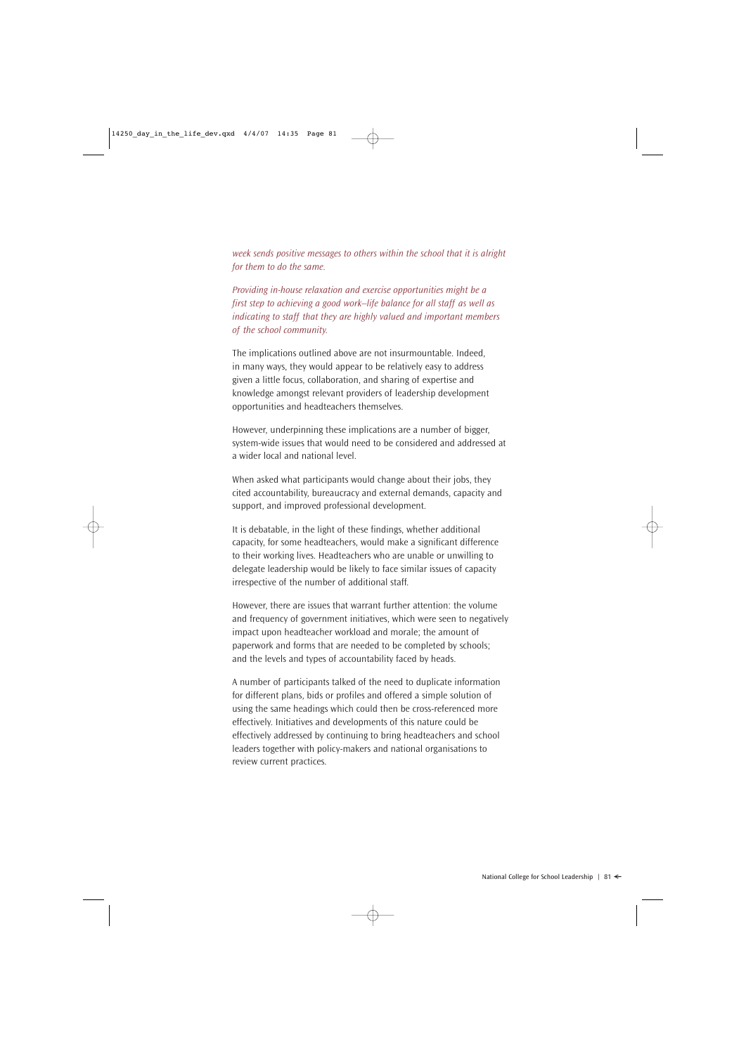*week sends positive messages to others within the school that it is alright for them to do the same.*

*Providing in-house relaxation and exercise opportunities might be a first step to achieving a good work–life balance for all staff as well as indicating to staff that they are highly valued and important members of the school community.*

The implications outlined above are not insurmountable. Indeed, in many ways, they would appear to be relatively easy to address given a little focus, collaboration, and sharing of expertise and knowledge amongst relevant providers of leadership development opportunities and headteachers themselves.

However, underpinning these implications are a number of bigger, system-wide issues that would need to be considered and addressed at a wider local and national level.

When asked what participants would change about their jobs, they cited accountability, bureaucracy and external demands, capacity and support, and improved professional development.

It is debatable, in the light of these findings, whether additional capacity, for some headteachers, would make a significant difference to their working lives. Headteachers who are unable or unwilling to delegate leadership would be likely to face similar issues of capacity irrespective of the number of additional staff.

However, there are issues that warrant further attention: the volume and frequency of government initiatives, which were seen to negatively impact upon headteacher workload and morale; the amount of paperwork and forms that are needed to be completed by schools; and the levels and types of accountability faced by heads.

A number of participants talked of the need to duplicate information for different plans, bids or profiles and offered a simple solution of using the same headings which could then be cross-referenced more effectively. Initiatives and developments of this nature could be effectively addressed by continuing to bring headteachers and school leaders together with policy-makers and national organisations to review current practices.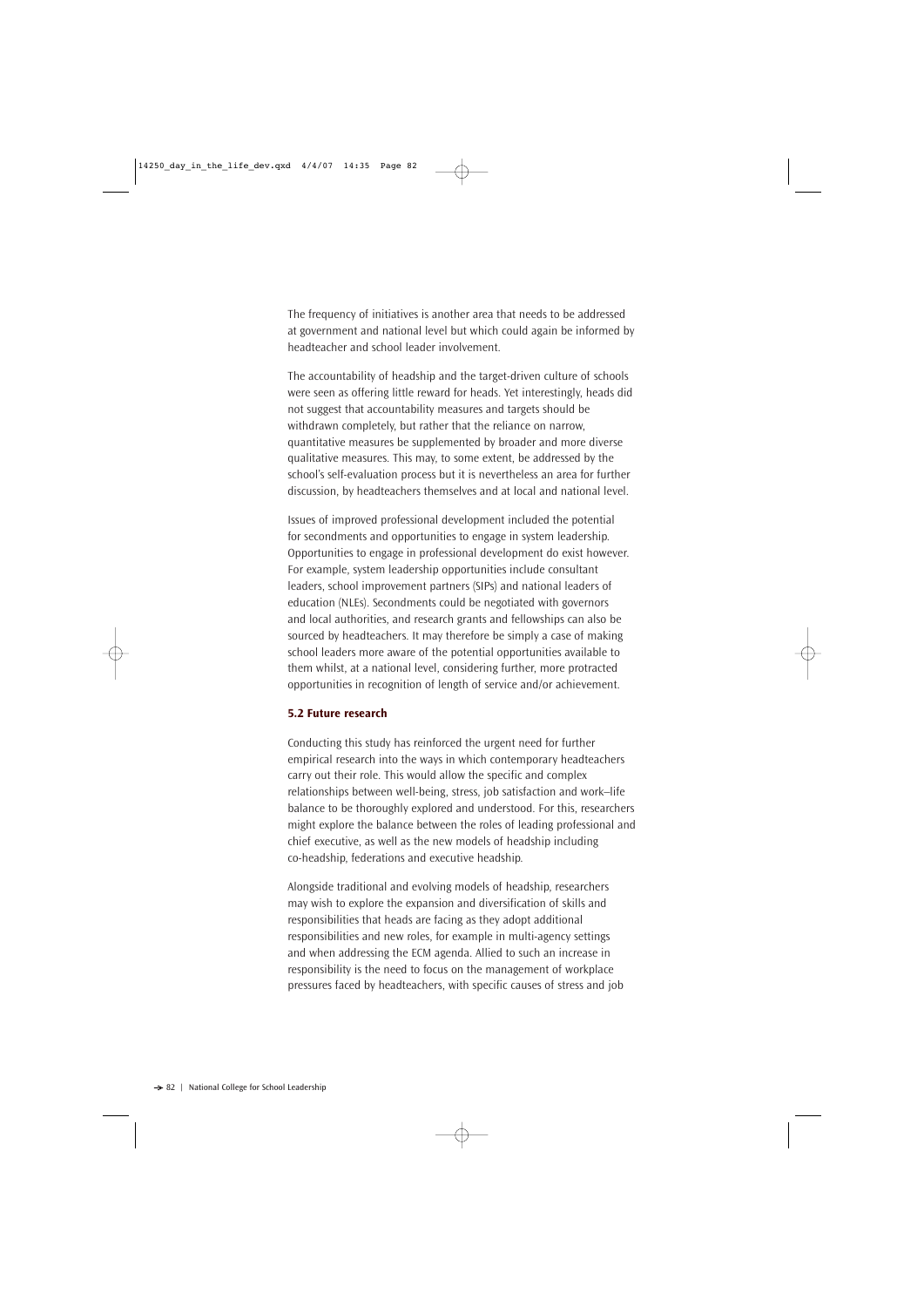The frequency of initiatives is another area that needs to be addressed at government and national level but which could again be informed by headteacher and school leader involvement.

The accountability of headship and the target-driven culture of schools were seen as offering little reward for heads. Yet interestingly, heads did not suggest that accountability measures and targets should be withdrawn completely, but rather that the reliance on narrow, quantitative measures be supplemented by broader and more diverse qualitative measures. This may, to some extent, be addressed by the school's self-evaluation process but it is nevertheless an area for further discussion, by headteachers themselves and at local and national level.

Issues of improved professional development included the potential for secondments and opportunities to engage in system leadership. Opportunities to engage in professional development do exist however. For example, system leadership opportunities include consultant leaders, school improvement partners (SIPs) and national leaders of education (NLEs). Secondments could be negotiated with governors and local authorities, and research grants and fellowships can also be sourced by headteachers. It may therefore be simply a case of making school leaders more aware of the potential opportunities available to them whilst, at a national level, considering further, more protracted opportunities in recognition of length of service and/or achievement.

### 5.2 Future research

Conducting this study has reinforced the urgent need for further empirical research into the ways in which contemporary headteachers carry out their role. This would allow the specific and complex relationships between well-being, stress, job satisfaction and work–life balance to be thoroughly explored and understood. For this, researchers might explore the balance between the roles of leading professional and chief executive, as well as the new models of headship including co-headship, federations and executive headship.

Alongside traditional and evolving models of headship, researchers may wish to explore the expansion and diversification of skills and responsibilities that heads are facing as they adopt additional responsibilities and new roles, for example in multi-agency settings and when addressing the ECM agenda. Allied to such an increase in responsibility is the need to focus on the management of workplace pressures faced by headteachers, with specific causes of stress and job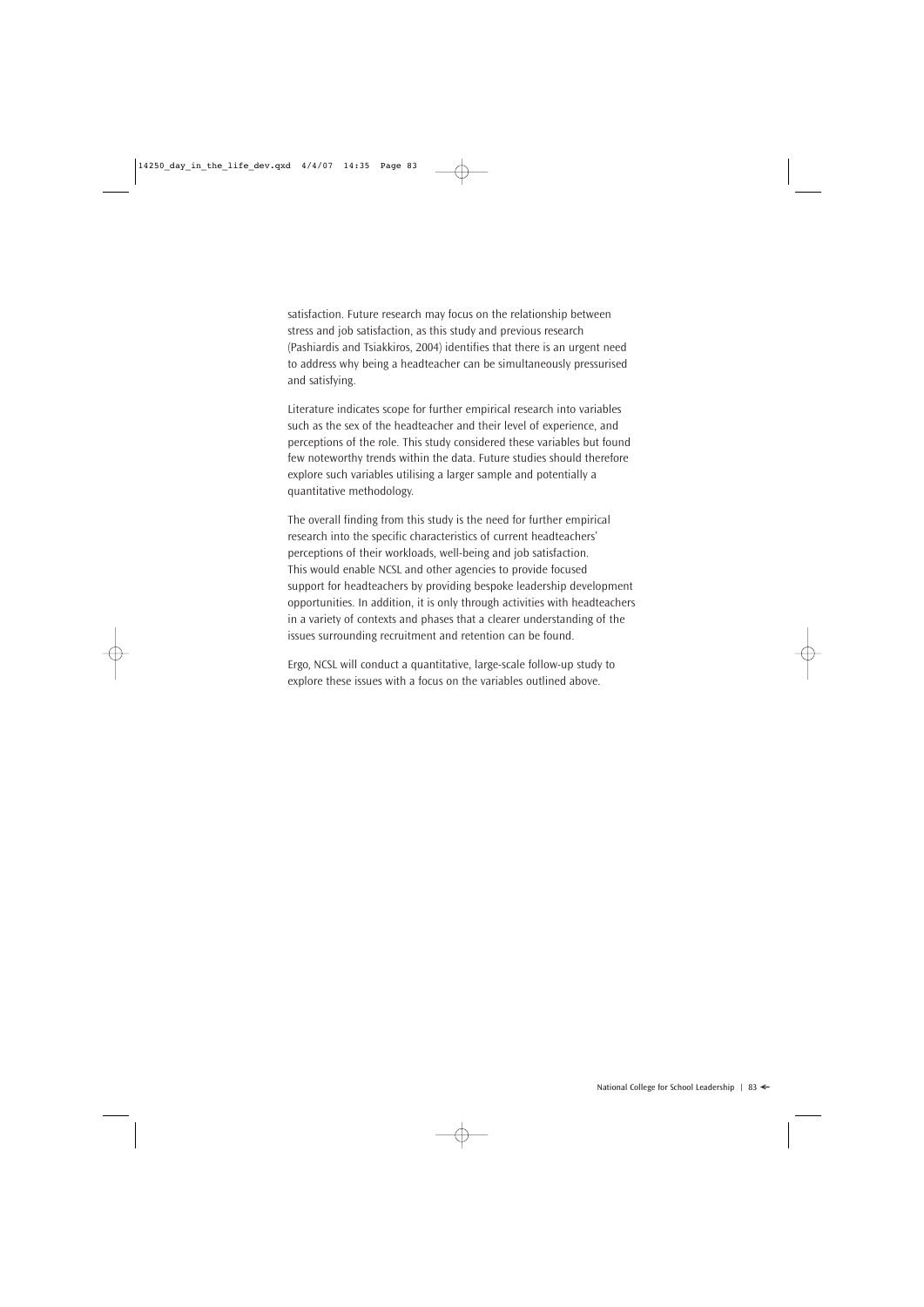satisfaction. Future research may focus on the relationship between stress and job satisfaction, as this study and previous research (Pashiardis and Tsiakkiros, 2004) identifies that there is an urgent need to address why being a headteacher can be simultaneously pressurised and satisfying.

Literature indicates scope for further empirical research into variables such as the sex of the headteacher and their level of experience, and perceptions of the role. This study considered these variables but found few noteworthy trends within the data. Future studies should therefore explore such variables utilising a larger sample and potentially a quantitative methodology.

The overall finding from this study is the need for further empirical research into the specific characteristics of current headteachers' perceptions of their workloads, well-being and job satisfaction. This would enable NCSL and other agencies to provide focused support for headteachers by providing bespoke leadership development opportunities. In addition, it is only through activities with headteachers in a variety of contexts and phases that a clearer understanding of the issues surrounding recruitment and retention can be found.

Ergo, NCSL will conduct a quantitative, large-scale follow-up study to explore these issues with a focus on the variables outlined above.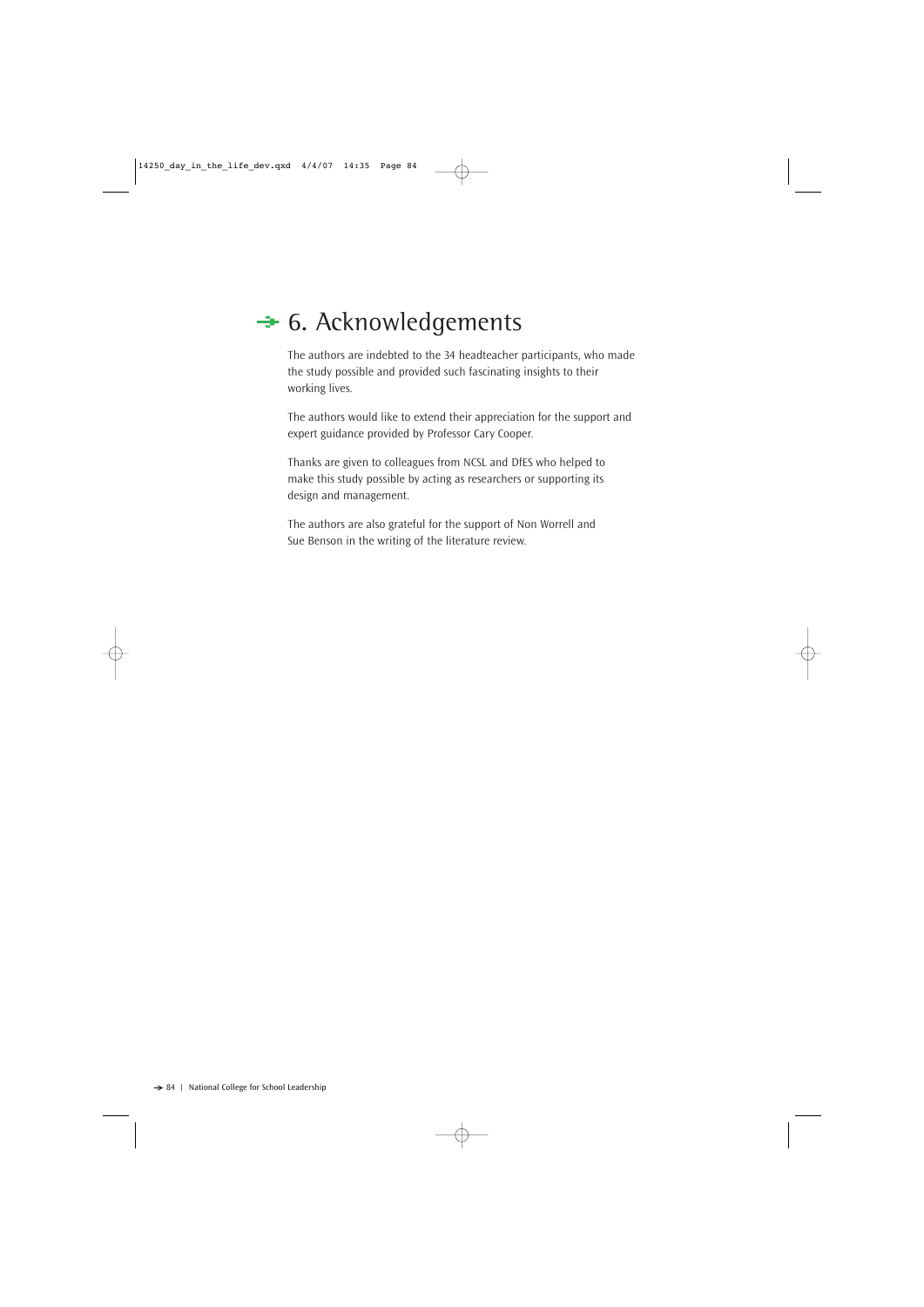# 6. Acknowledgements

The authors are indebted to the 34 headteacher participants, who made the study possible and provided such fascinating insights to their working lives.

The authors would like to extend their appreciation for the support and expert guidance provided by Professor Cary Cooper.

Thanks are given to colleagues from NCSL and DfES who helped to make this study possible by acting as researchers or supporting its design and management.

The authors are also grateful for the support of Non Worrell and Sue Benson in the writing of the literature review.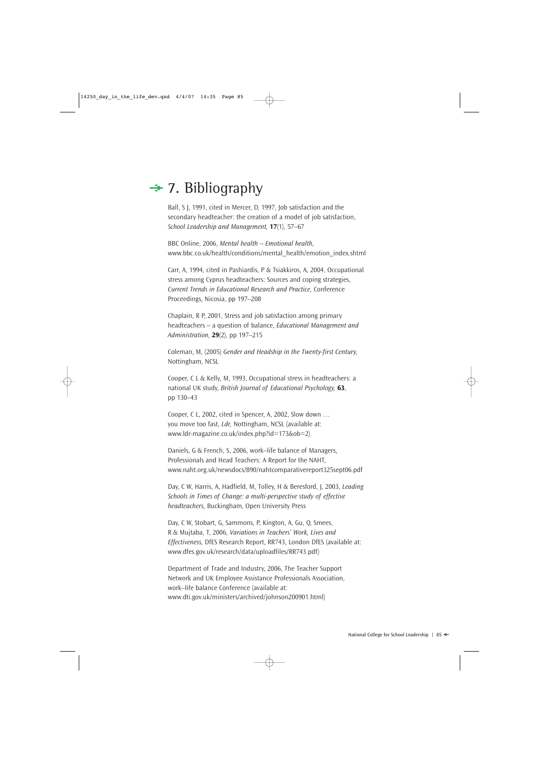# 7. Bibliography

Ball, S J, 1991, cited in Mercer, D, 1997, Job satisfaction and the secondary headteacher: the creation of a model of job satisfaction, *School Leadership and Management,* **17**(1), 57–67

BBC Online, 2006, *Mental health – Emotional health,* www.bbc.co.uk/health/conditions/mental_health/emotion_index.shtml

Carr, A, 1994, cited in Pashiardis, P & Tsiakkiros, A, 2004, Occupational stress among Cyprus headteachers: Sources and coping strategies, *Current Trends in Educational Research and Practice,* Conference Proceedings, Nicosia, pp 197–208

Chaplain, R P, 2001, Stress and job satisfaction among primary headteachers – a question of balance, *Educational Management and Administration,* **29**(2), pp 197–215

Coleman, M, (2005) *Gender and Headship in the Twenty-first Century,* Nottingham, NCSL

Cooper, C L & Kelly, M, 1993, Occupational stress in headteachers: a national UK study, *British Journal of Educational Psychology,* **63**, pp 130–43

Cooper, C L, 2002, cited in Spencer, A, 2002, Slow down … you move too fast, *Ldr,* Nottingham, NCSL (available at: www.ldr-magazine.co.uk/index.php?id=173&ob=2)

Daniels, G & French, S, 2006, work–life balance of Managers, Professionals and Head Teachers: A Report for the NAHT, www.naht.org.uk/newsdocs/890/nahtcomparativereport325sept06.pdf

Day, C W, Harris, A, Hadfield, M, Tolley, H & Beresford, J, 2003, *Leading Schools in Times of Change: a multi-perspective study of effective headteachers,* Buckingham, Open University Press

Day, C W, Stobart, G, Sammons, P, Kington, A, Gu, Q, Smees, R & Mujtaba, T, 2006, *Variations in Teachers' Work, Lives and Effectiveness,* DfES Research Report, RR743, London DfES (available at: www.dfes.gov.uk/research/data/uploadfiles/RR743.pdf)

Department of Trade and Industry, 2006, The Teacher Support Network and UK Employee Assistance Professionals Association, work–life balance Conference (available at: www.dti.gov.uk/ministers/archived/johnson200901.html)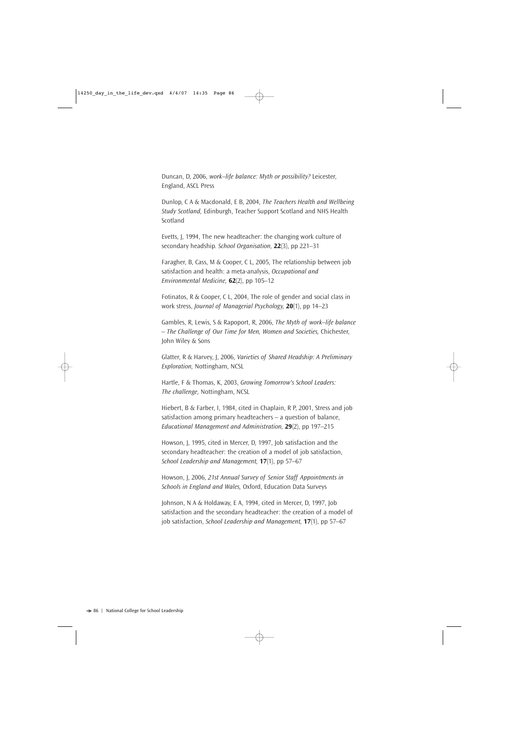Duncan, D, 2006, *work–life balance: Myth or possibility?* Leicester, England, ASCL Press

Dunlop, C A & Macdonald, E B, 2004, *The Teachers Health and Wellbeing Study Scotland,* Edinburgh, Teacher Support Scotland and NHS Health Scotland

Evetts, J, 1994, The new headteacher: the changing work culture of secondary headship. *School Organisation,* **22**(3), pp 221–31

Faragher, B, Cass, M & Cooper, C L, 2005, The relationship between job satisfaction and health: a meta-analysis, *Occupational and Environmental Medicine,* **62**(2), pp 105–12

Fotinatos, R & Cooper, C L, 2004, The role of gender and social class in work stress, *Journal of Managerial Psychology,* **20**(1), pp 14–23

Gambles, R, Lewis, S & Rapoport, R, 2006, *The Myth of work–life balance – The Challenge of Our Time for Men, Women and Societies,* Chichester, John Wiley & Sons

Glatter, R & Harvey, J, 2006, *Varieties of Shared Headship: A Preliminary Exploration,* Nottingham, NCSL

Hartle, F & Thomas, K, 2003, *Growing Tomorrow's School Leaders: The challenge,* Nottingham, NCSL

Hiebert, B & Farber, I, 1984, cited in Chaplain, R P, 2001, Stress and job satisfaction among primary headteachers – a question of balance, *Educational Management and Administration,* **29**(2), pp 197–215

Howson, J, 1995, cited in Mercer, D, 1997, Job satisfaction and the secondary headteacher: the creation of a model of job satisfaction, *School Leadership and Management,* **17**(1), pp 57–67

Howson, J, 2006, *21st Annual Survey of Senior Staff Appointments in Schools in England and Wales,* Oxford, Education Data Surveys

Johnson, N A & Holdaway, E A, 1994, cited in Mercer, D, 1997, Job satisfaction and the secondary headteacher: the creation of a model of job satisfaction, *School Leadership and Management,* **17**(1), pp 57–67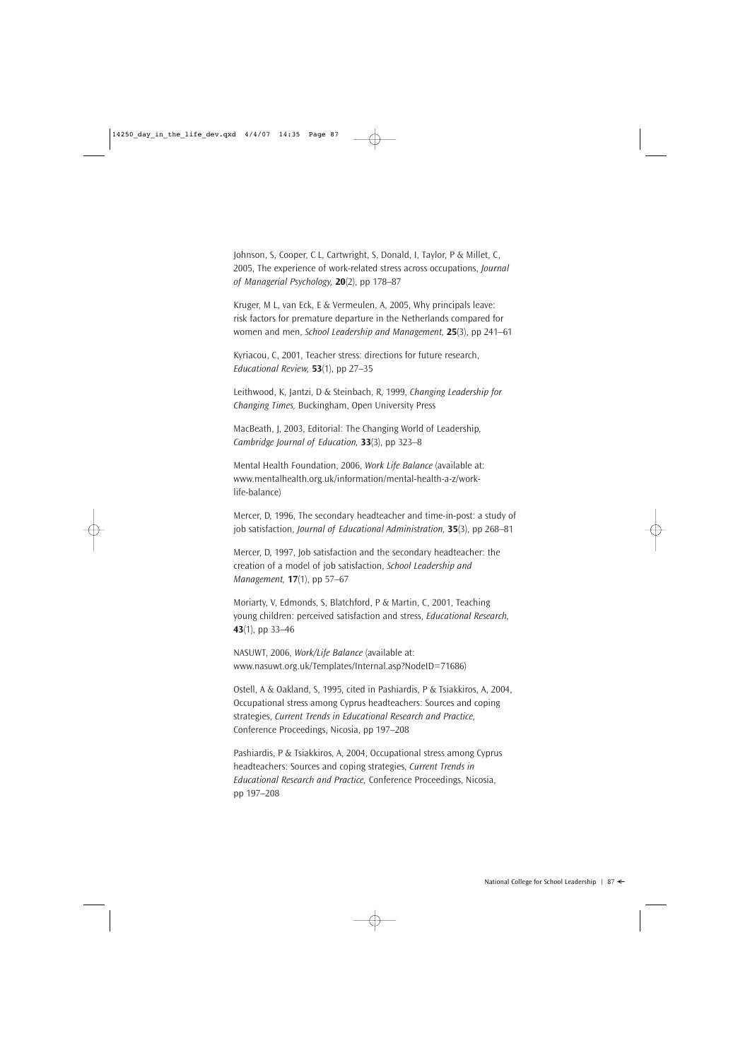Johnson, S, Cooper, C L, Cartwright, S, Donald, I, Taylor, P & Millet, C, 2005, The experience of work-related stress across occupations, *Journal of Managerial Psychology,* **20**(2), pp 178–87

Kruger, M L, van Eck, E & Vermeulen, A, 2005, Why principals leave: risk factors for premature departure in the Netherlands compared for women and men, *School Leadership and Management,* **25**(3), pp 241–61

Kyriacou, C, 2001, Teacher stress: directions for future research, *Educational Review,* **53**(1), pp 27–35

Leithwood, K, Jantzi, D & Steinbach, R, 1999, *Changing Leadership for Changing Times,* Buckingham, Open University Press

MacBeath, J, 2003, Editorial: The Changing World of Leadership, *Cambridge Journal of Education,* **33**(3), pp 323–8

Mental Health Foundation, 2006, *Work Life Balance* (available at: www.mentalhealth.org.uk/information/mental-health-a-z/work-life-balance)

Mercer, D, 1996, The secondary headteacher and time-in-post: a study of job satisfaction, *Journal of Educational Administration,* **35**(3), pp 268–81

Mercer, D, 1997, Job satisfaction and the secondary headteacher: the creation of a model of job satisfaction, *School Leadership and Management,* **17**(1), pp 57–67

Moriarty, V, Edmonds, S, Blatchford, P & Martin, C, 2001, Teaching young children: perceived satisfaction and stress, *Educational Research,* **43**(1), pp 33–46

NASUWT, 2006, *Work/Life Balance* (available at: www.nasuwt.org.uk/Templates/Internal.asp?NodeID=71686)

Ostell, A & Oakland, S, 1995, cited in Pashiardis, P & Tsiakkiros, A, 2004, Occupational stress among Cyprus headteachers: Sources and coping strategies, *Current Trends in Educational Research and Practice,* Conference Proceedings, Nicosia, pp 197–208

Pashiardis, P & Tsiakkiros, A, 2004, Occupational stress among Cyprus headteachers: Sources and coping strategies, *Current Trends in Educational Research and Practice,* Conference Proceedings, Nicosia, pp 197–208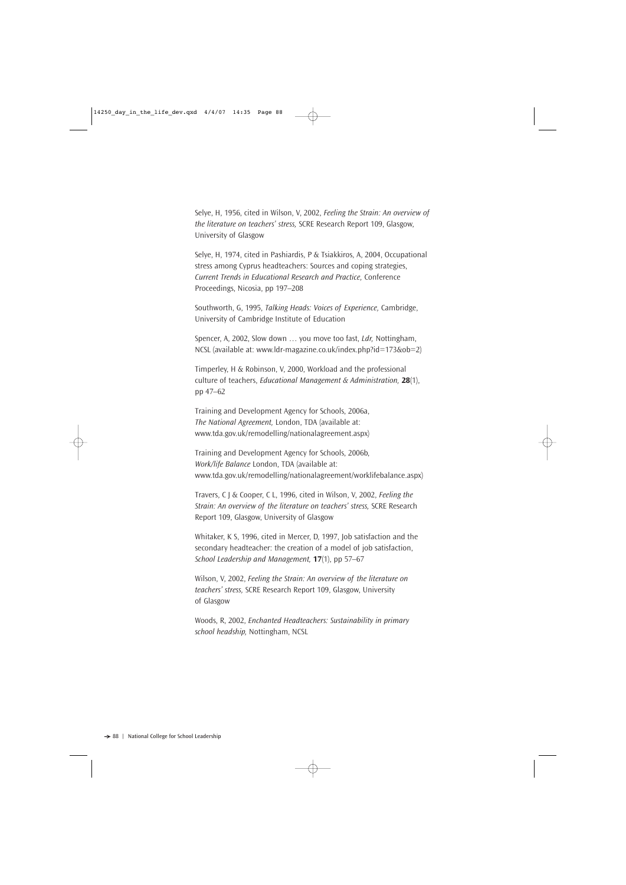Selye, H, 1956, cited in Wilson, V, 2002, *Feeling the Strain: An overview of the literature on teachers' stress,* SCRE Research Report 109, Glasgow, University of Glasgow

Selye, H, 1974, cited in Pashiardis, P & Tsiakkiros, A, 2004, Occupational stress among Cyprus headteachers: Sources and coping strategies, *Current Trends in Educational Research and Practice,* Conference Proceedings, Nicosia, pp 197–208

Southworth, G, 1995, *Talking Heads: Voices of Experience,* Cambridge, University of Cambridge Institute of Education

Spencer, A, 2002, Slow down … you move too fast, *Ldr,* Nottingham, NCSL (available at: www.ldr-magazine.co.uk/index.php?id=173&ob=2)

Timperley, H & Robinson, V, 2000, Workload and the professional culture of teachers, *Educational Management & Administration,* **28**(1), pp 47–62

Training and Development Agency for Schools, 2006a, *The National Agreement,* London, TDA (available at: www.tda.gov.uk/remodelling/nationalagreement.aspx)

Training and Development Agency for Schools, 2006b, *Work/life Balance* London, TDA (available at: www.tda.gov.uk/remodelling/nationalagreement/worklifebalance.aspx)

Travers, C J & Cooper, C L, 1996, cited in Wilson, V, 2002, *Feeling the Strain: An overview of the literature on teachers' stress,* SCRE Research Report 109, Glasgow, University of Glasgow

Whitaker, K S, 1996, cited in Mercer, D, 1997, Job satisfaction and the secondary headteacher: the creation of a model of job satisfaction, *School Leadership and Management,* **17**(1), pp 57–67

Wilson, V, 2002, *Feeling the Strain: An overview of the literature on teachers' stress,* SCRE Research Report 109, Glasgow, University of Glasgow

Woods, R, 2002, *Enchanted Headteachers: Sustainability in primary school headship,* Nottingham, NCSL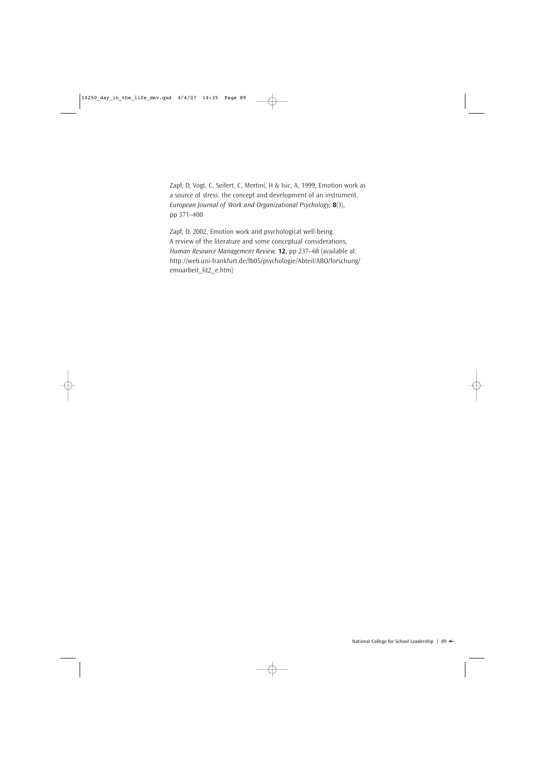Zapf, D, Vogt, C, Seifert, C, Mertini, H & Isic, A, 1999, Emotion work as a source of stress: the concept and development of an instrument, *European Journal of Work and Organizational Psychology,* **8**(3), pp 371–400

Zapf, D, 2002, Emotion work and psychological well-being. A review of the literature and some conceptual considerations, *Human Resource Management Review,* **12**, pp 237–68 (available at: http://web.uni-frankfurt.de/fb05/psychologie/Abteil/ABO/forschung/emoarbeit_lit2_e.htm)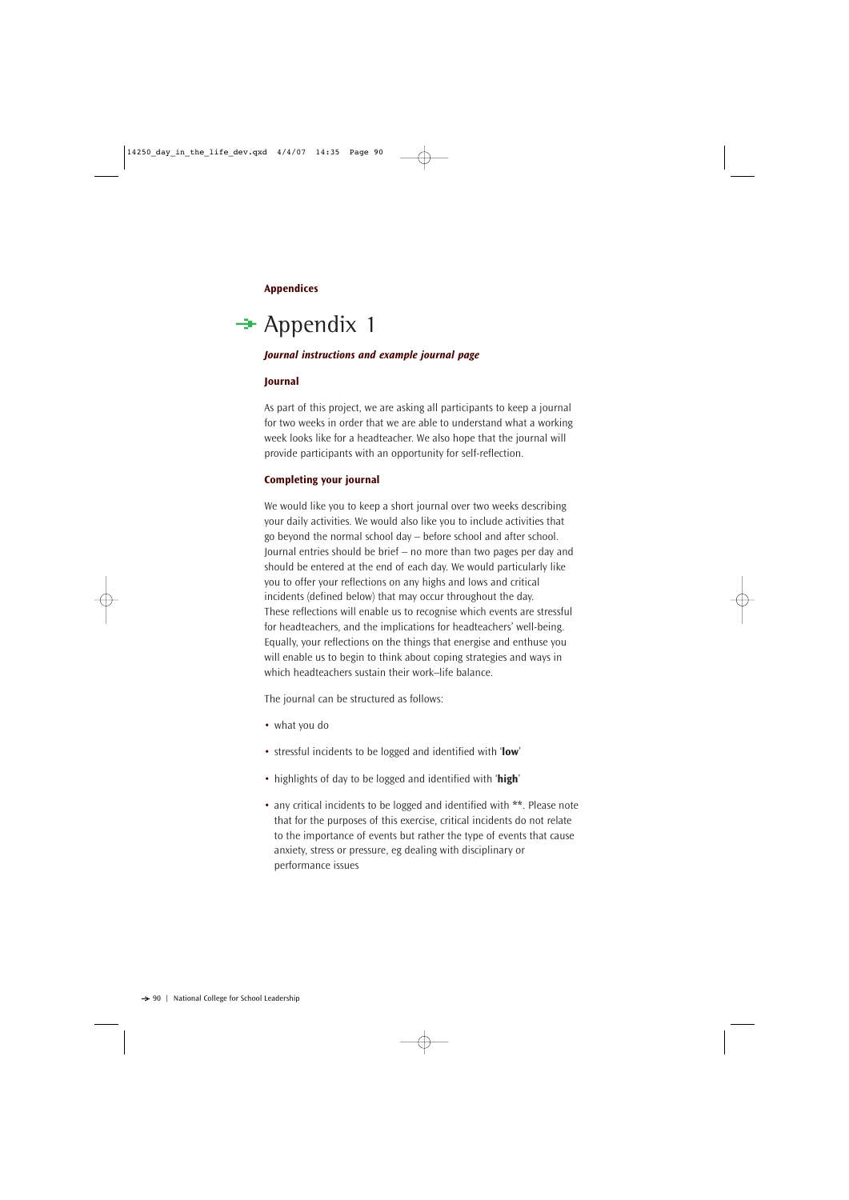**Appendices**

# Appendix 1

***Journal instructions and example journal page***

### Journal

As part of this project, we are asking all participants to keep a journal for two weeks in order that we are able to understand what a working week looks like for a headteacher. We also hope that the journal will provide participants with an opportunity for self-reflection.

### Completing your journal

We would like you to keep a short journal over two weeks describing your daily activities. We would also like you to include activities that go beyond the normal school day – before school and after school. Journal entries should be brief – no more than two pages per day and should be entered at the end of each day. We would particularly like you to offer your reflections on any highs and lows and critical incidents (defined below) that may occur throughout the day. These reflections will enable us to recognise which events are stressful for headteachers, and the implications for headteachers' well-being. Equally, your reflections on the things that energise and enthuse you will enable us to begin to think about coping strategies and ways in which headteachers sustain their work–life balance.

The journal can be structured as follows:

- what you do
- stressful incidents to be logged and identified with '**low**'
- highlights of day to be logged and identified with '**high**'
- any critical incidents to be logged and identified with **. Please note that for the purposes of this exercise, critical incidents do not relate to the importance of events but rather the type of events that cause anxiety, stress or pressure, eg dealing with disciplinary or performance issues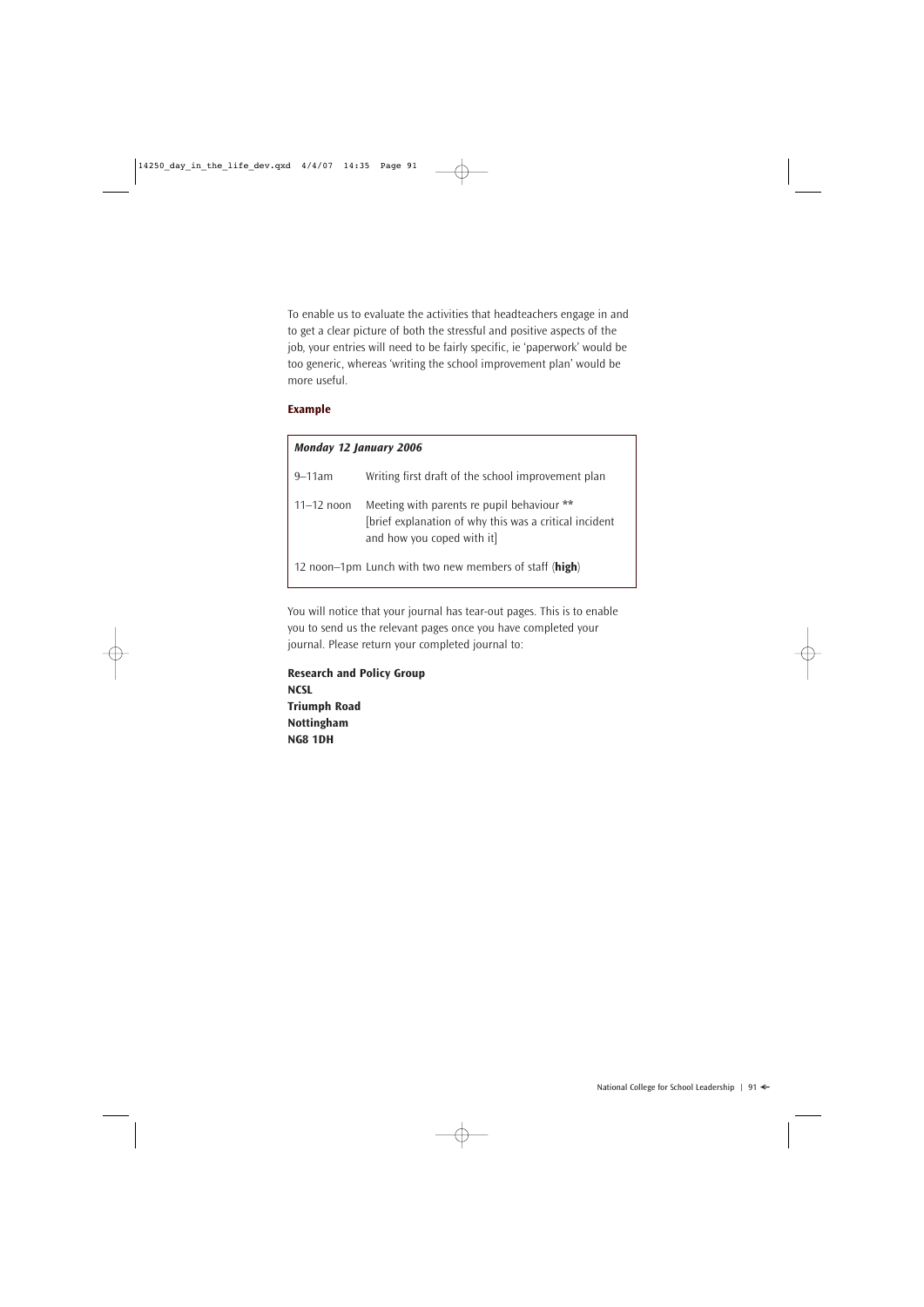To enable us to evaluate the activities that headteachers engage in and to get a clear picture of both the stressful and positive aspects of the job, your entries will need to be fairly specific, ie 'paperwork' would be too generic, whereas 'writing the school improvement plan' would be more useful.

**Example**

| ***Monday 12 January 2006*** | |
|---|---|
| 9–11am | Writing first draft of the school improvement plan |
| 11–12 noon | Meeting with parents re pupil behaviour ** [brief explanation of why this was a critical incident and how you coped with it] |
| 12 noon–1pm | Lunch with two new members of staff (**high**) |

You will notice that your journal has tear-out pages. This is to enable you to send us the relevant pages once you have completed your journal. Please return your completed journal to:

**Research and Policy Group**
**NCSL**
**Triumph Road**
**Nottingham**
**NG8 1DH**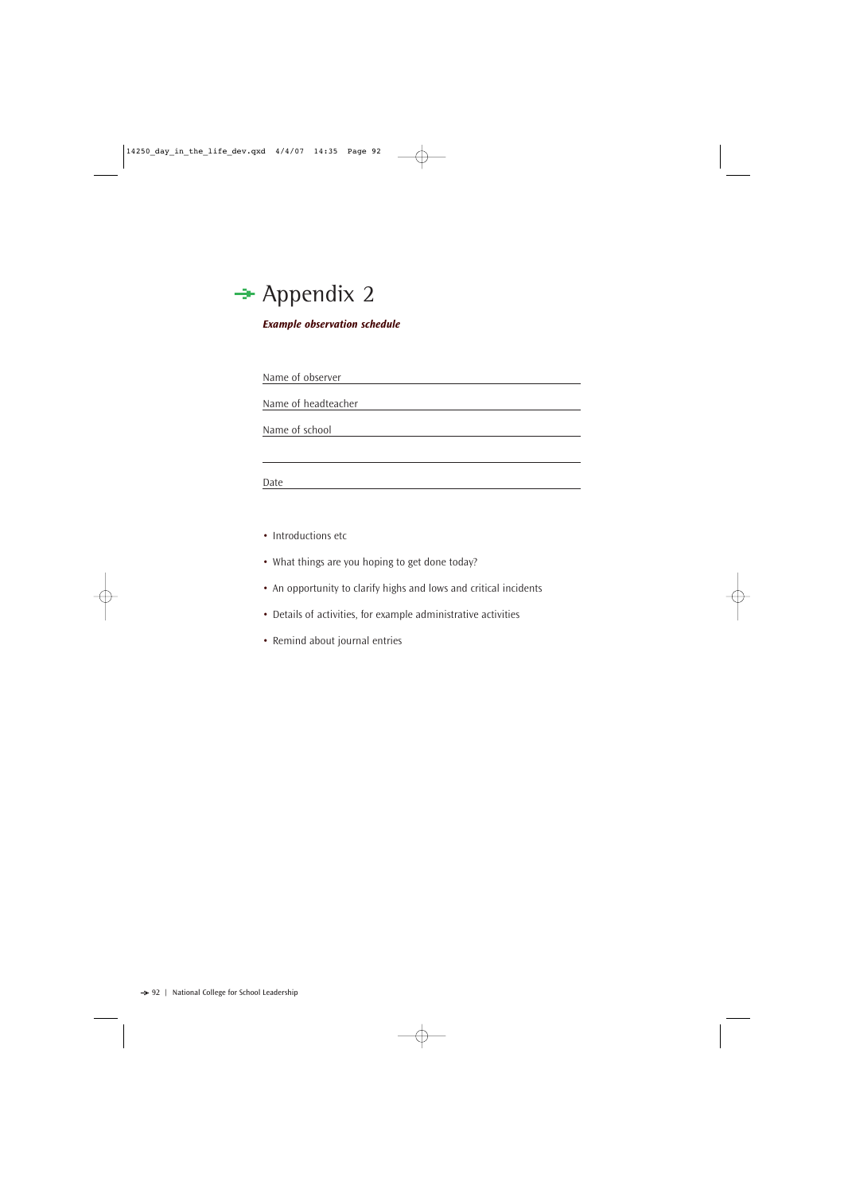# Appendix 2

***Example observation schedule***

Name of observer \_\_\_\_\_\_\_\_\_\_\_\_\_\_\_\_\_\_\_\_\_\_\_\_\_\_\_\_\_\_\_\_\_\_\_\_\_\_\_\_

Name of headteacher \_\_\_\_\_\_\_\_\_\_\_\_\_\_\_\_\_\_\_\_\_\_\_\_\_\_\_\_\_\_\_\_\_\_\_\_\_\_

Name of school \_\_\_\_\_\_\_\_\_\_\_\_\_\_\_\_\_\_\_\_\_\_\_\_\_\_\_\_\_\_\_\_\_\_\_\_\_\_\_\_\_\_

\_\_\_\_\_\_\_\_\_\_\_\_\_\_\_\_\_\_\_\_\_\_\_\_\_\_\_\_\_\_\_\_\_\_\_\_\_\_\_\_\_\_\_\_\_\_\_\_\_\_\_\_\_\_\_\_

Date \_\_\_\_\_\_\_\_\_\_\_\_\_\_\_\_\_\_\_\_\_\_\_\_\_\_\_\_\_\_\_\_\_\_\_\_\_\_\_\_\_\_\_\_\_\_\_\_\_\_\_

- Introductions etc
- What things are you hoping to get done today?
- An opportunity to clarify highs and lows and critical incidents
- Details of activities, for example administrative activities
- Remind about journal entries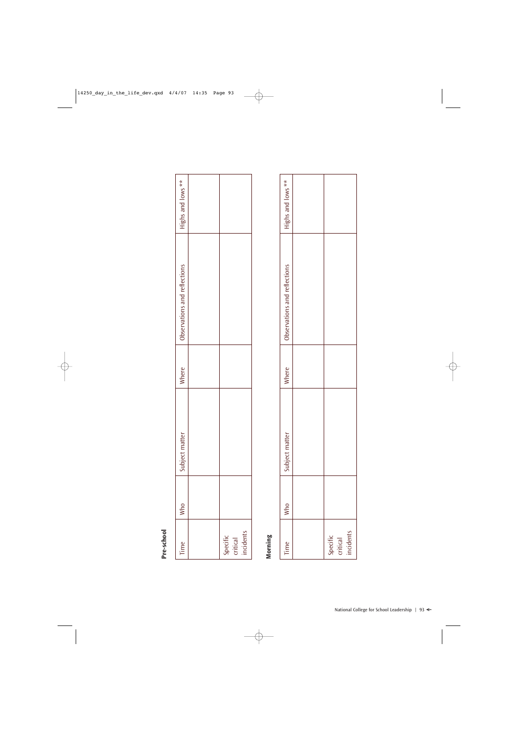**Pre-school**

| Time | Who | Subject matter | Where | Observations and reflections | Highs and lows ** |
|---|---|---|---|---|---|
| | | | | | |
| Specific critical incidents | | | | | |

**Morning**

| Time | Who | Subject matter | Where | Observations and reflections | Highs and lows ** |
|---|---|---|---|---|---|
| | | | | | |
| Specific critical incidents | | | | | |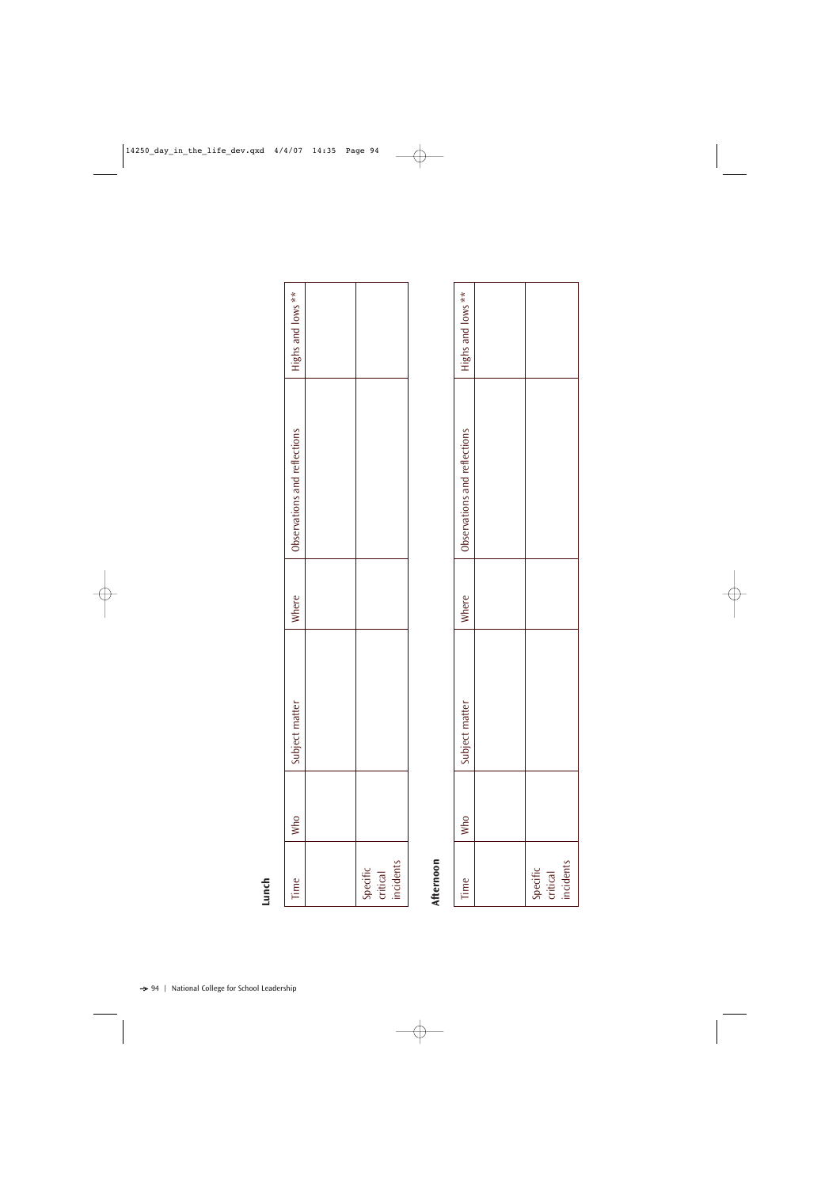**Lunch**

| Time | Who | Subject matter | Where | Observations and reflections | Highs and lows ** |
|---|---|---|---|---|---|
| | | | | | |
| Specific critical incidents | | | | | |

**Afternoon**

| Time | Who | Subject matter | Where | Observations and reflections | Highs and lows ** |
|---|---|---|---|---|---|
| | | | | | |
| Specific critical incidents | | | | | |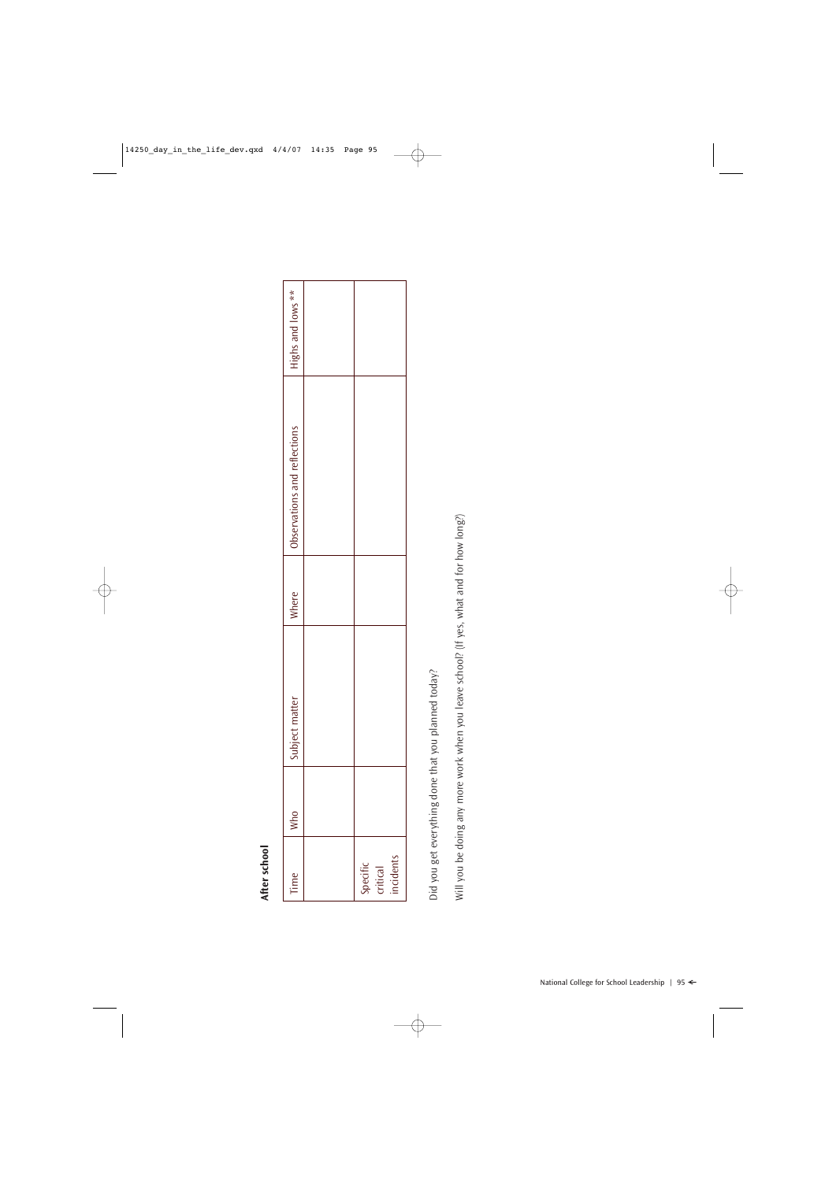## After school

| Time | Who | Subject matter | Where | Observations and reflections | Highs and lows ** |
|---|---|---|---|---|---|
| | | | | | |
| Specific critical incidents | | | | | |

Did you get everything done that you planned today?

Will you be doing any more work when you leave school? (If yes, what and for how long?)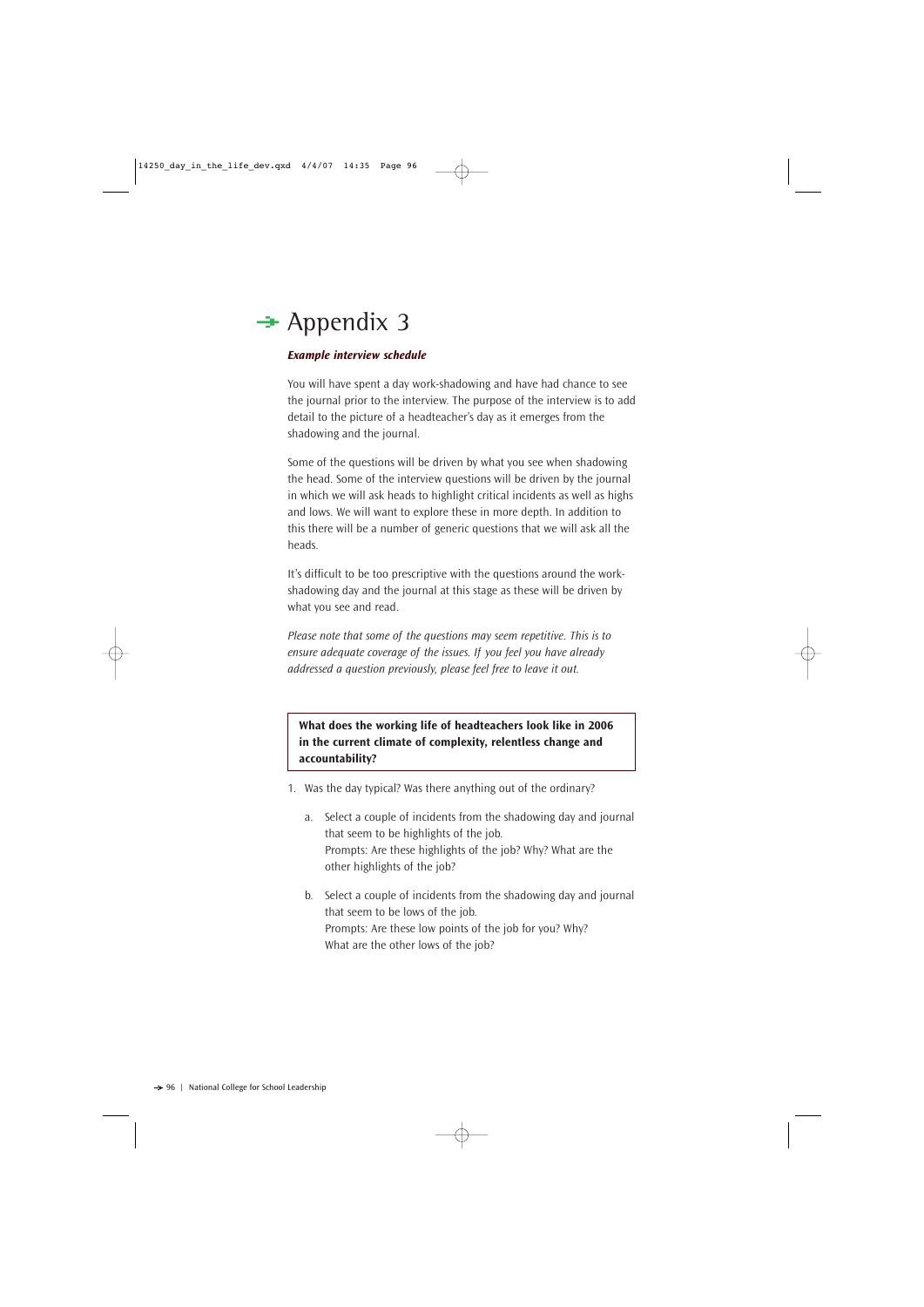# Appendix 3

***Example interview schedule***

You will have spent a day work-shadowing and have had chance to see the journal prior to the interview. The purpose of the interview is to add detail to the picture of a headteacher's day as it emerges from the shadowing and the journal.

Some of the questions will be driven by what you see when shadowing the head. Some of the interview questions will be driven by the journal in which we will ask heads to highlight critical incidents as well as highs and lows. We will want to explore these in more depth. In addition to this there will be a number of generic questions that we will ask all the heads.

It's difficult to be too prescriptive with the questions around the work-shadowing day and the journal at this stage as these will be driven by what you see and read.

*Please note that some of the questions may seem repetitive. This is to ensure adequate coverage of the issues. If you feel you have already addressed a question previously, please feel free to leave it out.*

**What does the working life of headteachers look like in 2006 in the current climate of complexity, relentless change and accountability?**

1. Was the day typical? Was there anything out of the ordinary?

   a. Select a couple of incidents from the shadowing day and journal that seem to be highlights of the job.
   Prompts: Are these highlights of the job? Why? What are the other highlights of the job?

   b. Select a couple of incidents from the shadowing day and journal that seem to be lows of the job.
   Prompts: Are these low points of the job for you? Why? What are the other lows of the job?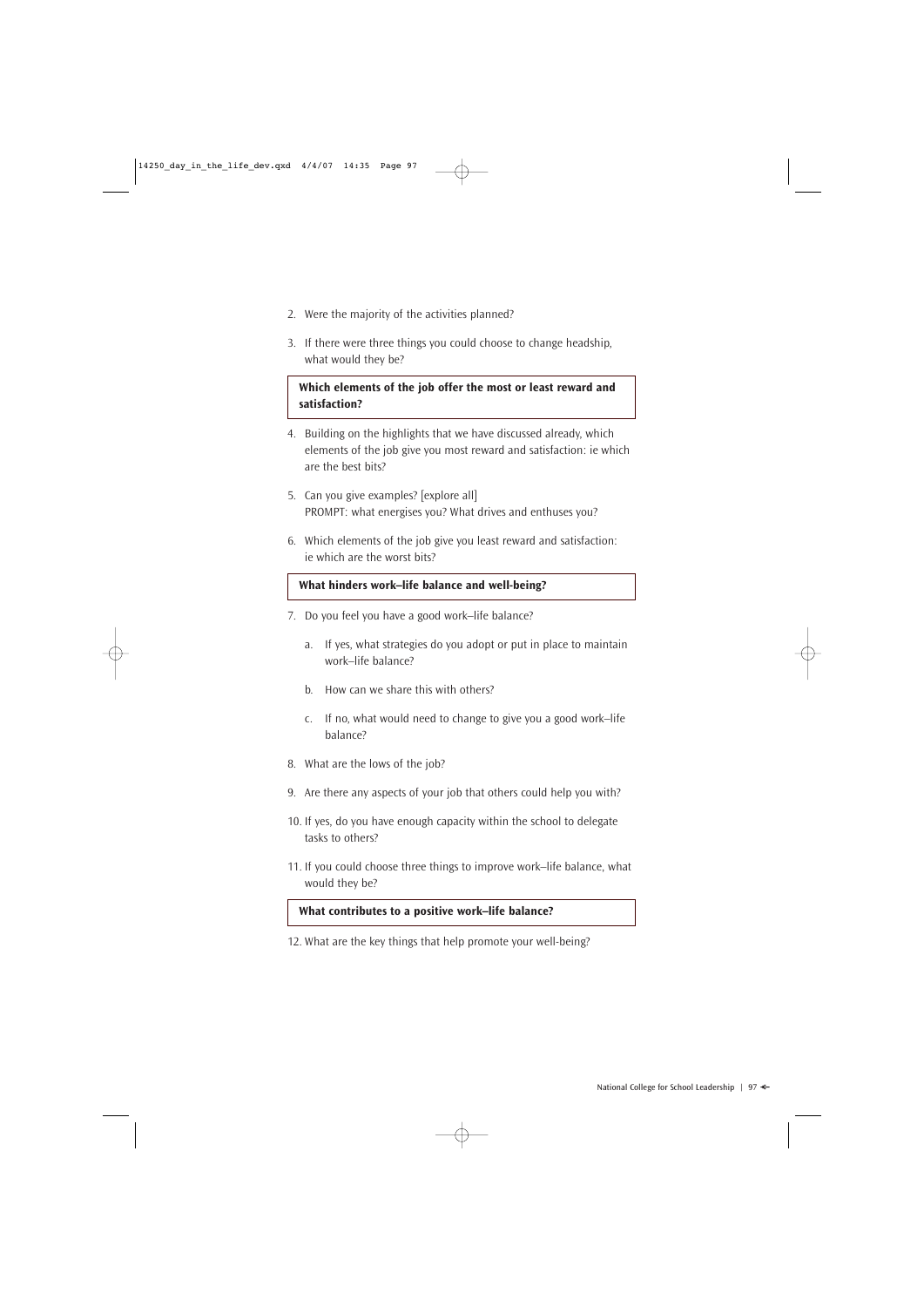2. Were the majority of the activities planned?

3. If there were three things you could choose to change headship, what would they be?

**Which elements of the job offer the most or least reward and satisfaction?**

4. Building on the highlights that we have discussed already, which elements of the job give you most reward and satisfaction: ie which are the best bits?

5. Can you give examples? [explore all]
   PROMPT: what energises you? What drives and enthuses you?

6. Which elements of the job give you least reward and satisfaction: ie which are the worst bits?

**What hinders work–life balance and well-being?**

7. Do you feel you have a good work–life balance?

   a. If yes, what strategies do you adopt or put in place to maintain work–life balance?

   b. How can we share this with others?

   c. If no, what would need to change to give you a good work–life balance?

8. What are the lows of the job?

9. Are there any aspects of your job that others could help you with?

10. If yes, do you have enough capacity within the school to delegate tasks to others?

11. If you could choose three things to improve work–life balance, what would they be?

**What contributes to a positive work–life balance?**

12. What are the key things that help promote your well-being?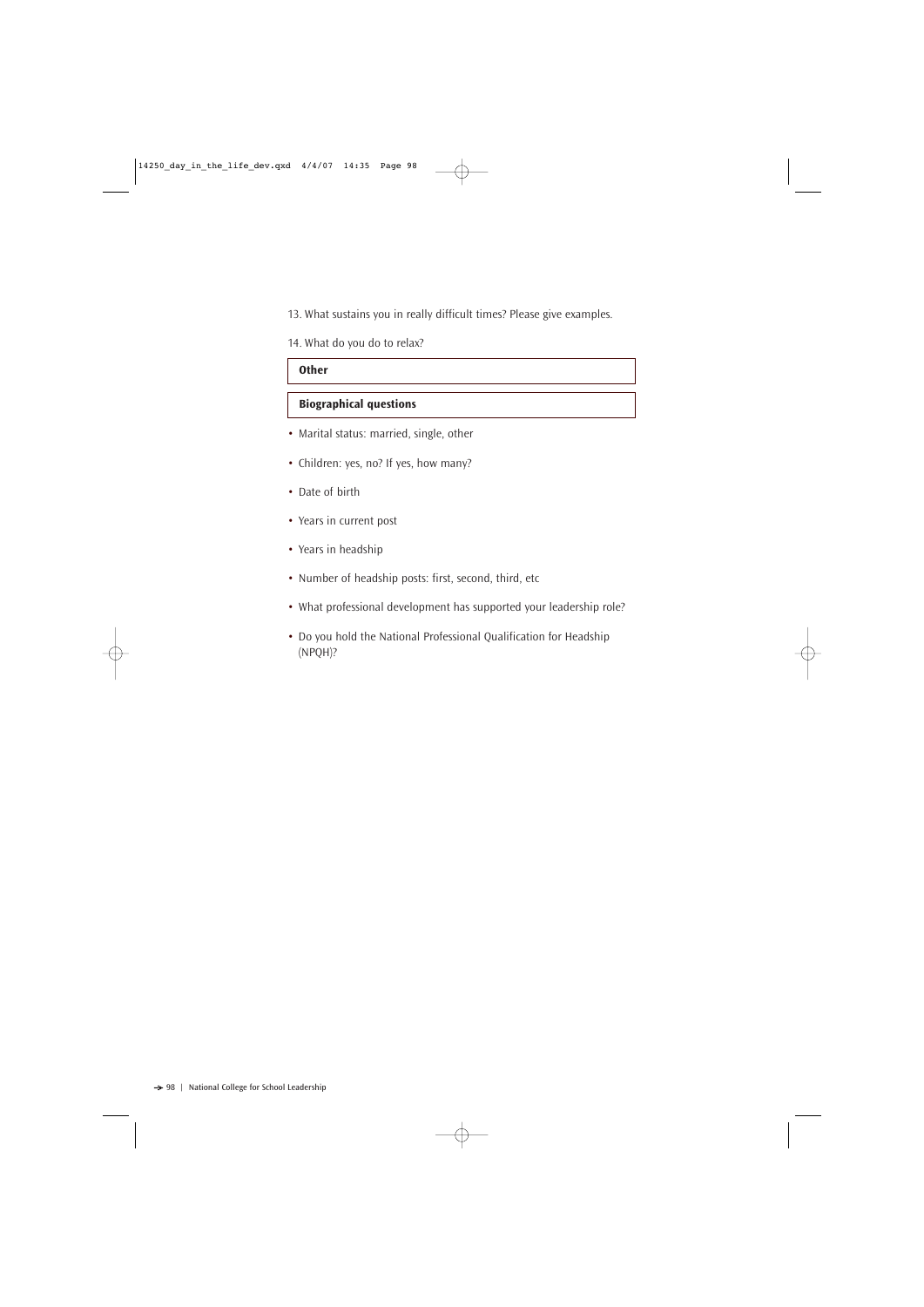13. What sustains you in really difficult times? Please give examples.

14. What do you do to relax?

### Other

### Biographical questions

- Marital status: married, single, other
- Children: yes, no? If yes, how many?
- Date of birth
- Years in current post
- Years in headship
- Number of headship posts: first, second, third, etc
- What professional development has supported your leadership role?
- Do you hold the National Professional Qualification for Headship (NPQH)?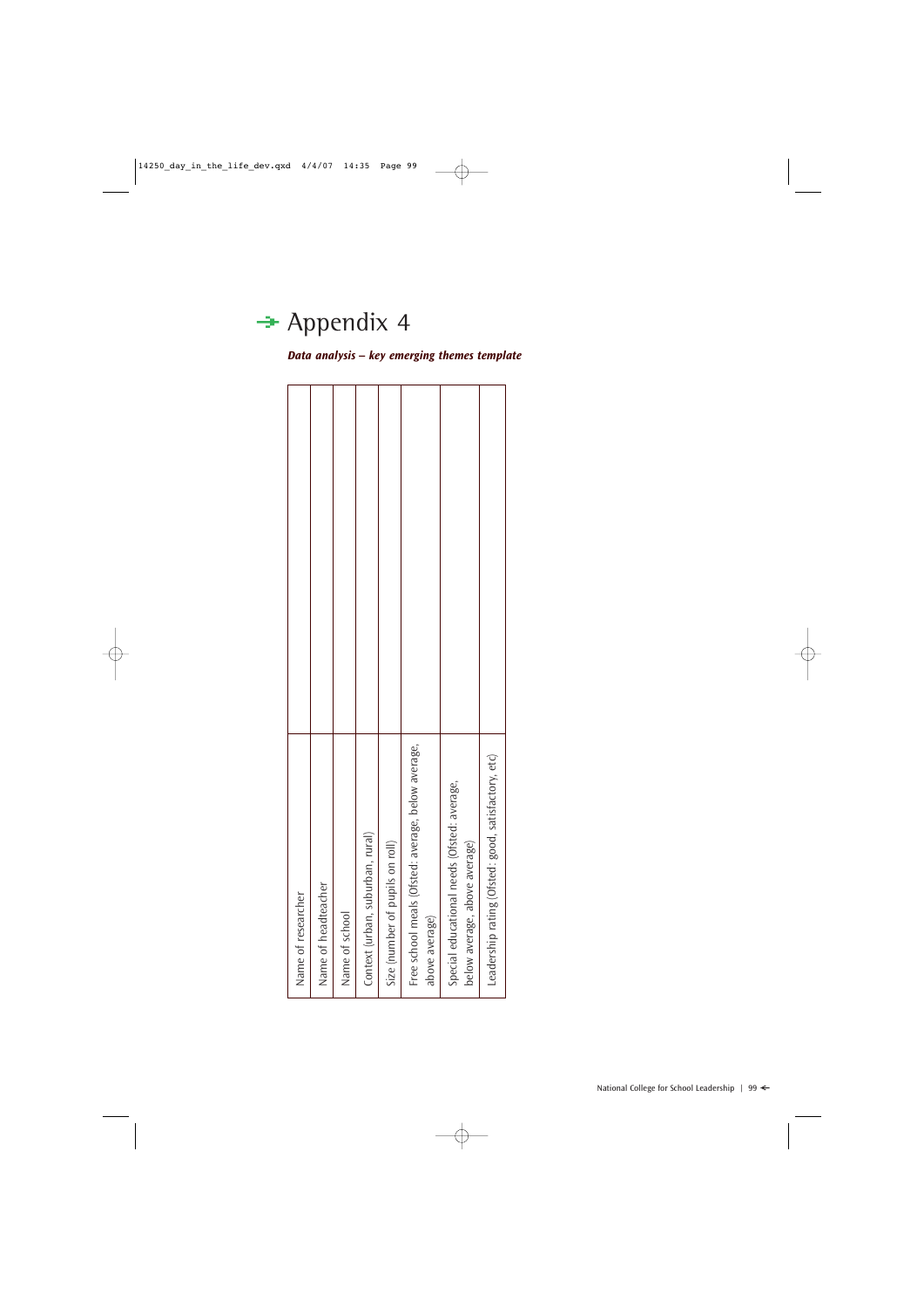# Appendix 4

***Data analysis – key emerging themes template***

| | |
|---|---|
| Name of researcher | |
| Name of headteacher | |
| Name of school | |
| Context (urban, suburban, rural) | |
| Size (number of pupils on roll) | |
| Free school meals (Ofsted: average, below average, above average) | |
| Special educational needs (Ofsted: average, below average, above average) | |
| Leadership rating (Ofsted: good, satisfactory, etc) | |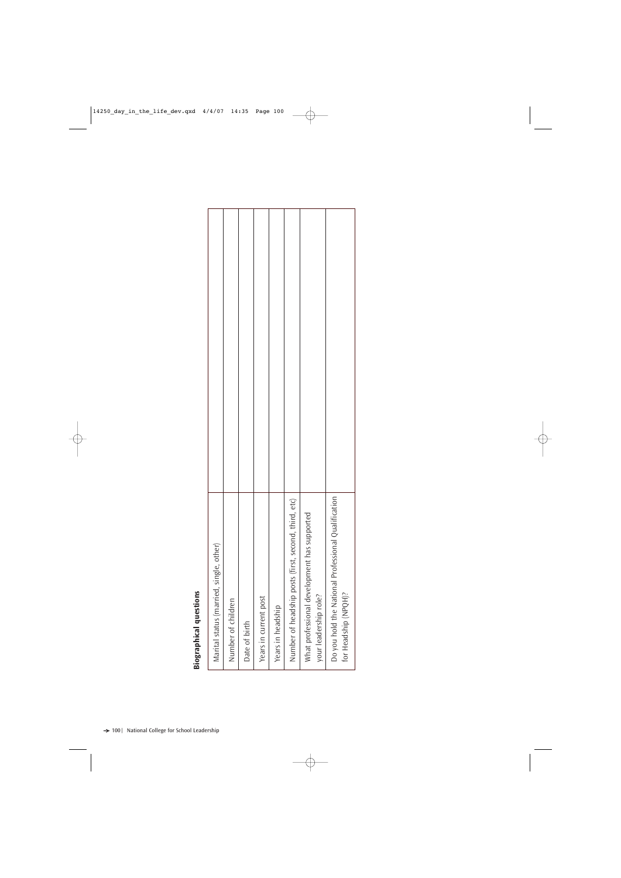**Biographical questions**

| | |
|---|---|
| Marital status (married, single, other) | |
| Number of children | |
| Date of birth | |
| Years in current post | |
| Years in headship | |
| Number of headship posts (first, second, third, etc) | |
| What professional development has supported your leadership role? | |
| Do you hold the National Professional Qualification for Headship (NPQH)? | |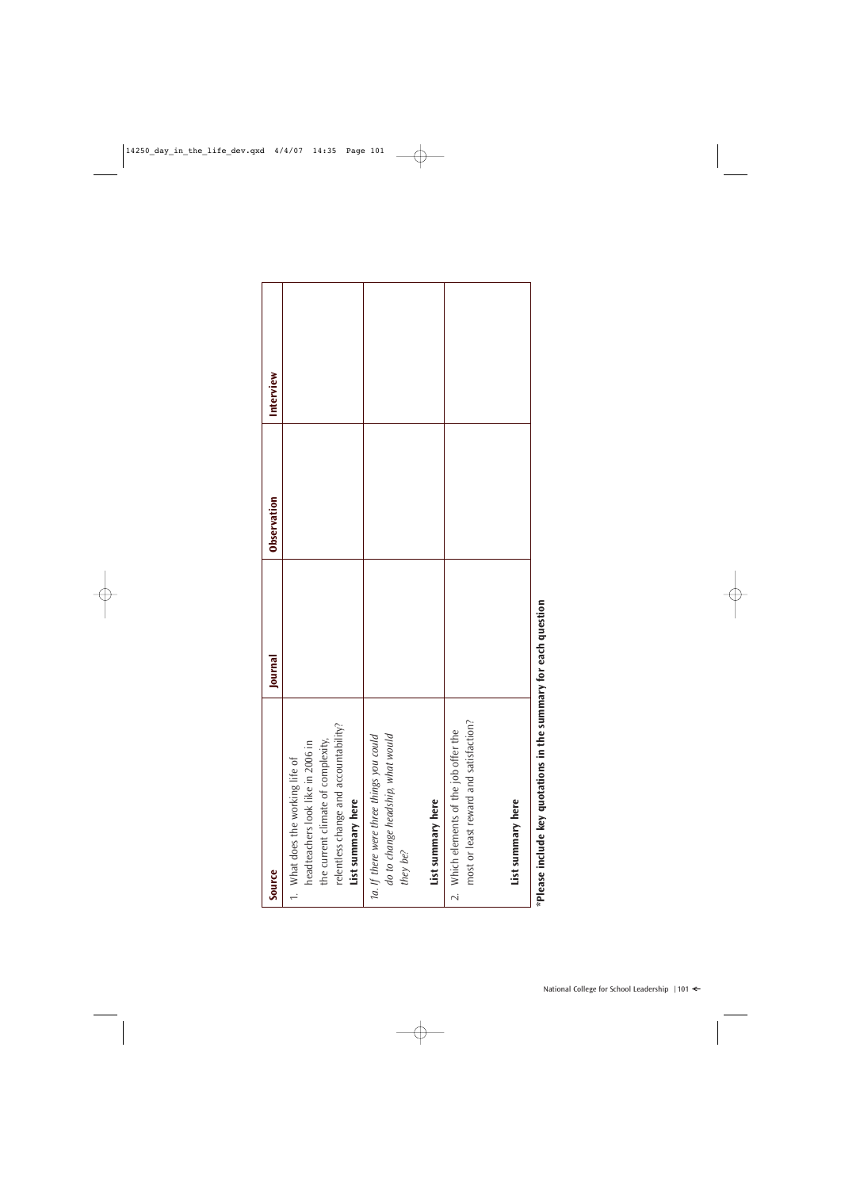| Source | Journal | Observation | Interview |
|---|---|---|---|
| 1. What does the working life of headteachers look like in 2006 in the current climate of complexity, relentless change and accountability? **List summary here** | | | |
| *1a. If there were three things you could do to change headship, what would they be?* **List summary here** | | | |
| 2. Which elements of the job offer the most or least reward and satisfaction? **List summary here** | | | |

***Please include key quotations in the summary for each question**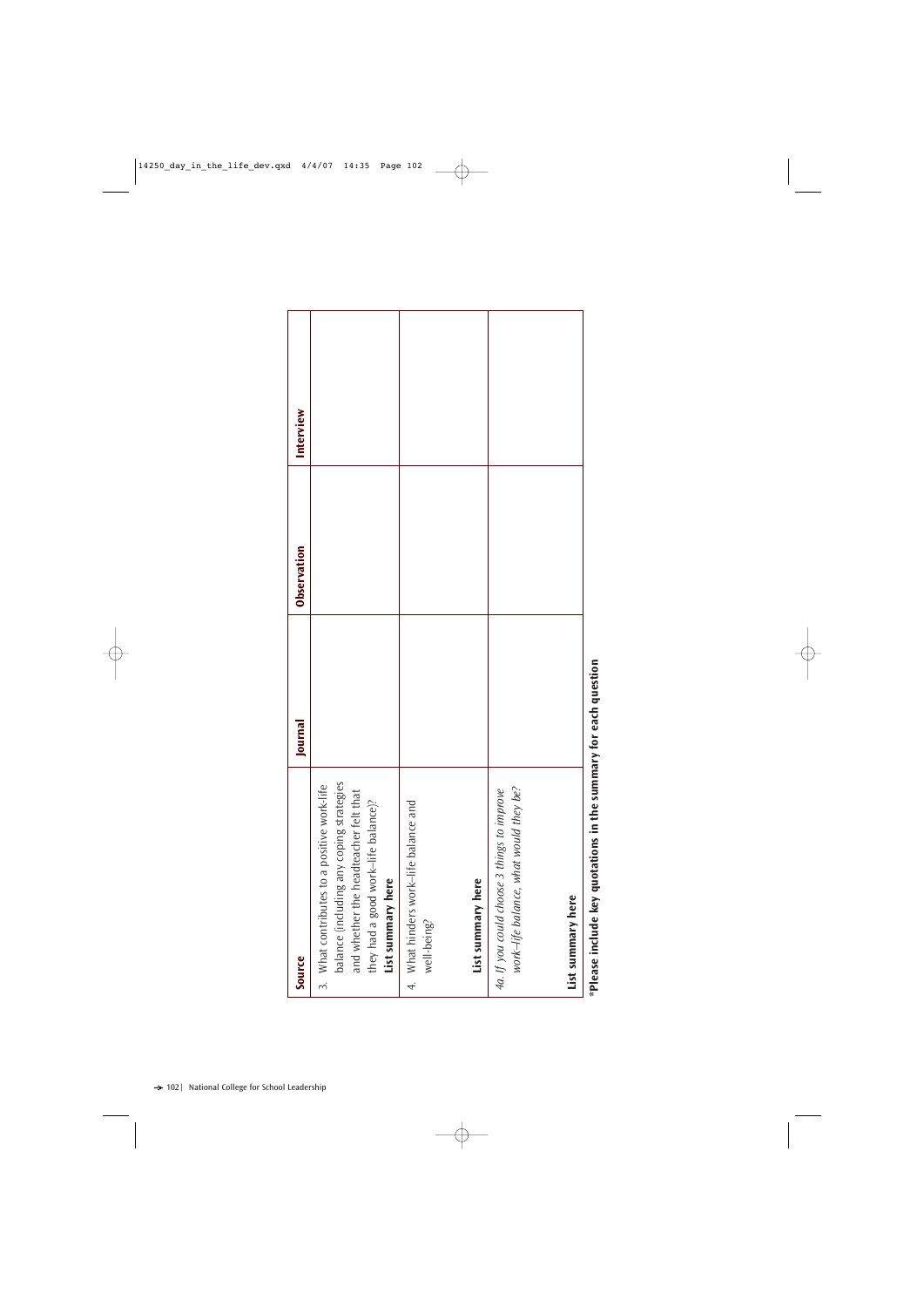| Source | Journal | Observation | Interview |
|---|---|---|---|
| 3. What contributes to a positive work-life balance (including any coping strategies and whether the headteacher felt that they had a good work–life balance)? **List summary here** | | | |
| 4. What hinders work–life balance and well-being? **List summary here** | | | |
| *4a. If you could choose 3 things to improve work–life balance, what would they be?* **List summary here** | | | |

**\*Please include key quotations in the summary for each question**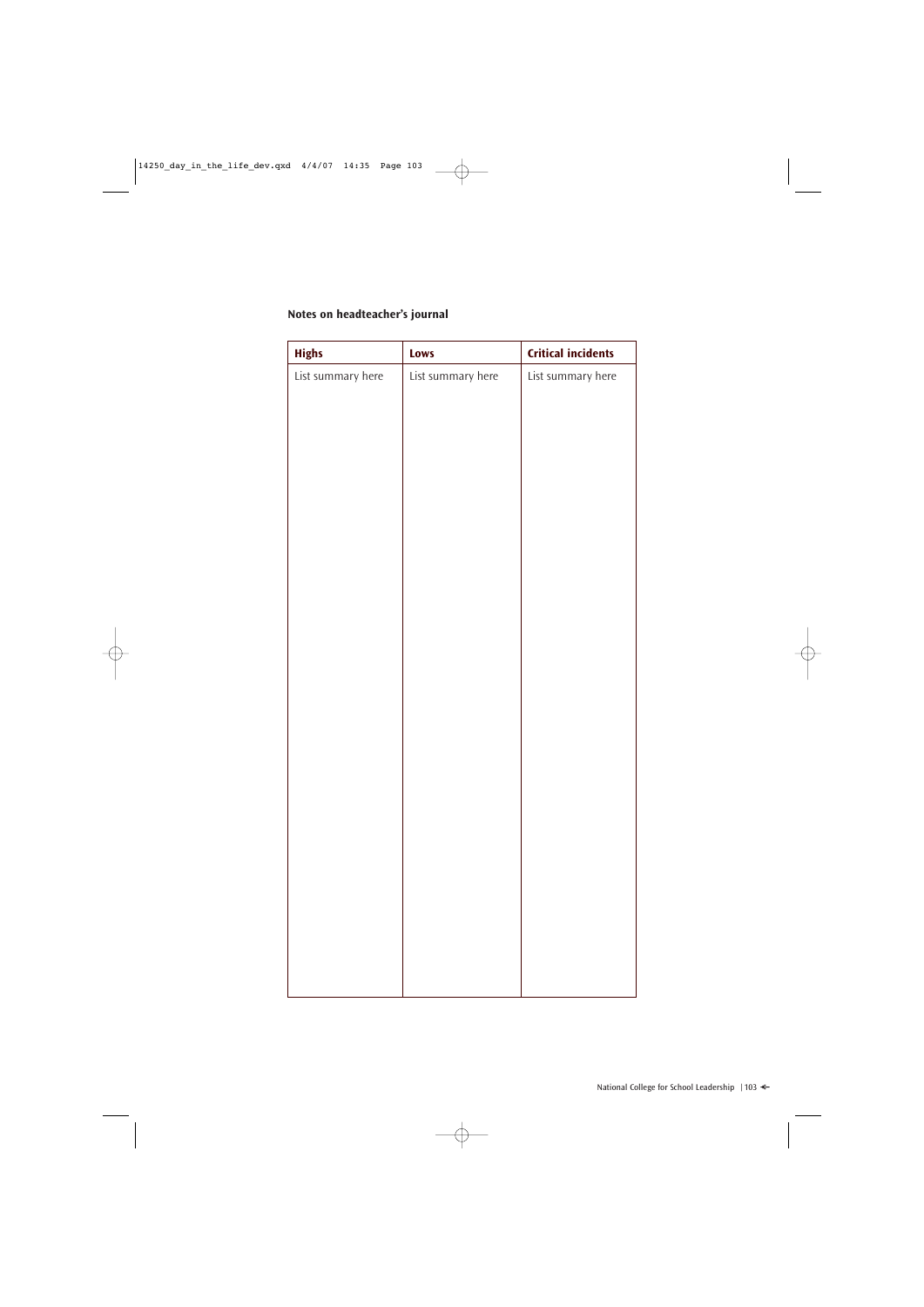**Notes on headteacher's journal**

| **Highs** | **Lows** | **Critical incidents** |
| --- | --- | --- |
| List summary here | List summary here | List summary here |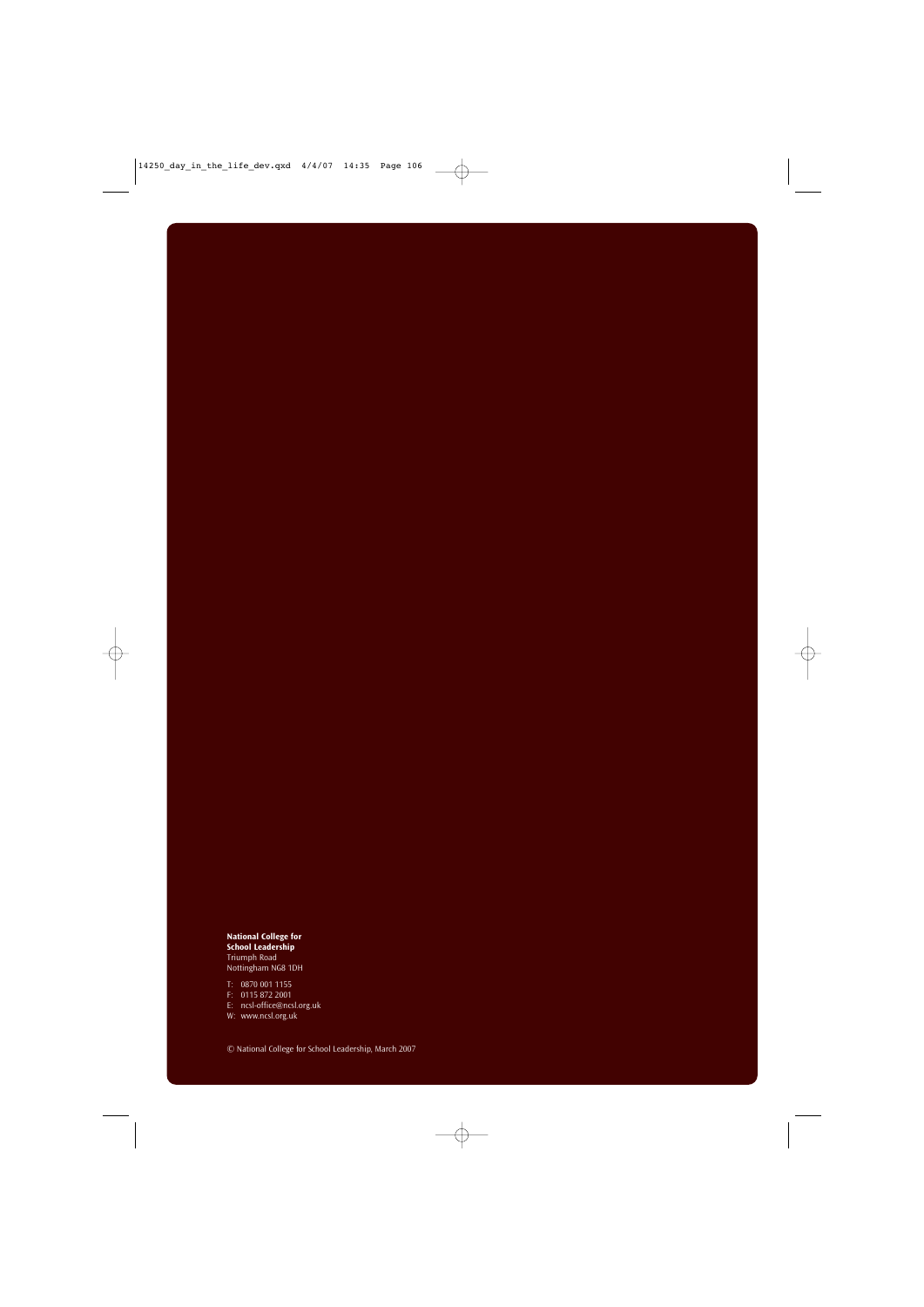**National College for School Leadership**
Triumph Road
Nottingham NG8 1DH

T: 0870 001 1155
F: 0115 872 2001
E: ncsl-office@ncsl.org.uk
W: www.ncsl.org.uk

© National College for School Leadership, March 2007